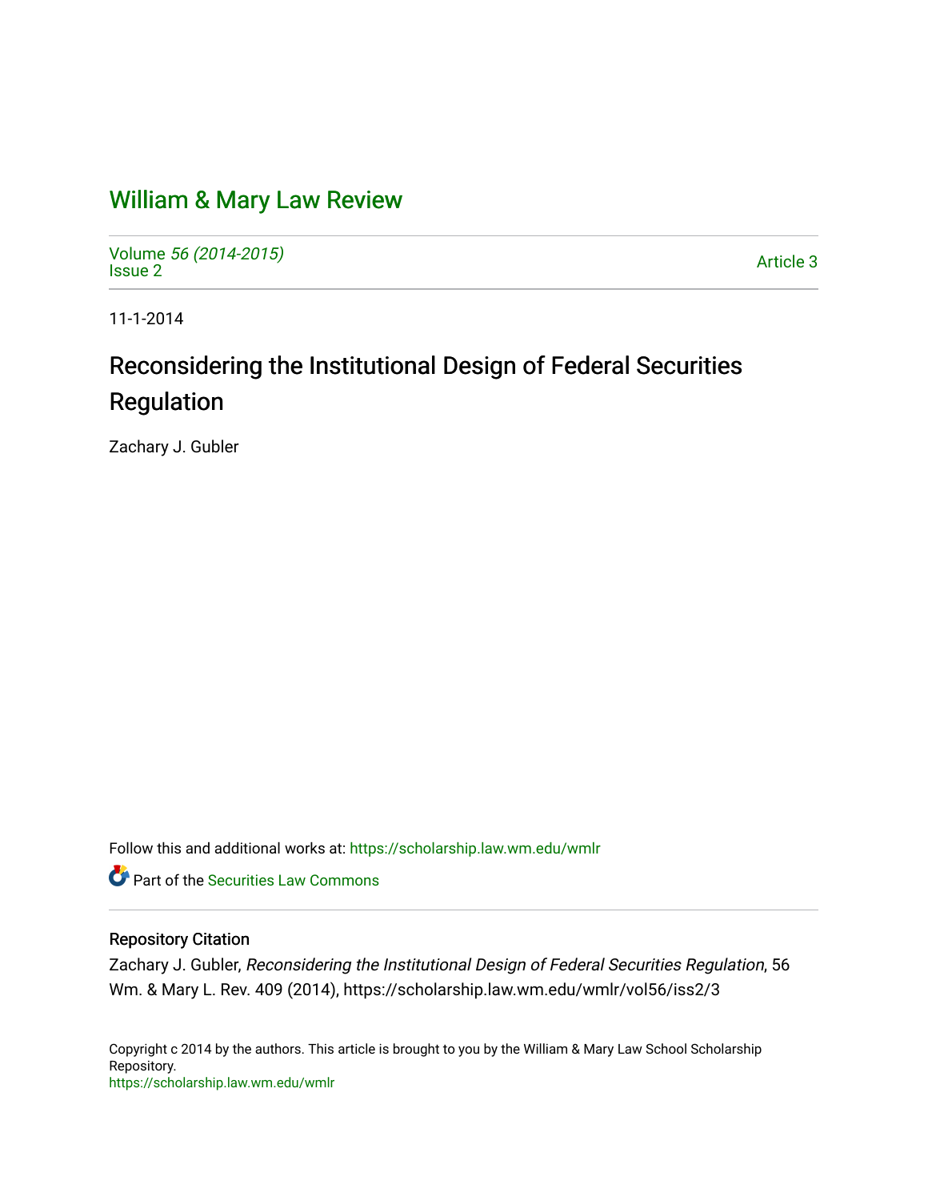# William & Mary Law Review

Volume *56 (2014-2015)*
Issue 2

Article 3

11-1-2014

## Reconsidering the Institutional Design of Federal Securities Regulation

Zachary J. Gubler

Follow this and additional works at: https://scholarship.law.wm.edu/wmlr

Part of the Securities Law Commons

### Repository Citation

Zachary J. Gubler, *Reconsidering the Institutional Design of Federal Securities Regulation*, 56 Wm. & Mary L. Rev. 409 (2014), https://scholarship.law.wm.edu/wmlr/vol56/iss2/3

Copyright c 2014 by the authors. This article is brought to you by the William & Mary Law School Scholarship Repository.
https://scholarship.law.wm.edu/wmlr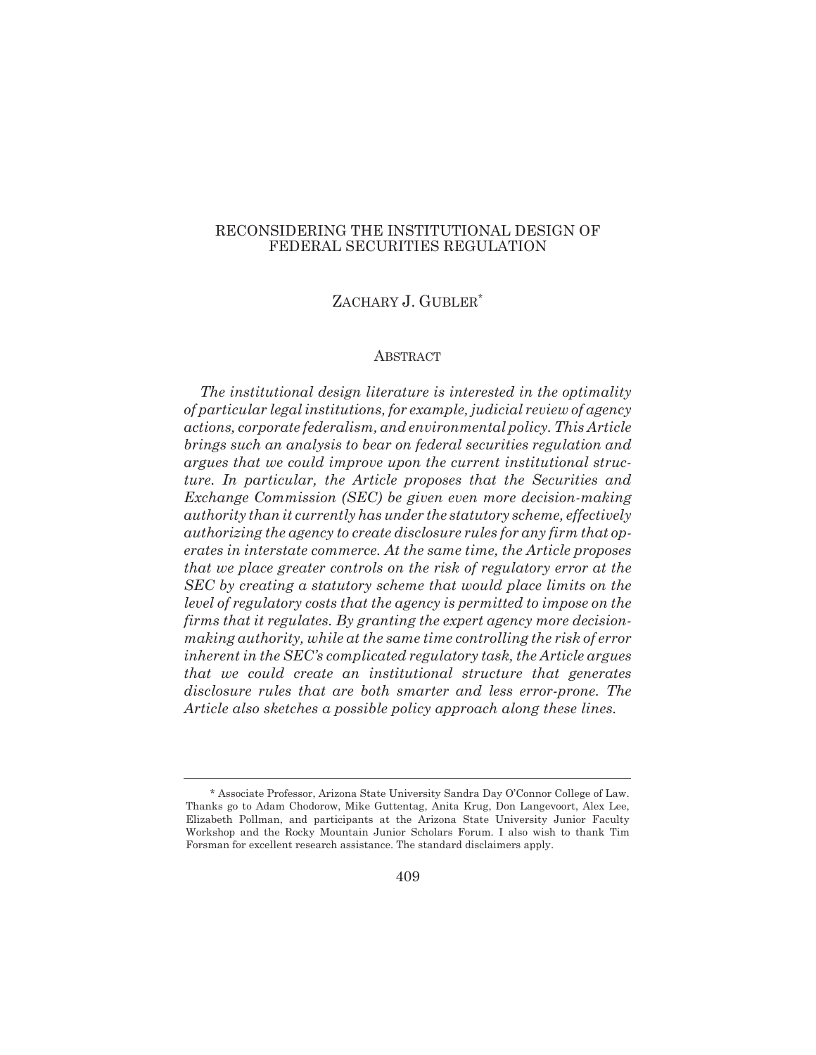# RECONSIDERING THE INSTITUTIONAL DESIGN OF FEDERAL SECURITIES REGULATION

## ZACHARY J. GUBLER*

### ABSTRACT

*The institutional design literature is interested in the optimality of particular legal institutions, for example, judicial review of agency actions, corporate federalism, and environmental policy. This Article brings such an analysis to bear on federal securities regulation and argues that we could improve upon the current institutional structure. In particular, the Article proposes that the Securities and Exchange Commission (SEC) be given even more decision-making authority than it currently has under the statutory scheme, effectively authorizing the agency to create disclosure rules for any firm that operates in interstate commerce. At the same time, the Article proposes that we place greater controls on the risk of regulatory error at the SEC by creating a statutory scheme that would place limits on the level of regulatory costs that the agency is permitted to impose on the firms that it regulates. By granting the expert agency more decision-making authority, while at the same time controlling the risk of error inherent in the SEC's complicated regulatory task, the Article argues that we could create an institutional structure that generates disclosure rules that are both smarter and less error-prone. The Article also sketches a possible policy approach along these lines.*

---

\* Associate Professor, Arizona State University Sandra Day O'Connor College of Law. Thanks go to Adam Chodorow, Mike Guttentag, Anita Krug, Don Langevoort, Alex Lee, Elizabeth Pollman, and participants at the Arizona State University Junior Faculty Workshop and the Rocky Mountain Junior Scholars Forum. I also wish to thank Tim Forsman for excellent research assistance. The standard disclaimers apply.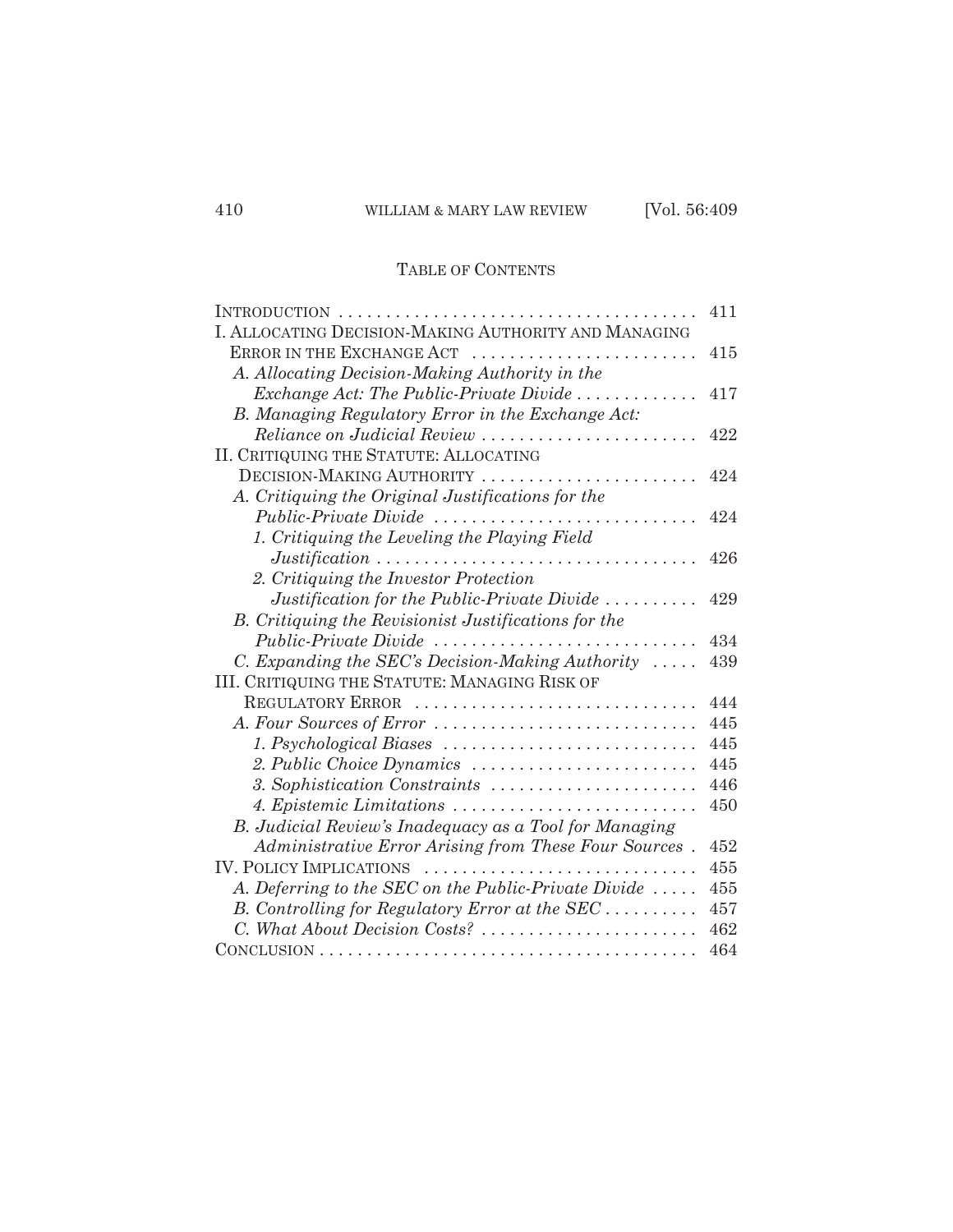## TABLE OF CONTENTS

| | |
|---|---|
| INTRODUCTION | 411 |
| I. ALLOCATING DECISION-MAKING AUTHORITY AND MANAGING ERROR IN THE EXCHANGE ACT | 415 |
| *A. Allocating Decision-Making Authority in the Exchange Act: The Public-Private Divide* | 417 |
| *B. Managing Regulatory Error in the Exchange Act: Reliance on Judicial Review* | 422 |
| II. CRITIQUING THE STATUTE: ALLOCATING DECISION-MAKING AUTHORITY | 424 |
| *A. Critiquing the Original Justifications for the Public-Private Divide* | 424 |
| *1. Critiquing the Leveling the Playing Field Justification* | 426 |
| *2. Critiquing the Investor Protection Justification for the Public-Private Divide* | 429 |
| *B. Critiquing the Revisionist Justifications for the Public-Private Divide* | 434 |
| *C. Expanding the SEC's Decision-Making Authority* | 439 |
| III. CRITIQUING THE STATUTE: MANAGING RISK OF REGULATORY ERROR | 444 |
| *A. Four Sources of Error* | 445 |
| *1. Psychological Biases* | 445 |
| *2. Public Choice Dynamics* | 445 |
| *3. Sophistication Constraints* | 446 |
| *4. Epistemic Limitations* | 450 |
| *B. Judicial Review's Inadequacy as a Tool for Managing Administrative Error Arising from These Four Sources* | 452 |
| IV. POLICY IMPLICATIONS | 455 |
| *A. Deferring to the SEC on the Public-Private Divide* | 455 |
| *B. Controlling for Regulatory Error at the SEC* | 457 |
| *C. What About Decision Costs?* | 462 |
| CONCLUSION | 464 |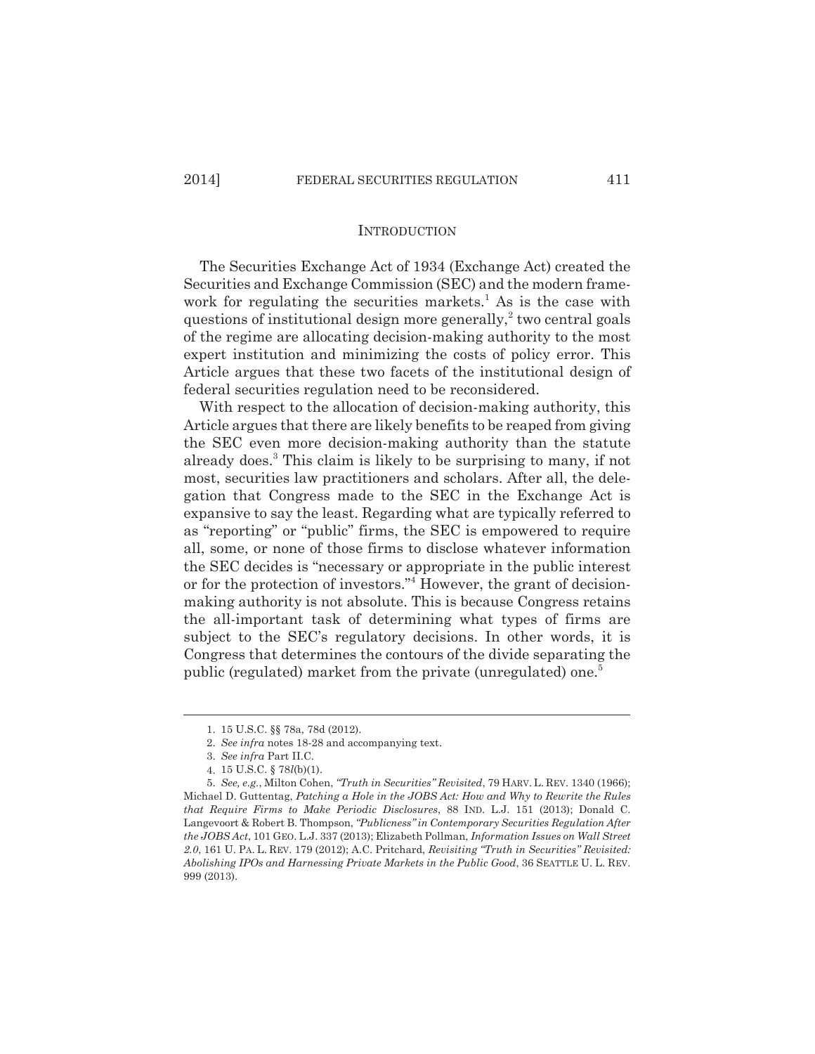## INTRODUCTION

The Securities Exchange Act of 1934 (Exchange Act) created the Securities and Exchange Commission (SEC) and the modern framework for regulating the securities markets.[1] As is the case with questions of institutional design more generally,[2] two central goals of the regime are allocating decision-making authority to the most expert institution and minimizing the costs of policy error. This Article argues that these two facets of the institutional design of federal securities regulation need to be reconsidered.

With respect to the allocation of decision-making authority, this Article argues that there are likely benefits to be reaped from giving the SEC even more decision-making authority than the statute already does.[3] This claim is likely to be surprising to many, if not most, securities law practitioners and scholars. After all, the delegation that Congress made to the SEC in the Exchange Act is expansive to say the least. Regarding what are typically referred to as "reporting" or "public" firms, the SEC is empowered to require all, some, or none of those firms to disclose whatever information the SEC decides is "necessary or appropriate in the public interest or for the protection of investors."[4] However, the grant of decision-making authority is not absolute. This is because Congress retains the all-important task of determining what types of firms are subject to the SEC's regulatory decisions. In other words, it is Congress that determines the contours of the divide separating the public (regulated) market from the private (unregulated) one.[5]

---

1. 15 U.S.C. §§ 78a, 78d (2012).

2. *See infra* notes 18-28 and accompanying text.

3. *See infra* Part II.C.

4. 15 U.S.C. § 78*l*(b)(1).

5. *See, e.g.*, Milton Cohen, *"Truth in Securities" Revisited*, 79 HARV. L. REV. 1340 (1966); Michael D. Guttentag, *Patching a Hole in the JOBS Act: How and Why to Rewrite the Rules that Require Firms to Make Periodic Disclosures*, 88 IND. L.J. 151 (2013); Donald C. Langevoort & Robert B. Thompson, *"Publicness" in Contemporary Securities Regulation After the JOBS Act*, 101 GEO. L.J. 337 (2013); Elizabeth Pollman, *Information Issues on Wall Street 2.0*, 161 U. PA. L. REV. 179 (2012); A.C. Pritchard, *Revisiting "Truth in Securities" Revisited: Abolishing IPOs and Harnessing Private Markets in the Public Good*, 36 SEATTLE U. L. REV. 999 (2013).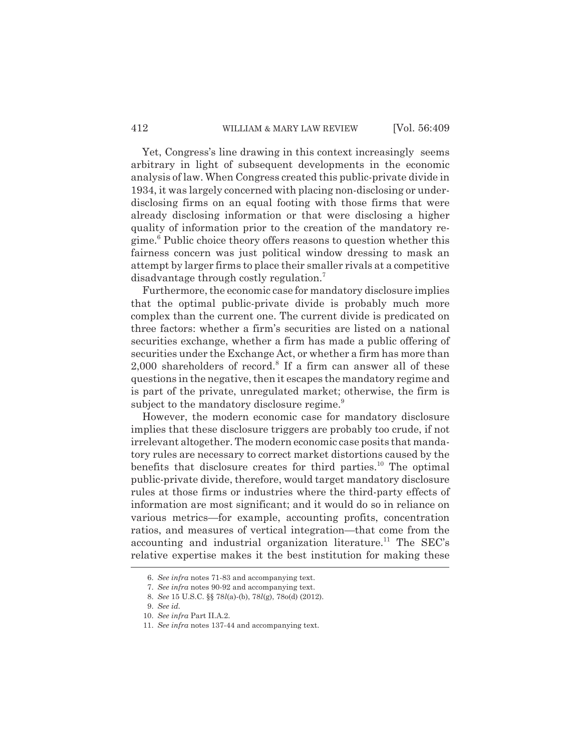Yet, Congress's line drawing in this context increasingly seems arbitrary in light of subsequent developments in the economic analysis of law. When Congress created this public-private divide in 1934, it was largely concerned with placing non-disclosing or under-disclosing firms on an equal footing with those firms that were already disclosing information or that were disclosing a higher quality of information prior to the creation of the mandatory regime.[6] Public choice theory offers reasons to question whether this fairness concern was just political window dressing to mask an attempt by larger firms to place their smaller rivals at a competitive disadvantage through costly regulation.[7]

Furthermore, the economic case for mandatory disclosure implies that the optimal public-private divide is probably much more complex than the current one. The current divide is predicated on three factors: whether a firm's securities are listed on a national securities exchange, whether a firm has made a public offering of securities under the Exchange Act, or whether a firm has more than 2,000 shareholders of record.[8] If a firm can answer all of these questions in the negative, then it escapes the mandatory regime and is part of the private, unregulated market; otherwise, the firm is subject to the mandatory disclosure regime.[9]

However, the modern economic case for mandatory disclosure implies that these disclosure triggers are probably too crude, if not irrelevant altogether. The modern economic case posits that mandatory rules are necessary to correct market distortions caused by the benefits that disclosure creates for third parties.[10] The optimal public-private divide, therefore, would target mandatory disclosure rules at those firms or industries where the third-party effects of information are most significant; and it would do so in reliance on various metrics—for example, accounting profits, concentration ratios, and measures of vertical integration—that come from the accounting and industrial organization literature.[11] The SEC's relative expertise makes it the best institution for making these

---

6. *See infra* notes 71-83 and accompanying text.

7. *See infra* notes 90-92 and accompanying text.

8. *See* 15 U.S.C. §§ 78*l*(a)-(b), 78*l*(g), 78o(d) (2012).

9. *See id.*

10. *See infra* Part II.A.2.

11. *See infra* notes 137-44 and accompanying text.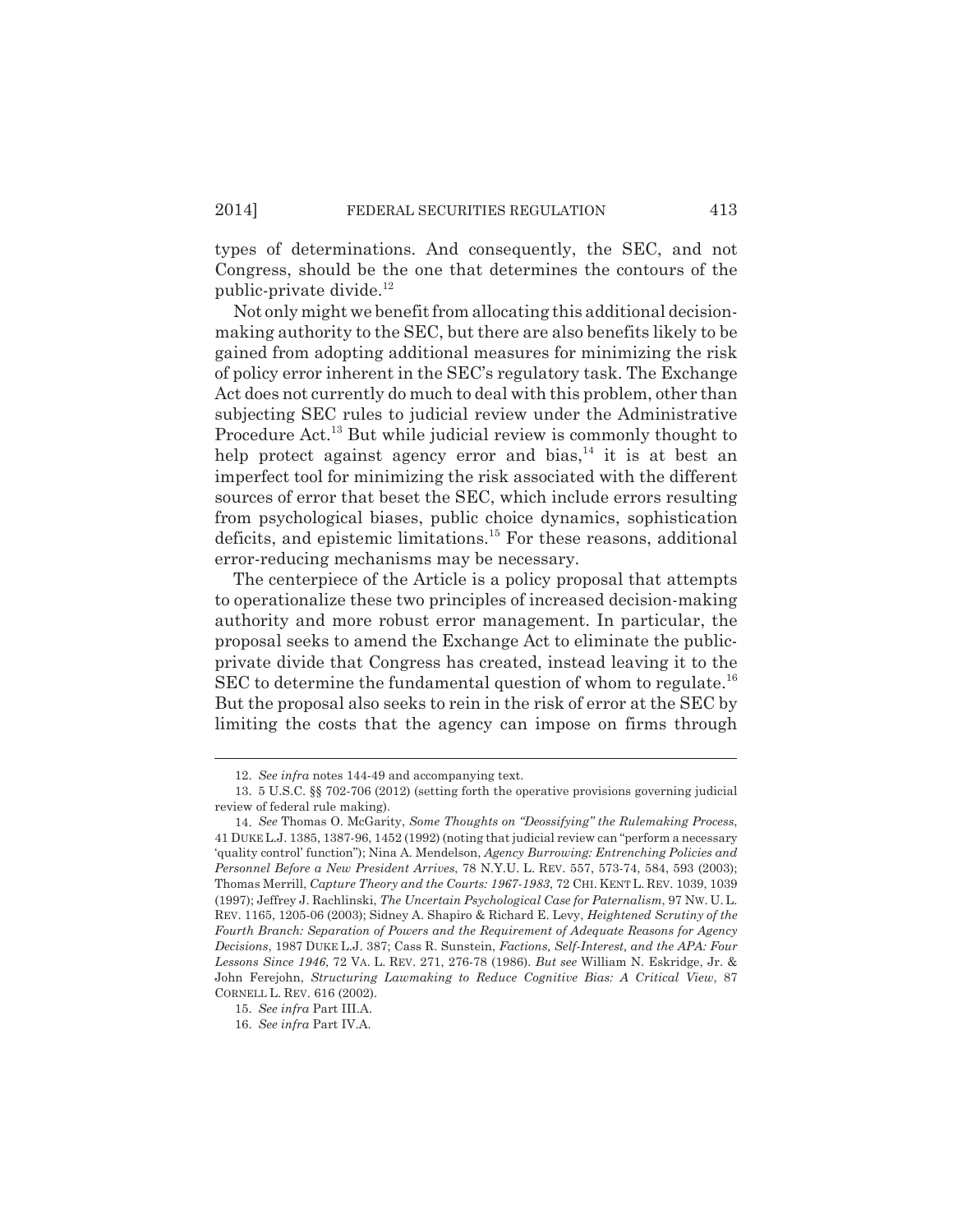types of determinations. And consequently, the SEC, and not Congress, should be the one that determines the contours of the public-private divide.[12]

Not only might we benefit from allocating this additional decision-making authority to the SEC, but there are also benefits likely to be gained from adopting additional measures for minimizing the risk of policy error inherent in the SEC's regulatory task. The Exchange Act does not currently do much to deal with this problem, other than subjecting SEC rules to judicial review under the Administrative Procedure Act.[13] But while judicial review is commonly thought to help protect against agency error and bias,[14] it is at best an imperfect tool for minimizing the risk associated with the different sources of error that beset the SEC, which include errors resulting from psychological biases, public choice dynamics, sophistication deficits, and epistemic limitations.[15] For these reasons, additional error-reducing mechanisms may be necessary.

The centerpiece of the Article is a policy proposal that attempts to operationalize these two principles of increased decision-making authority and more robust error management. In particular, the proposal seeks to amend the Exchange Act to eliminate the public-private divide that Congress has created, instead leaving it to the SEC to determine the fundamental question of whom to regulate.[16] But the proposal also seeks to rein in the risk of error at the SEC by limiting the costs that the agency can impose on firms through

---

12. *See infra* notes 144-49 and accompanying text.

13. 5 U.S.C. §§ 702-706 (2012) (setting forth the operative provisions governing judicial review of federal rule making).

14. *See* Thomas O. McGarity, *Some Thoughts on "Deossifying" the Rulemaking Process*, 41 DUKE L.J. 1385, 1387-96, 1452 (1992) (noting that judicial review can "perform a necessary 'quality control' function"); Nina A. Mendelson, *Agency Burrowing: Entrenching Policies and Personnel Before a New President Arrives*, 78 N.Y.U. L. REV. 557, 573-74, 584, 593 (2003); Thomas Merrill, *Capture Theory and the Courts: 1967-1983*, 72 CHI. KENT L. REV. 1039, 1039 (1997); Jeffrey J. Rachlinski, *The Uncertain Psychological Case for Paternalism*, 97 NW. U. L. REV. 1165, 1205-06 (2003); Sidney A. Shapiro & Richard E. Levy, *Heightened Scrutiny of the Fourth Branch: Separation of Powers and the Requirement of Adequate Reasons for Agency Decisions*, 1987 DUKE L.J. 387; Cass R. Sunstein, *Factions, Self-Interest, and the APA: Four Lessons Since 1946*, 72 VA. L. REV. 271, 276-78 (1986). *But see* William N. Eskridge, Jr. & John Ferejohn, *Structuring Lawmaking to Reduce Cognitive Bias: A Critical View*, 87 CORNELL L. REV. 616 (2002).

15. *See infra* Part III.A.

16. *See infra* Part IV.A.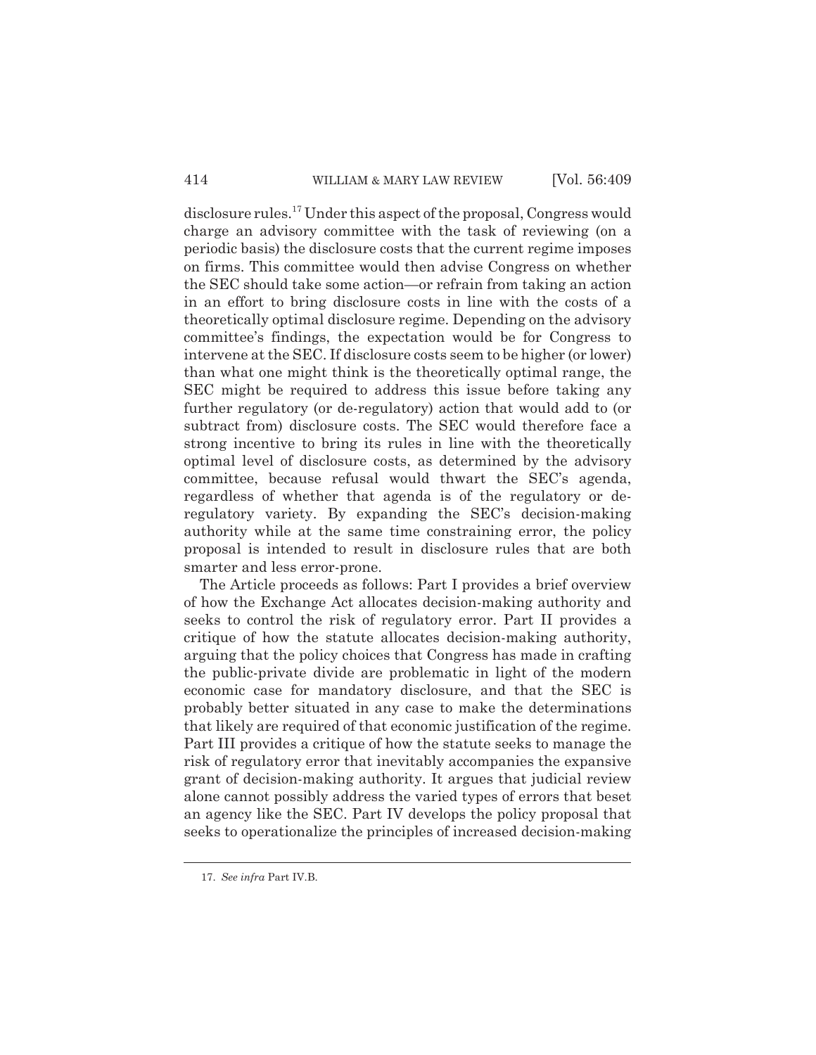disclosure rules.[17] Under this aspect of the proposal, Congress would charge an advisory committee with the task of reviewing (on a periodic basis) the disclosure costs that the current regime imposes on firms. This committee would then advise Congress on whether the SEC should take some action—or refrain from taking an action in an effort to bring disclosure costs in line with the costs of a theoretically optimal disclosure regime. Depending on the advisory committee's findings, the expectation would be for Congress to intervene at the SEC. If disclosure costs seem to be higher (or lower) than what one might think is the theoretically optimal range, the SEC might be required to address this issue before taking any further regulatory (or de-regulatory) action that would add to (or subtract from) disclosure costs. The SEC would therefore face a strong incentive to bring its rules in line with the theoretically optimal level of disclosure costs, as determined by the advisory committee, because refusal would thwart the SEC's agenda, regardless of whether that agenda is of the regulatory or de-regulatory variety. By expanding the SEC's decision-making authority while at the same time constraining error, the policy proposal is intended to result in disclosure rules that are both smarter and less error-prone.

The Article proceeds as follows: Part I provides a brief overview of how the Exchange Act allocates decision-making authority and seeks to control the risk of regulatory error. Part II provides a critique of how the statute allocates decision-making authority, arguing that the policy choices that Congress has made in crafting the public-private divide are problematic in light of the modern economic case for mandatory disclosure, and that the SEC is probably better situated in any case to make the determinations that likely are required of that economic justification of the regime. Part III provides a critique of how the statute seeks to manage the risk of regulatory error that inevitably accompanies the expansive grant of decision-making authority. It argues that judicial review alone cannot possibly address the varied types of errors that beset an agency like the SEC. Part IV develops the policy proposal that seeks to operationalize the principles of increased decision-making

---

17. *See infra* Part IV.B.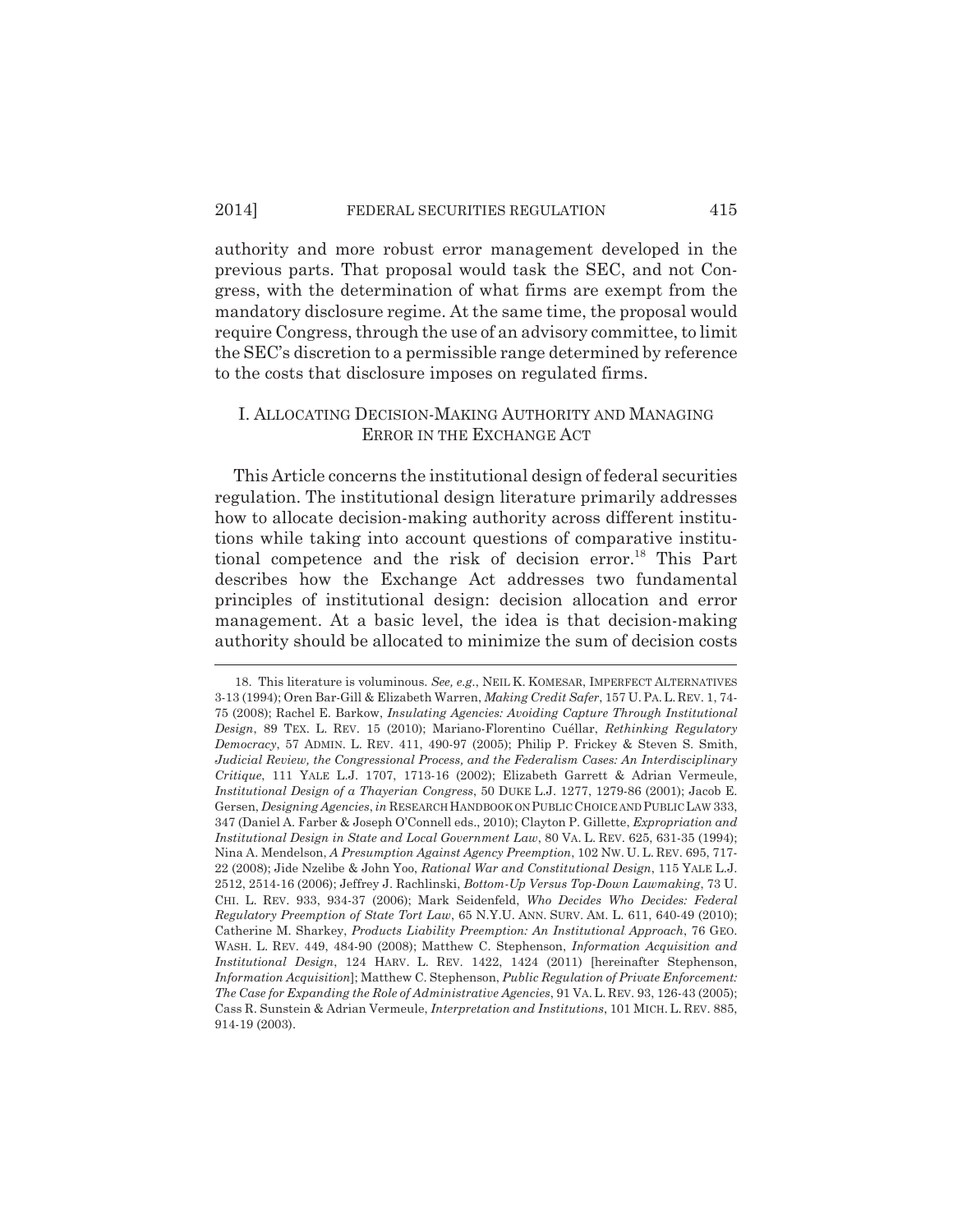authority and more robust error management developed in the previous parts. That proposal would task the SEC, and not Congress, with the determination of what firms are exempt from the mandatory disclosure regime. At the same time, the proposal would require Congress, through the use of an advisory committee, to limit the SEC's discretion to a permissible range determined by reference to the costs that disclosure imposes on regulated firms.

## I. ALLOCATING DECISION-MAKING AUTHORITY AND MANAGING ERROR IN THE EXCHANGE ACT

This Article concerns the institutional design of federal securities regulation. The institutional design literature primarily addresses how to allocate decision-making authority across different institutions while taking into account questions of comparative institutional competence and the risk of decision error.[18] This Part describes how the Exchange Act addresses two fundamental principles of institutional design: decision allocation and error management. At a basic level, the idea is that decision-making authority should be allocated to minimize the sum of decision costs

---

18. This literature is voluminous. *See, e.g.*, NEIL K. KOMESAR, IMPERFECT ALTERNATIVES 3-13 (1994); Oren Bar-Gill & Elizabeth Warren, *Making Credit Safer*, 157 U. PA. L. REV. 1, 74-75 (2008); Rachel E. Barkow, *Insulating Agencies: Avoiding Capture Through Institutional Design*, 89 TEX. L. REV. 15 (2010); Mariano-Florentino Cuéllar, *Rethinking Regulatory Democracy*, 57 ADMIN. L. REV. 411, 490-97 (2005); Philip P. Frickey & Steven S. Smith, *Judicial Review, the Congressional Process, and the Federalism Cases: An Interdisciplinary Critique*, 111 YALE L.J. 1707, 1713-16 (2002); Elizabeth Garrett & Adrian Vermeule, *Institutional Design of a Thayerian Congress*, 50 DUKE L.J. 1277, 1279-86 (2001); Jacob E. Gersen, *Designing Agencies*, *in* RESEARCH HANDBOOK ON PUBLIC CHOICE AND PUBLIC LAW 333, 347 (Daniel A. Farber & Joseph O'Connell eds., 2010); Clayton P. Gillette, *Expropriation and Institutional Design in State and Local Government Law*, 80 VA. L. REV. 625, 631-35 (1994); Nina A. Mendelson, *A Presumption Against Agency Preemption*, 102 NW. U. L. REV. 695, 717-22 (2008); Jide Nzelibe & John Yoo, *Rational War and Constitutional Design*, 115 YALE L.J. 2512, 2514-16 (2006); Jeffrey J. Rachlinski, *Bottom-Up Versus Top-Down Lawmaking*, 73 U. CHI. L. REV. 933, 934-37 (2006); Mark Seidenfeld, *Who Decides Who Decides: Federal Regulatory Preemption of State Tort Law*, 65 N.Y.U. ANN. SURV. AM. L. 611, 640-49 (2010); Catherine M. Sharkey, *Products Liability Preemption: An Institutional Approach*, 76 GEO. WASH. L. REV. 449, 484-90 (2008); Matthew C. Stephenson, *Information Acquisition and Institutional Design*, 124 HARV. L. REV. 1422, 1424 (2011) [hereinafter Stephenson, *Information Acquisition*]; Matthew C. Stephenson, *Public Regulation of Private Enforcement: The Case for Expanding the Role of Administrative Agencies*, 91 VA. L. REV. 93, 126-43 (2005); Cass R. Sunstein & Adrian Vermeule, *Interpretation and Institutions*, 101 MICH. L. REV. 885, 914-19 (2003).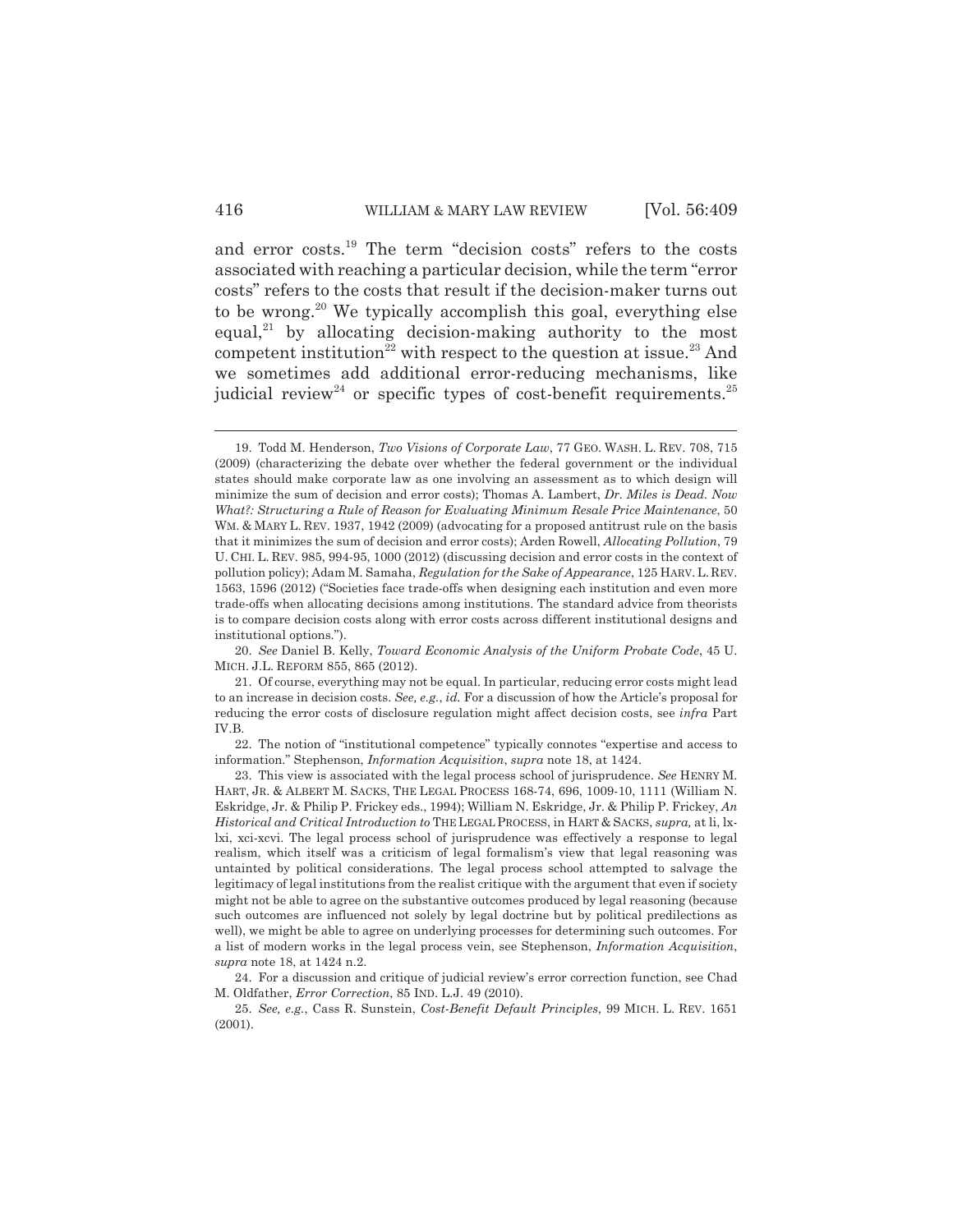and error costs.[19] The term "decision costs" refers to the costs associated with reaching a particular decision, while the term "error costs" refers to the costs that result if the decision-maker turns out to be wrong.[20] We typically accomplish this goal, everything else equal,[21] by allocating decision-making authority to the most competent institution[22] with respect to the question at issue.[23] And we sometimes add additional error-reducing mechanisms, like judicial review[24] or specific types of cost-benefit requirements.[25]

---

19. Todd M. Henderson, *Two Visions of Corporate Law*, 77 GEO. WASH. L. REV. 708, 715 (2009) (characterizing the debate over whether the federal government or the individual states should make corporate law as one involving an assessment as to which design will minimize the sum of decision and error costs); Thomas A. Lambert, *Dr. Miles is Dead. Now What?: Structuring a Rule of Reason for Evaluating Minimum Resale Price Maintenance*, 50 WM. & MARY L. REV. 1937, 1942 (2009) (advocating for a proposed antitrust rule on the basis that it minimizes the sum of decision and error costs); Arden Rowell, *Allocating Pollution*, 79 U. CHI. L. REV. 985, 994-95, 1000 (2012) (discussing decision and error costs in the context of pollution policy); Adam M. Samaha, *Regulation for the Sake of Appearance*, 125 HARV. L. REV. 1563, 1596 (2012) ("Societies face trade-offs when designing each institution and even more trade-offs when allocating decisions among institutions. The standard advice from theorists is to compare decision costs along with error costs across different institutional designs and institutional options.").

20. *See* Daniel B. Kelly, *Toward Economic Analysis of the Uniform Probate Code*, 45 U. MICH. J.L. REFORM 855, 865 (2012).

21. Of course, everything may not be equal. In particular, reducing error costs might lead to an increase in decision costs. *See, e.g.*, *id.* For a discussion of how the Article's proposal for reducing the error costs of disclosure regulation might affect decision costs, see *infra* Part IV.B.

22. The notion of "institutional competence" typically connotes "expertise and access to information." Stephenson, *Information Acquisition*, *supra* note 18, at 1424.

23. This view is associated with the legal process school of jurisprudence. *See* HENRY M. HART, JR. & ALBERT M. SACKS, THE LEGAL PROCESS 168-74, 696, 1009-10, 1111 (William N. Eskridge, Jr. & Philip P. Frickey eds., 1994); William N. Eskridge, Jr. & Philip P. Frickey, *An Historical and Critical Introduction to* THE LEGAL PROCESS, in HART & SACKS, *supra,* at li, lx-lxi, xci-xcvi. The legal process school of jurisprudence was effectively a response to legal realism, which itself was a criticism of legal formalism's view that legal reasoning was untainted by political considerations. The legal process school attempted to salvage the legitimacy of legal institutions from the realist critique with the argument that even if society might not be able to agree on the substantive outcomes produced by legal reasoning (because such outcomes are influenced not solely by legal doctrine but by political predilections as well), we might be able to agree on underlying processes for determining such outcomes. For a list of modern works in the legal process vein, see Stephenson, *Information Acquisition*, *supra* note 18, at 1424 n.2.

24. For a discussion and critique of judicial review's error correction function, see Chad M. Oldfather, *Error Correction*, 85 IND. L.J. 49 (2010).

25. *See, e.g.*, Cass R. Sunstein, *Cost-Benefit Default Principles*, 99 MICH. L. REV. 1651 (2001).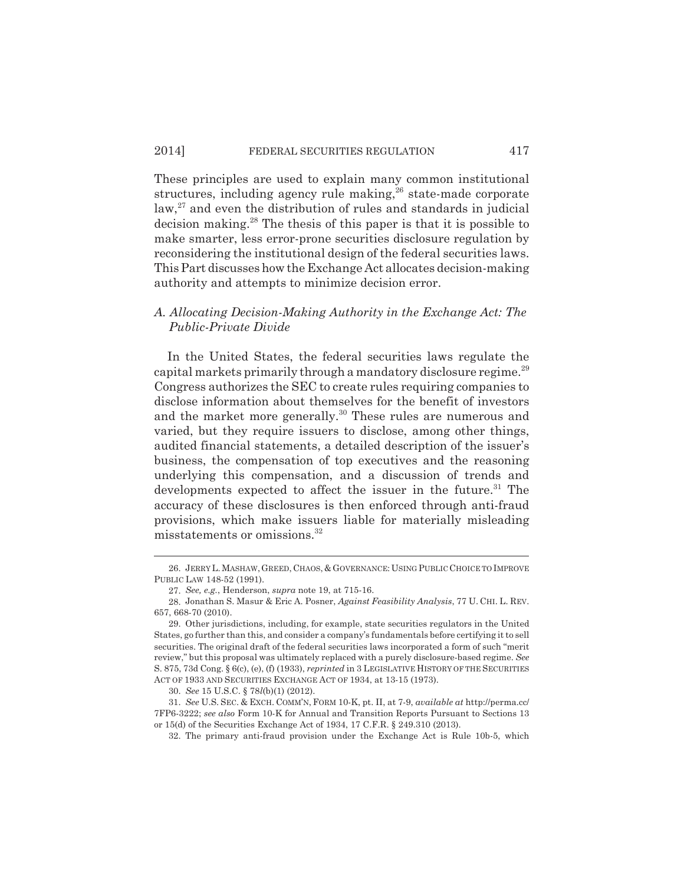These principles are used to explain many common institutional structures, including agency rule making,[26] state-made corporate law,[27] and even the distribution of rules and standards in judicial decision making.[28] The thesis of this paper is that it is possible to make smarter, less error-prone securities disclosure regulation by reconsidering the institutional design of the federal securities laws. This Part discusses how the Exchange Act allocates decision-making authority and attempts to minimize decision error.

### *A. Allocating Decision-Making Authority in the Exchange Act: The Public-Private Divide*

In the United States, the federal securities laws regulate the capital markets primarily through a mandatory disclosure regime.[29] Congress authorizes the SEC to create rules requiring companies to disclose information about themselves for the benefit of investors and the market more generally.[30] These rules are numerous and varied, but they require issuers to disclose, among other things, audited financial statements, a detailed description of the issuer's business, the compensation of top executives and the reasoning underlying this compensation, and a discussion of trends and developments expected to affect the issuer in the future.[31] The accuracy of these disclosures is then enforced through anti-fraud provisions, which make issuers liable for materially misleading misstatements or omissions.[32]

---

26. JERRY L. MASHAW, GREED, CHAOS, & GOVERNANCE: USING PUBLIC CHOICE TO IMPROVE PUBLIC LAW 148-52 (1991).

27. *See, e.g.*, Henderson, *supra* note 19, at 715-16.

28. Jonathan S. Masur & Eric A. Posner, *Against Feasibility Analysis*, 77 U. CHI. L. REV. 657, 668-70 (2010).

29. Other jurisdictions, including, for example, state securities regulators in the United States, go further than this, and consider a company's fundamentals before certifying it to sell securities. The original draft of the federal securities laws incorporated a form of such "merit review," but this proposal was ultimately replaced with a purely disclosure-based regime. *See* S. 875, 73d Cong. § 6(c), (e), (f) (1933), *reprinted* in 3 LEGISLATIVE HISTORY OF THE SECURITIES ACT OF 1933 AND SECURITIES EXCHANGE ACT OF 1934, at 13-15 (1973).

30. *See* 15 U.S.C. § 78*l*(b)(1) (2012).

31. *See* U.S. SEC. & EXCH. COMM'N, FORM 10-K, pt. II, at 7-9, *available at* http://perma.cc/7FP6-3222; *see also* Form 10-K for Annual and Transition Reports Pursuant to Sections 13 or 15(d) of the Securities Exchange Act of 1934, 17 C.F.R. § 249.310 (2013).

32. The primary anti-fraud provision under the Exchange Act is Rule 10b-5, which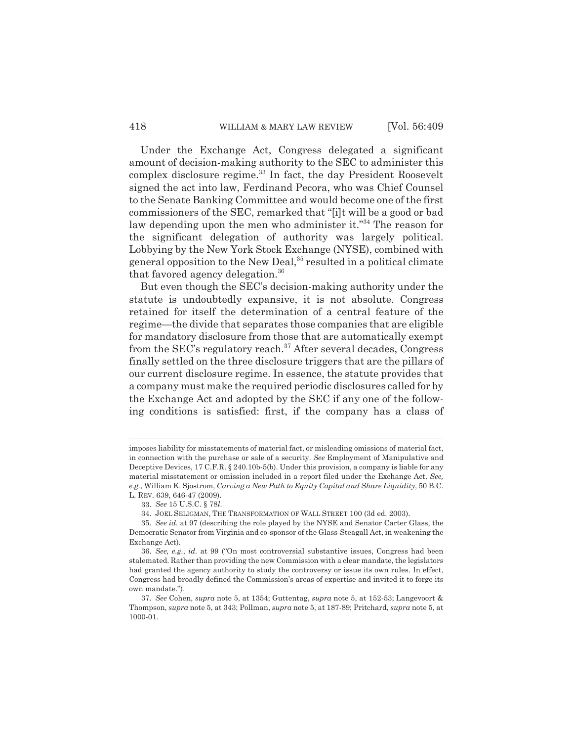Under the Exchange Act, Congress delegated a significant amount of decision-making authority to the SEC to administer this complex disclosure regime.[33] In fact, the day President Roosevelt signed the act into law, Ferdinand Pecora, who was Chief Counsel to the Senate Banking Committee and would become one of the first commissioners of the SEC, remarked that "[i]t will be a good or bad law depending upon the men who administer it."[34] The reason for the significant delegation of authority was largely political. Lobbying by the New York Stock Exchange (NYSE), combined with general opposition to the New Deal,[35] resulted in a political climate that favored agency delegation.[36]

But even though the SEC's decision-making authority under the statute is undoubtedly expansive, it is not absolute. Congress retained for itself the determination of a central feature of the regime—the divide that separates those companies that are eligible for mandatory disclosure from those that are automatically exempt from the SEC's regulatory reach.[37] After several decades, Congress finally settled on the three disclosure triggers that are the pillars of our current disclosure regime. In essence, the statute provides that a company must make the required periodic disclosures called for by the Exchange Act and adopted by the SEC if any one of the following conditions is satisfied: first, if the company has a class of

---

imposes liability for misstatements of material fact, or misleading omissions of material fact, in connection with the purchase or sale of a security. *See* Employment of Manipulative and Deceptive Devices, 17 C.F.R. § 240.10b-5(b). Under this provision, a company is liable for any material misstatement or omission included in a report filed under the Exchange Act. *See, e.g.*, William K. Sjostrom, *Carving a New Path to Equity Capital and Share Liquidity*, 50 B.C. L. REV. 639, 646-47 (2009).

33. *See* 15 U.S.C. § 78*l*.

34. JOEL SELIGMAN, THE TRANSFORMATION OF WALL STREET 100 (3d ed. 2003).

35. *See id.* at 97 (describing the role played by the NYSE and Senator Carter Glass, the Democratic Senator from Virginia and co-sponsor of the Glass-Steagall Act, in weakening the Exchange Act).

36. *See, e.g.*, *id.* at 99 ("On most controversial substantive issues, Congress had been stalemated. Rather than providing the new Commission with a clear mandate, the legislators had granted the agency authority to study the controversy or issue its own rules. In effect, Congress had broadly defined the Commission's areas of expertise and invited it to forge its own mandate.").

37. *See* Cohen, *supra* note 5, at 1354; Guttentag, *supra* note 5, at 152-53; Langevoort & Thompson, *supra* note 5, at 343; Pollman, *supra* note 5, at 187-89; Pritchard, *supra* note 5, at 1000-01.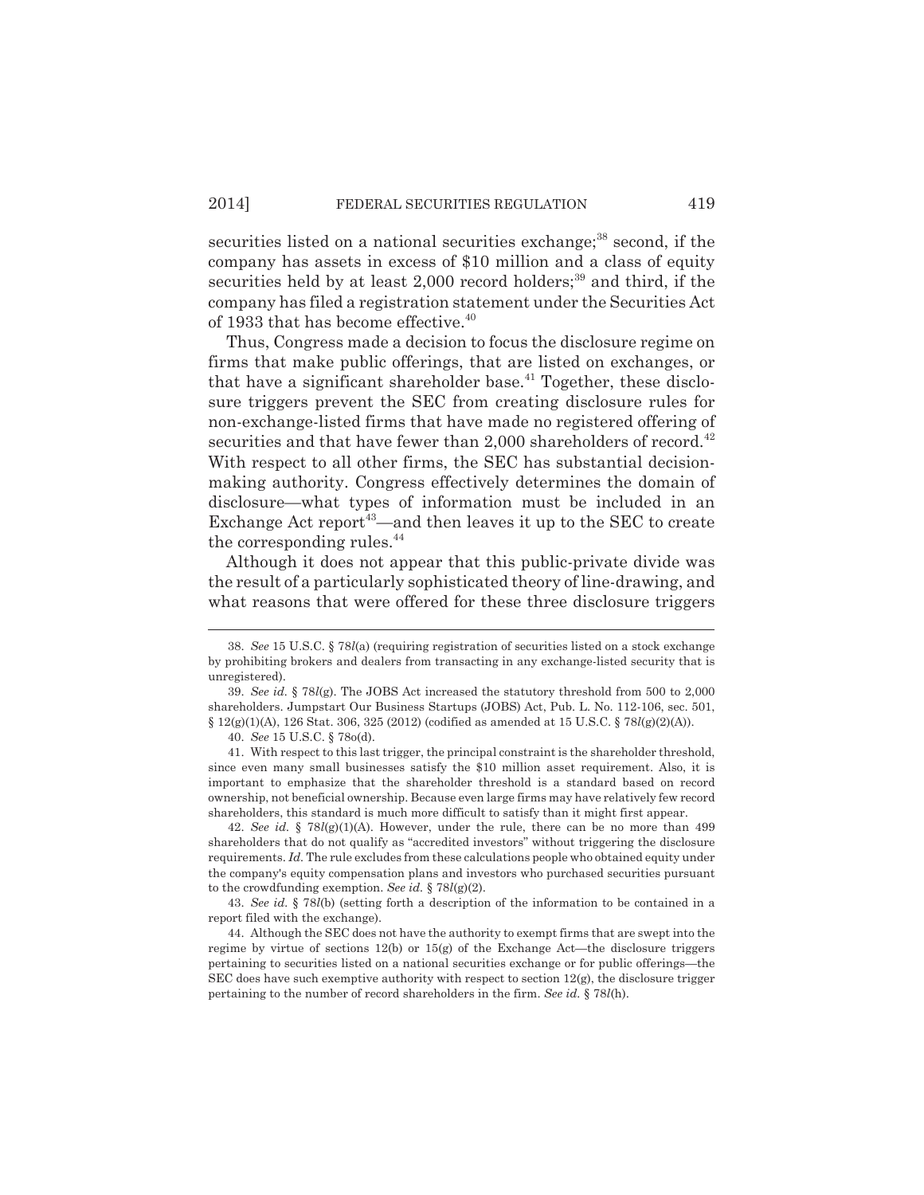securities listed on a national securities exchange;[38] second, if the company has assets in excess of $10 million and a class of equity securities held by at least 2,000 record holders;[39] and third, if the company has filed a registration statement under the Securities Act of 1933 that has become effective.[40]

Thus, Congress made a decision to focus the disclosure regime on firms that make public offerings, that are listed on exchanges, or that have a significant shareholder base.[41] Together, these disclosure triggers prevent the SEC from creating disclosure rules for non-exchange-listed firms that have made no registered offering of securities and that have fewer than 2,000 shareholders of record.[42] With respect to all other firms, the SEC has substantial decision-making authority. Congress effectively determines the domain of disclosure—what types of information must be included in an Exchange Act report[43]—and then leaves it up to the SEC to create the corresponding rules.[44]

Although it does not appear that this public-private divide was the result of a particularly sophisticated theory of line-drawing, and what reasons that were offered for these three disclosure triggers

---

38. *See* 15 U.S.C. § 78*l*(a) (requiring registration of securities listed on a stock exchange by prohibiting brokers and dealers from transacting in any exchange-listed security that is unregistered).

39. *See id.* § 78*l*(g). The JOBS Act increased the statutory threshold from 500 to 2,000 shareholders. Jumpstart Our Business Startups (JOBS) Act, Pub. L. No. 112-106, sec. 501, § 12(g)(1)(A), 126 Stat. 306, 325 (2012) (codified as amended at 15 U.S.C. § 78*l*(g)(2)(A)).

40. *See* 15 U.S.C. § 78o(d).

41. With respect to this last trigger, the principal constraint is the shareholder threshold, since even many small businesses satisfy the $10 million asset requirement. Also, it is important to emphasize that the shareholder threshold is a standard based on record ownership, not beneficial ownership. Because even large firms may have relatively few record shareholders, this standard is much more difficult to satisfy than it might first appear.

42. *See id.* § 78*l*(g)(1)(A). However, under the rule, there can be no more than 499 shareholders that do not qualify as "accredited investors" without triggering the disclosure requirements. *Id.* The rule excludes from these calculations people who obtained equity under the company's equity compensation plans and investors who purchased securities pursuant to the crowdfunding exemption. *See id.* § 78*l*(g)(2).

43. *See id.* § 78*l*(b) (setting forth a description of the information to be contained in a report filed with the exchange).

44. Although the SEC does not have the authority to exempt firms that are swept into the regime by virtue of sections 12(b) or 15(g) of the Exchange Act—the disclosure triggers pertaining to securities listed on a national securities exchange or for public offerings—the SEC does have such exemptive authority with respect to section 12(g), the disclosure trigger pertaining to the number of record shareholders in the firm. *See id.* § 78*l*(h).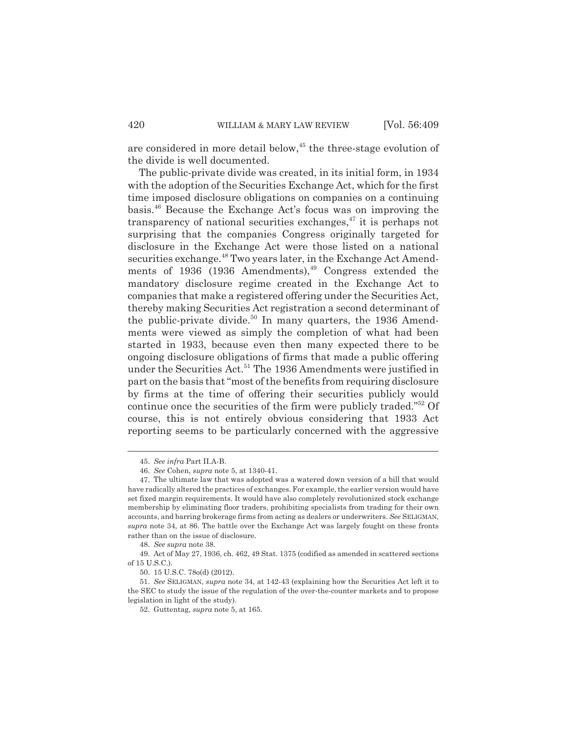are considered in more detail below,[45] the three-stage evolution of the divide is well documented.

The public-private divide was created, in its initial form, in 1934 with the adoption of the Securities Exchange Act, which for the first time imposed disclosure obligations on companies on a continuing basis.[46] Because the Exchange Act's focus was on improving the transparency of national securities exchanges,[47] it is perhaps not surprising that the companies Congress originally targeted for disclosure in the Exchange Act were those listed on a national securities exchange.[48] Two years later, in the Exchange Act Amendments of 1936 (1936 Amendments),[49] Congress extended the mandatory disclosure regime created in the Exchange Act to companies that make a registered offering under the Securities Act, thereby making Securities Act registration a second determinant of the public-private divide.[50] In many quarters, the 1936 Amendments were viewed as simply the completion of what had been started in 1933, because even then many expected there to be ongoing disclosure obligations of firms that made a public offering under the Securities Act.[51] The 1936 Amendments were justified in part on the basis that "most of the benefits from requiring disclosure by firms at the time of offering their securities publicly would continue once the securities of the firm were publicly traded."[52] Of course, this is not entirely obvious considering that 1933 Act reporting seems to be particularly concerned with the aggressive

---

45. *See infra* Part II.A-B.

46. *See* Cohen, *supra* note 5, at 1340-41.

47. The ultimate law that was adopted was a watered down version of a bill that would have radically altered the practices of exchanges. For example, the earlier version would have set fixed margin requirements. It would have also completely revolutionized stock exchange membership by eliminating floor traders, prohibiting specialists from trading for their own accounts, and barring brokerage firms from acting as dealers or underwriters. *See* SELIGMAN, *supra* note 34, at 86. The battle over the Exchange Act was largely fought on these fronts rather than on the issue of disclosure.

48. *See supra* note 38.

49. Act of May 27, 1936, ch. 462, 49 Stat. 1375 (codified as amended in scattered sections of 15 U.S.C.).

50. 15 U.S.C. 78o(d) (2012).

51. *See* SELIGMAN, *supra* note 34, at 142-43 (explaining how the Securities Act left it to the SEC to study the issue of the regulation of the over-the-counter markets and to propose legislation in light of the study).

52. Guttentag, *supra* note 5, at 165.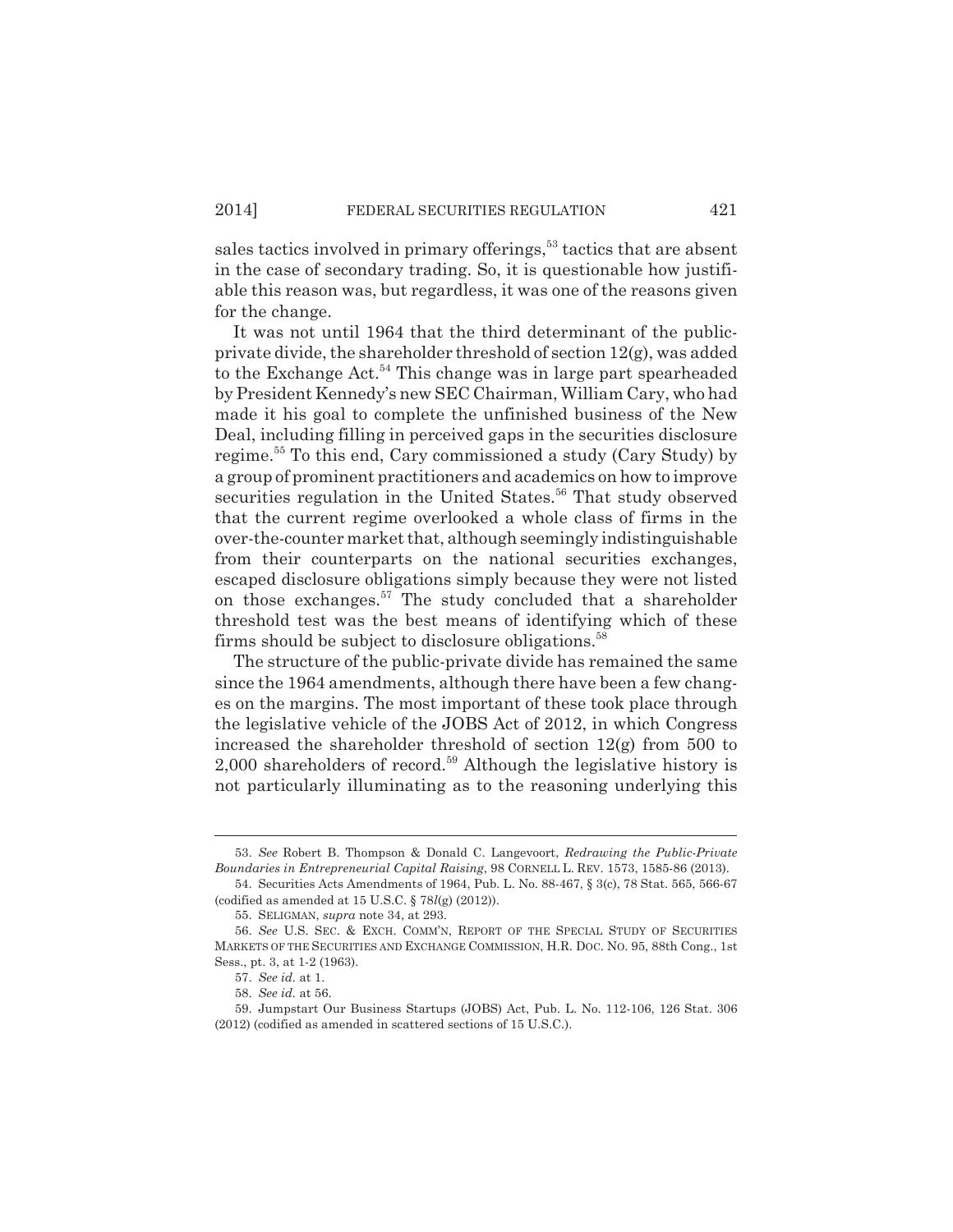sales tactics involved in primary offerings,[53] tactics that are absent in the case of secondary trading. So, it is questionable how justifiable this reason was, but regardless, it was one of the reasons given for the change.

It was not until 1964 that the third determinant of the public-private divide, the shareholder threshold of section 12(g), was added to the Exchange Act.[54] This change was in large part spearheaded by President Kennedy's new SEC Chairman, William Cary, who had made it his goal to complete the unfinished business of the New Deal, including filling in perceived gaps in the securities disclosure regime.[55] To this end, Cary commissioned a study (Cary Study) by a group of prominent practitioners and academics on how to improve securities regulation in the United States.[56] That study observed that the current regime overlooked a whole class of firms in the over-the-counter market that, although seemingly indistinguishable from their counterparts on the national securities exchanges, escaped disclosure obligations simply because they were not listed on those exchanges.[57] The study concluded that a shareholder threshold test was the best means of identifying which of these firms should be subject to disclosure obligations.[58]

The structure of the public-private divide has remained the same since the 1964 amendments, although there have been a few changes on the margins. The most important of these took place through the legislative vehicle of the JOBS Act of 2012, in which Congress increased the shareholder threshold of section 12(g) from 500 to 2,000 shareholders of record.[59] Although the legislative history is not particularly illuminating as to the reasoning underlying this

---

53. *See* Robert B. Thompson & Donald C. Langevoort, *Redrawing the Public-Private Boundaries in Entrepreneurial Capital Raising*, 98 CORNELL L. REV. 1573, 1585-86 (2013).

54. Securities Acts Amendments of 1964, Pub. L. No. 88-467, § 3(c), 78 Stat. 565, 566-67 (codified as amended at 15 U.S.C. § 78*l*(g) (2012)).

55. SELIGMAN, *supra* note 34, at 293.

56. *See* U.S. SEC. & EXCH. COMM'N, REPORT OF THE SPECIAL STUDY OF SECURITIES MARKETS OF THE SECURITIES AND EXCHANGE COMMISSION, H.R. DOC. NO. 95, 88th Cong., 1st Sess., pt. 3, at 1-2 (1963).

57. *See id.* at 1.

58. *See id.* at 56.

59. Jumpstart Our Business Startups (JOBS) Act, Pub. L. No. 112-106, 126 Stat. 306 (2012) (codified as amended in scattered sections of 15 U.S.C.).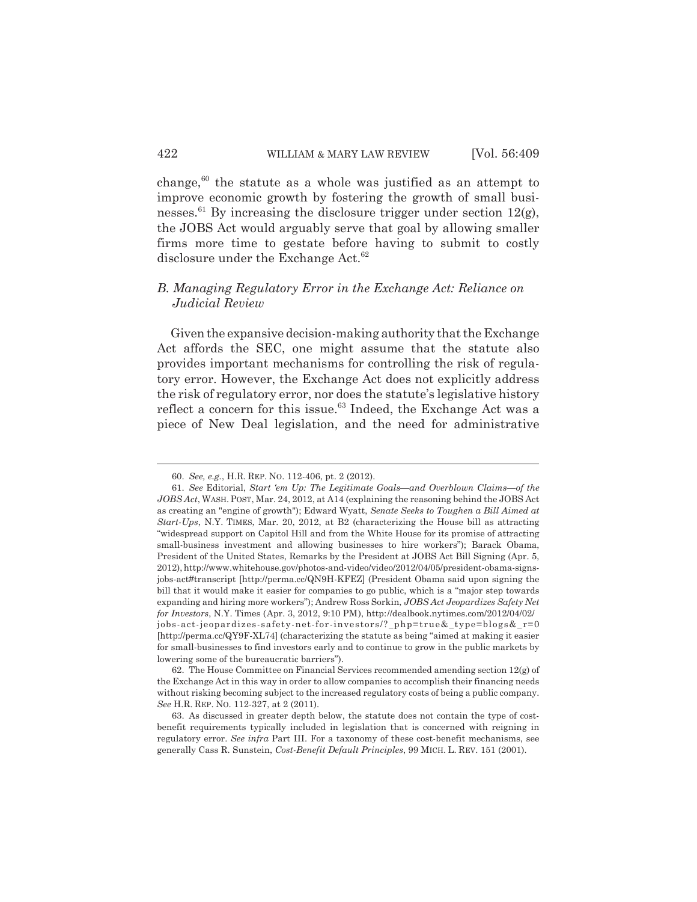change,[60] the statute as a whole was justified as an attempt to improve economic growth by fostering the growth of small businesses.[61] By increasing the disclosure trigger under section 12(g), the JOBS Act would arguably serve that goal by allowing smaller firms more time to gestate before having to submit to costly disclosure under the Exchange Act.[62]

### *B. Managing Regulatory Error in the Exchange Act: Reliance on Judicial Review*

Given the expansive decision-making authority that the Exchange Act affords the SEC, one might assume that the statute also provides important mechanisms for controlling the risk of regulatory error. However, the Exchange Act does not explicitly address the risk of regulatory error, nor does the statute's legislative history reflect a concern for this issue.[63] Indeed, the Exchange Act was a piece of New Deal legislation, and the need for administrative

---

60. *See, e.g.*, H.R. REP. NO. 112-406, pt. 2 (2012).

61. *See* Editorial, *Start 'em Up: The Legitimate Goals—and Overblown Claims—of the JOBS Act*, WASH. POST, Mar. 24, 2012, at A14 (explaining the reasoning behind the JOBS Act as creating an "engine of growth"); Edward Wyatt, *Senate Seeks to Toughen a Bill Aimed at Start-Ups*, N.Y. TIMES, Mar. 20, 2012, at B2 (characterizing the House bill as attracting "widespread support on Capitol Hill and from the White House for its promise of attracting small-business investment and allowing businesses to hire workers"); Barack Obama, President of the United States, Remarks by the President at JOBS Act Bill Signing (Apr. 5, 2012), http://www.whitehouse.gov/photos-and-video/video/2012/04/05/president-obama-signs-jobs-act#transcript [http://perma.cc/QN9H-KFEZ] (President Obama said upon signing the bill that it would make it easier for companies to go public, which is a "major step towards expanding and hiring more workers"); Andrew Ross Sorkin, *JOBS Act Jeopardizes Safety Net for Investors*, N.Y. Times (Apr. 3, 2012, 9:10 PM), http://dealbook.nytimes.com/2012/04/02/jobs-act-jeopardizes-safety-net-for-investors/?_php=true&_type=blogs&_r=0 [http://perma.cc/QY9F-XL74] (characterizing the statute as being "aimed at making it easier for small-businesses to find investors early and to continue to grow in the public markets by lowering some of the bureaucratic barriers").

62. The House Committee on Financial Services recommended amending section 12(g) of the Exchange Act in this way in order to allow companies to accomplish their financing needs without risking becoming subject to the increased regulatory costs of being a public company. *See* H.R. REP. NO. 112-327, at 2 (2011).

63. As discussed in greater depth below, the statute does not contain the type of cost-benefit requirements typically included in legislation that is concerned with reigning in regulatory error. *See infra* Part III. For a taxonomy of these cost-benefit mechanisms, see generally Cass R. Sunstein, *Cost-Benefit Default Principles*, 99 MICH. L. REV. 151 (2001).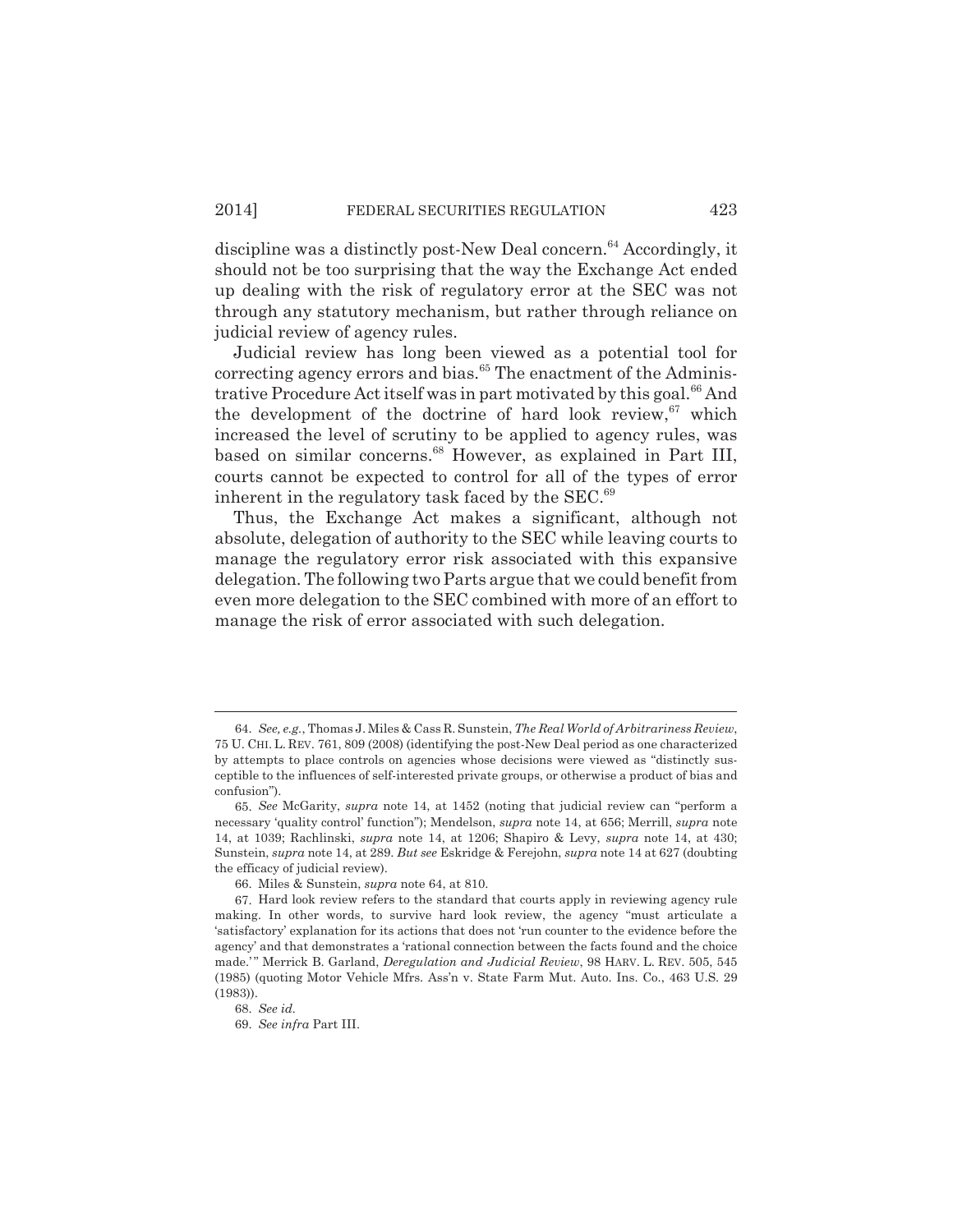discipline was a distinctly post-New Deal concern.[64] Accordingly, it should not be too surprising that the way the Exchange Act ended up dealing with the risk of regulatory error at the SEC was not through any statutory mechanism, but rather through reliance on judicial review of agency rules.

Judicial review has long been viewed as a potential tool for correcting agency errors and bias.[65] The enactment of the Administrative Procedure Act itself was in part motivated by this goal.[66] And the development of the doctrine of hard look review,[67] which increased the level of scrutiny to be applied to agency rules, was based on similar concerns.[68] However, as explained in Part III, courts cannot be expected to control for all of the types of error inherent in the regulatory task faced by the SEC.[69]

Thus, the Exchange Act makes a significant, although not absolute, delegation of authority to the SEC while leaving courts to manage the regulatory error risk associated with this expansive delegation. The following two Parts argue that we could benefit from even more delegation to the SEC combined with more of an effort to manage the risk of error associated with such delegation.

---

64. *See, e.g.*, Thomas J. Miles & Cass R. Sunstein, *The Real World of Arbitrariness Review*, 75 U. CHI. L. REV. 761, 809 (2008) (identifying the post-New Deal period as one characterized by attempts to place controls on agencies whose decisions were viewed as "distinctly susceptible to the influences of self-interested private groups, or otherwise a product of bias and confusion").

65. *See* McGarity, *supra* note 14, at 1452 (noting that judicial review can "perform a necessary 'quality control' function"); Mendelson, *supra* note 14, at 656; Merrill, *supra* note 14, at 1039; Rachlinski, *supra* note 14, at 1206; Shapiro & Levy, *supra* note 14, at 430; Sunstein, *supra* note 14, at 289. *But see* Eskridge & Ferejohn, *supra* note 14 at 627 (doubting the efficacy of judicial review).

66. Miles & Sunstein, *supra* note 64, at 810.

67. Hard look review refers to the standard that courts apply in reviewing agency rule making. In other words, to survive hard look review, the agency "must articulate a 'satisfactory' explanation for its actions that does not 'run counter to the evidence before the agency' and that demonstrates a 'rational connection between the facts found and the choice made.'" Merrick B. Garland, *Deregulation and Judicial Review*, 98 HARV. L. REV. 505, 545 (1985) (quoting Motor Vehicle Mfrs. Ass'n v. State Farm Mut. Auto. Ins. Co., 463 U.S. 29 (1983)).

68. *See id.*

69. *See infra* Part III.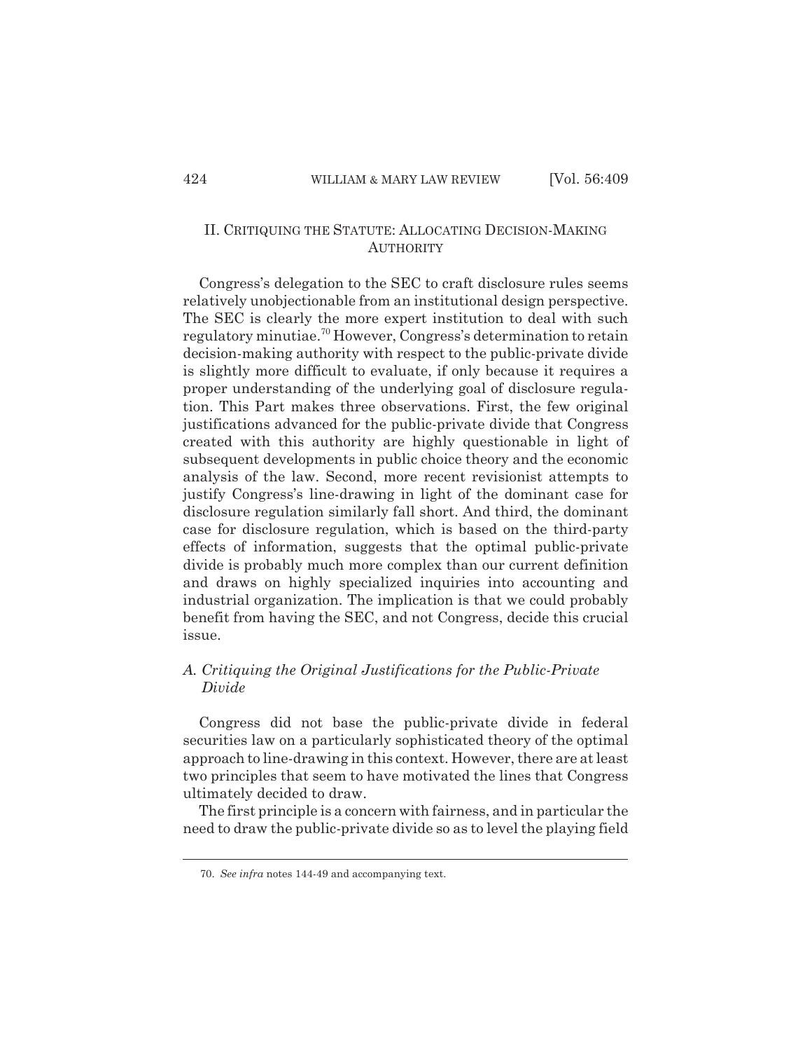## II. CRITIQUING THE STATUTE: ALLOCATING DECISION-MAKING AUTHORITY

Congress's delegation to the SEC to craft disclosure rules seems relatively unobjectionable from an institutional design perspective. The SEC is clearly the more expert institution to deal with such regulatory minutiae.[70] However, Congress's determination to retain decision-making authority with respect to the public-private divide is slightly more difficult to evaluate, if only because it requires a proper understanding of the underlying goal of disclosure regulation. This Part makes three observations. First, the few original justifications advanced for the public-private divide that Congress created with this authority are highly questionable in light of subsequent developments in public choice theory and the economic analysis of the law. Second, more recent revisionist attempts to justify Congress's line-drawing in light of the dominant case for disclosure regulation similarly fall short. And third, the dominant case for disclosure regulation, which is based on the third-party effects of information, suggests that the optimal public-private divide is probably much more complex than our current definition and draws on highly specialized inquiries into accounting and industrial organization. The implication is that we could probably benefit from having the SEC, and not Congress, decide this crucial issue.

### *A. Critiquing the Original Justifications for the Public-Private Divide*

Congress did not base the public-private divide in federal securities law on a particularly sophisticated theory of the optimal approach to line-drawing in this context. However, there are at least two principles that seem to have motivated the lines that Congress ultimately decided to draw.

The first principle is a concern with fairness, and in particular the need to draw the public-private divide so as to level the playing field

---

70. *See infra* notes 144-49 and accompanying text.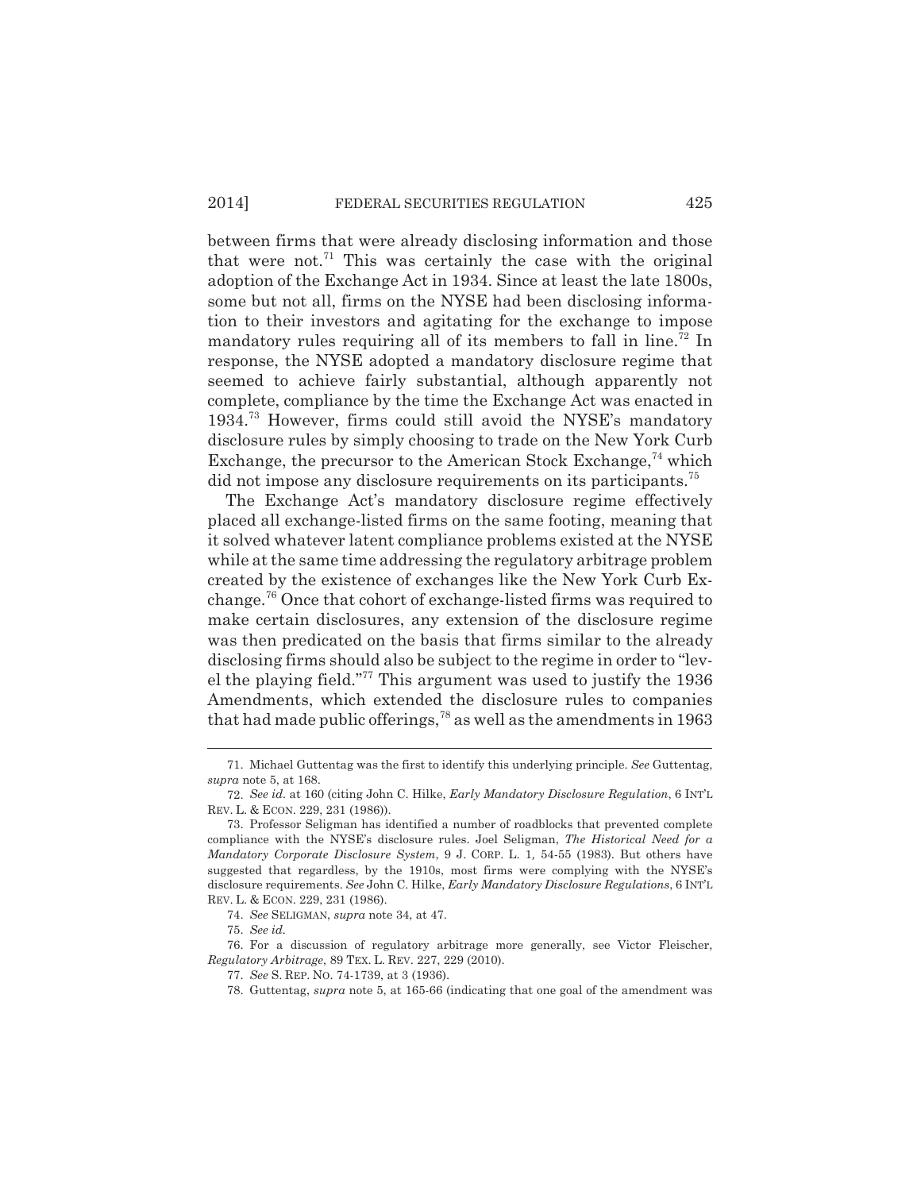between firms that were already disclosing information and those that were not.[71] This was certainly the case with the original adoption of the Exchange Act in 1934. Since at least the late 1800s, some but not all, firms on the NYSE had been disclosing information to their investors and agitating for the exchange to impose mandatory rules requiring all of its members to fall in line.[72] In response, the NYSE adopted a mandatory disclosure regime that seemed to achieve fairly substantial, although apparently not complete, compliance by the time the Exchange Act was enacted in 1934.[73] However, firms could still avoid the NYSE's mandatory disclosure rules by simply choosing to trade on the New York Curb Exchange, the precursor to the American Stock Exchange,[74] which did not impose any disclosure requirements on its participants.[75]

The Exchange Act's mandatory disclosure regime effectively placed all exchange-listed firms on the same footing, meaning that it solved whatever latent compliance problems existed at the NYSE while at the same time addressing the regulatory arbitrage problem created by the existence of exchanges like the New York Curb Exchange.[76] Once that cohort of exchange-listed firms was required to make certain disclosures, any extension of the disclosure regime was then predicated on the basis that firms similar to the already disclosing firms should also be subject to the regime in order to "level the playing field."[77] This argument was used to justify the 1936 Amendments, which extended the disclosure rules to companies that had made public offerings,[78] as well as the amendments in 1963

---

71. Michael Guttentag was the first to identify this underlying principle. *See* Guttentag, *supra* note 5, at 168.

72. *See id.* at 160 (citing John C. Hilke, *Early Mandatory Disclosure Regulation*, 6 INT'L REV. L. & ECON. 229, 231 (1986)).

73. Professor Seligman has identified a number of roadblocks that prevented complete compliance with the NYSE's disclosure rules. Joel Seligman, *The Historical Need for a Mandatory Corporate Disclosure System*, 9 J. CORP. L. 1, 54-55 (1983). But others have suggested that regardless, by the 1910s, most firms were complying with the NYSE's disclosure requirements. *See* John C. Hilke, *Early Mandatory Disclosure Regulations*, 6 INT'L REV. L. & ECON. 229, 231 (1986).

74. *See* SELIGMAN, *supra* note 34, at 47.

75. *See id.*

76. For a discussion of regulatory arbitrage more generally, see Victor Fleischer, *Regulatory Arbitrage*, 89 TEX. L. REV. 227, 229 (2010).

77. *See* S. REP. NO. 74-1739, at 3 (1936).

78. Guttentag, *supra* note 5, at 165-66 (indicating that one goal of the amendment was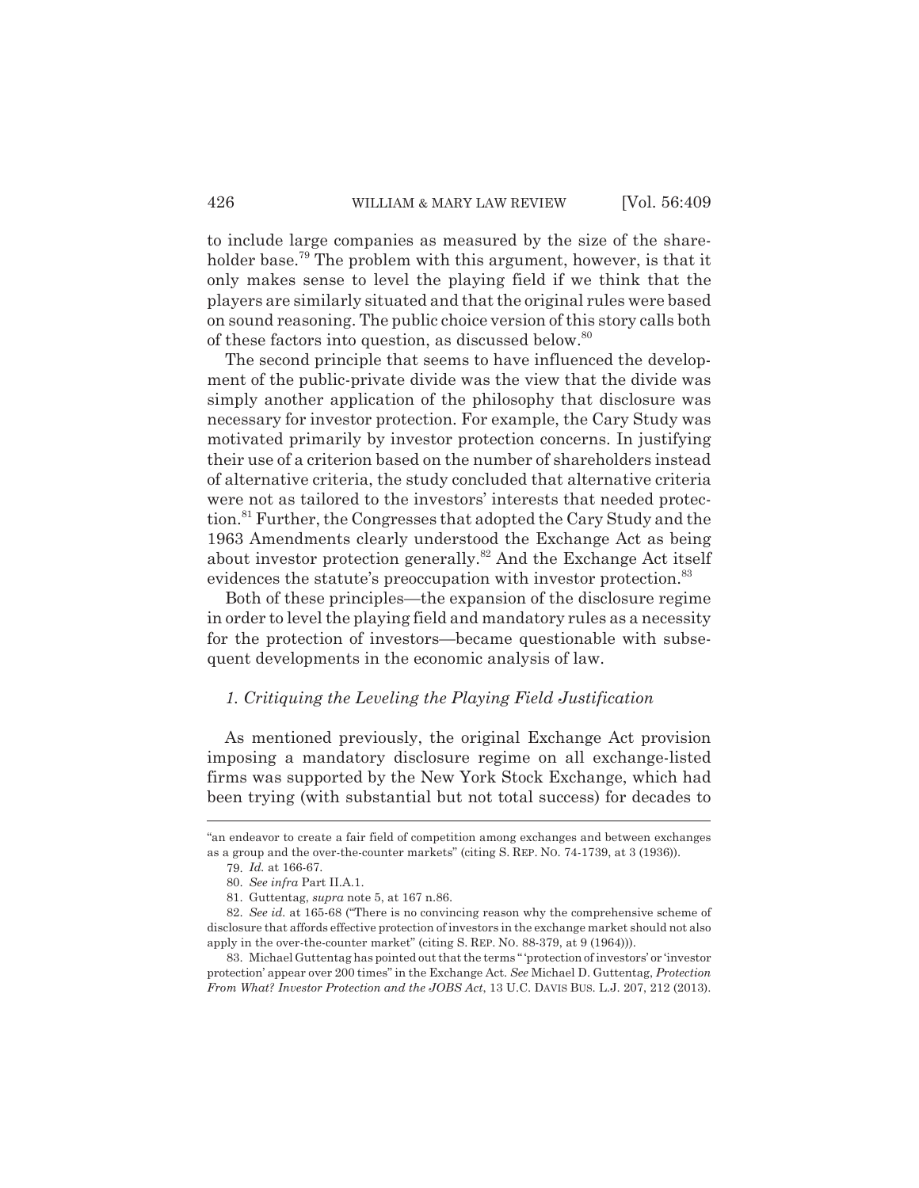to include large companies as measured by the size of the shareholder base.[79] The problem with this argument, however, is that it only makes sense to level the playing field if we think that the players are similarly situated and that the original rules were based on sound reasoning. The public choice version of this story calls both of these factors into question, as discussed below.[80]

The second principle that seems to have influenced the development of the public-private divide was the view that the divide was simply another application of the philosophy that disclosure was necessary for investor protection. For example, the Cary Study was motivated primarily by investor protection concerns. In justifying their use of a criterion based on the number of shareholders instead of alternative criteria, the study concluded that alternative criteria were not as tailored to the investors' interests that needed protection.[81] Further, the Congresses that adopted the Cary Study and the 1963 Amendments clearly understood the Exchange Act as being about investor protection generally.[82] And the Exchange Act itself evidences the statute's preoccupation with investor protection.[83]

Both of these principles—the expansion of the disclosure regime in order to level the playing field and mandatory rules as a necessity for the protection of investors—became questionable with subsequent developments in the economic analysis of law.

### *1. Critiquing the Leveling the Playing Field Justification*

As mentioned previously, the original Exchange Act provision imposing a mandatory disclosure regime on all exchange-listed firms was supported by the New York Stock Exchange, which had been trying (with substantial but not total success) for decades to

---

"an endeavor to create a fair field of competition among exchanges and between exchanges as a group and the over-the-counter markets" (citing S. REP. NO. 74-1739, at 3 (1936)).

79. *Id.* at 166-67.

80. *See infra* Part II.A.1.

81. Guttentag, *supra* note 5, at 167 n.86.

82. *See id.* at 165-68 ("There is no convincing reason why the comprehensive scheme of disclosure that affords effective protection of investors in the exchange market should not also apply in the over-the-counter market" (citing S. REP. NO. 88-379, at 9 (1964))).

83. Michael Guttentag has pointed out that the terms "'protection of investors' or 'investor protection' appear over 200 times" in the Exchange Act. *See* Michael D. Guttentag, *Protection From What? Investor Protection and the JOBS Act*, 13 U.C. DAVIS BUS. L.J. 207, 212 (2013).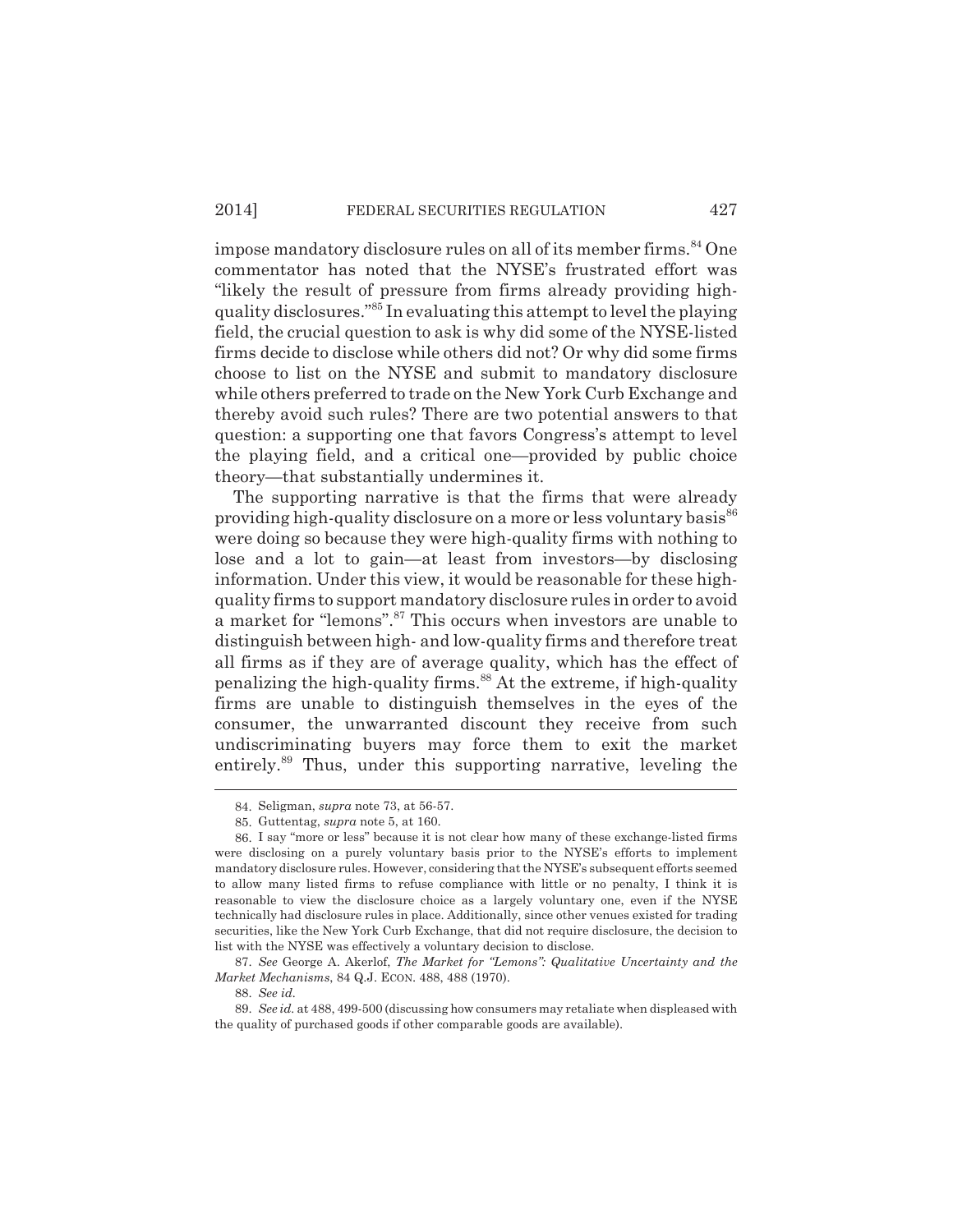impose mandatory disclosure rules on all of its member firms.[84] One commentator has noted that the NYSE's frustrated effort was "likely the result of pressure from firms already providing high-quality disclosures."[85] In evaluating this attempt to level the playing field, the crucial question to ask is why did some of the NYSE-listed firms decide to disclose while others did not? Or why did some firms choose to list on the NYSE and submit to mandatory disclosure while others preferred to trade on the New York Curb Exchange and thereby avoid such rules? There are two potential answers to that question: a supporting one that favors Congress's attempt to level the playing field, and a critical one—provided by public choice theory—that substantially undermines it.

The supporting narrative is that the firms that were already providing high-quality disclosure on a more or less voluntary basis[86] were doing so because they were high-quality firms with nothing to lose and a lot to gain—at least from investors—by disclosing information. Under this view, it would be reasonable for these high-quality firms to support mandatory disclosure rules in order to avoid a market for "lemons".[87] This occurs when investors are unable to distinguish between high- and low-quality firms and therefore treat all firms as if they are of average quality, which has the effect of penalizing the high-quality firms.[88] At the extreme, if high-quality firms are unable to distinguish themselves in the eyes of the consumer, the unwarranted discount they receive from such undiscriminating buyers may force them to exit the market entirely.[89] Thus, under this supporting narrative, leveling the

---

84. Seligman, *supra* note 73, at 56-57.

85. Guttentag, *supra* note 5, at 160.

86. I say "more or less" because it is not clear how many of these exchange-listed firms were disclosing on a purely voluntary basis prior to the NYSE's efforts to implement mandatory disclosure rules. However, considering that the NYSE's subsequent efforts seemed to allow many listed firms to refuse compliance with little or no penalty, I think it is reasonable to view the disclosure choice as a largely voluntary one, even if the NYSE technically had disclosure rules in place. Additionally, since other venues existed for trading securities, like the New York Curb Exchange, that did not require disclosure, the decision to list with the NYSE was effectively a voluntary decision to disclose.

87. *See* George A. Akerlof, *The Market for "Lemons": Qualitative Uncertainty and the Market Mechanisms*, 84 Q.J. ECON. 488, 488 (1970).

88. *See id.*

89. *See id.* at 488, 499-500 (discussing how consumers may retaliate when displeased with the quality of purchased goods if other comparable goods are available).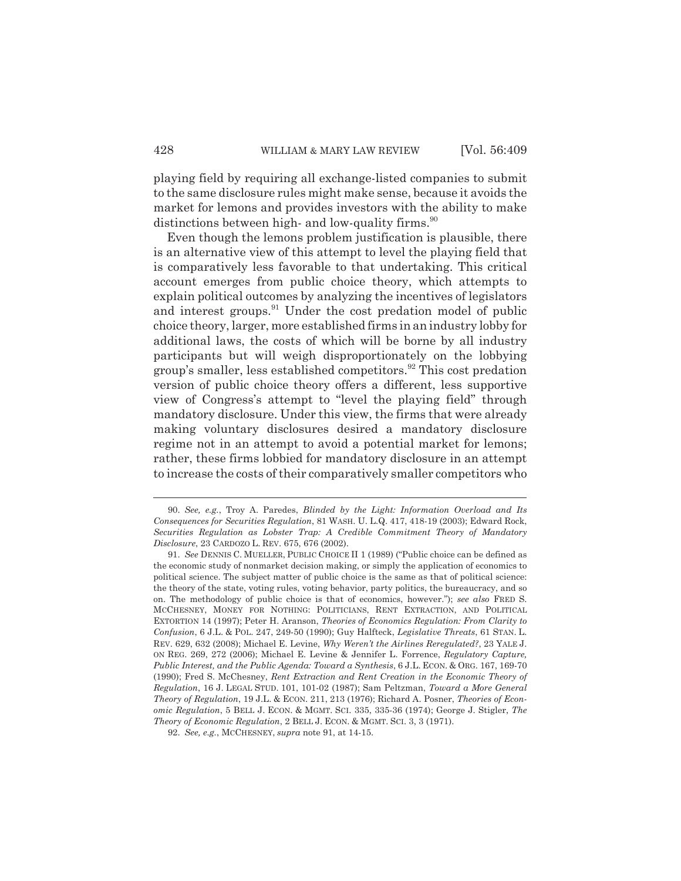playing field by requiring all exchange-listed companies to submit to the same disclosure rules might make sense, because it avoids the market for lemons and provides investors with the ability to make distinctions between high- and low-quality firms.[90]

Even though the lemons problem justification is plausible, there is an alternative view of this attempt to level the playing field that is comparatively less favorable to that undertaking. This critical account emerges from public choice theory, which attempts to explain political outcomes by analyzing the incentives of legislators and interest groups.[91] Under the cost predation model of public choice theory, larger, more established firms in an industry lobby for additional laws, the costs of which will be borne by all industry participants but will weigh disproportionately on the lobbying group's smaller, less established competitors.[92] This cost predation version of public choice theory offers a different, less supportive view of Congress's attempt to "level the playing field" through mandatory disclosure. Under this view, the firms that were already making voluntary disclosures desired a mandatory disclosure regime not in an attempt to avoid a potential market for lemons; rather, these firms lobbied for mandatory disclosure in an attempt to increase the costs of their comparatively smaller competitors who

---

90. *See, e.g.*, Troy A. Paredes, *Blinded by the Light: Information Overload and Its Consequences for Securities Regulation*, 81 WASH. U. L.Q. 417, 418-19 (2003); Edward Rock, *Securities Regulation as Lobster Trap: A Credible Commitment Theory of Mandatory Disclosure*, 23 CARDOZO L. REV. 675, 676 (2002).

91. *See* DENNIS C. MUELLER, PUBLIC CHOICE II 1 (1989) ("Public choice can be defined as the economic study of nonmarket decision making, or simply the application of economics to political science. The subject matter of public choice is the same as that of political science: the theory of the state, voting rules, voting behavior, party politics, the bureaucracy, and so on. The methodology of public choice is that of economics, however."); *see also* FRED S. MCCHESNEY, MONEY FOR NOTHING: POLITICIANS, RENT EXTRACTION, AND POLITICAL EXTORTION 14 (1997); Peter H. Aranson, *Theories of Economics Regulation: From Clarity to Confusion*, 6 J.L. & POL. 247, 249-50 (1990); Guy Halfteck, *Legislative Threats*, 61 STAN. L. REV. 629, 632 (2008); Michael E. Levine, *Why Weren't the Airlines Reregulated?*, 23 YALE J. ON REG. 269, 272 (2006); Michael E. Levine & Jennifer L. Forrence, *Regulatory Capture, Public Interest, and the Public Agenda: Toward a Synthesis*, 6 J.L. ECON. & ORG. 167, 169-70 (1990); Fred S. McChesney, *Rent Extraction and Rent Creation in the Economic Theory of Regulation*, 16 J. LEGAL STUD. 101, 101-02 (1987); Sam Peltzman, *Toward a More General Theory of Regulation*, 19 J.L. & ECON. 211, 213 (1976); Richard A. Posner, *Theories of Economic Regulation*, 5 BELL J. ECON. & MGMT. SCI. 335, 335-36 (1974); George J. Stigler, *The Theory of Economic Regulation*, 2 BELL J. ECON. & MGMT. SCI. 3, 3 (1971).

92. *See, e.g.*, MCCHESNEY, *supra* note 91, at 14-15.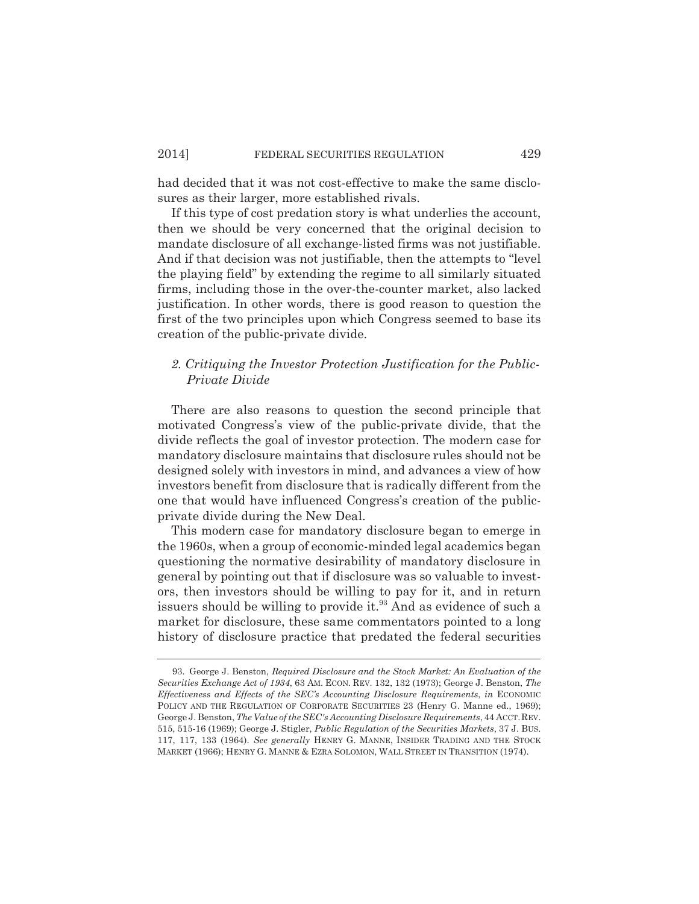had decided that it was not cost-effective to make the same disclosures as their larger, more established rivals.

If this type of cost predation story is what underlies the account, then we should be very concerned that the original decision to mandate disclosure of all exchange-listed firms was not justifiable. And if that decision was not justifiable, then the attempts to "level the playing field" by extending the regime to all similarly situated firms, including those in the over-the-counter market, also lacked justification. In other words, there is good reason to question the first of the two principles upon which Congress seemed to base its creation of the public-private divide.

### *2. Critiquing the Investor Protection Justification for the Public-Private Divide*

There are also reasons to question the second principle that motivated Congress's view of the public-private divide, that the divide reflects the goal of investor protection. The modern case for mandatory disclosure maintains that disclosure rules should not be designed solely with investors in mind, and advances a view of how investors benefit from disclosure that is radically different from the one that would have influenced Congress's creation of the public-private divide during the New Deal.

This modern case for mandatory disclosure began to emerge in the 1960s, when a group of economic-minded legal academics began questioning the normative desirability of mandatory disclosure in general by pointing out that if disclosure was so valuable to investors, then investors should be willing to pay for it, and in return issuers should be willing to provide it.[93] And as evidence of such a market for disclosure, these same commentators pointed to a long history of disclosure practice that predated the federal securities

---

93. George J. Benston, *Required Disclosure and the Stock Market: An Evaluation of the Securities Exchange Act of 1934*, 63 AM. ECON. REV. 132, 132 (1973); George J. Benston, *The Effectiveness and Effects of the SEC's Accounting Disclosure Requirements*, *in* ECONOMIC POLICY AND THE REGULATION OF CORPORATE SECURITIES 23 (Henry G. Manne ed., 1969); George J. Benston, *The Value of the SEC's Accounting Disclosure Requirements*, 44 ACCT. REV. 515, 515-16 (1969); George J. Stigler, *Public Regulation of the Securities Markets*, 37 J. BUS. 117, 117, 133 (1964). *See generally* HENRY G. MANNE, INSIDER TRADING AND THE STOCK MARKET (1966); HENRY G. MANNE & EZRA SOLOMON, WALL STREET IN TRANSITION (1974).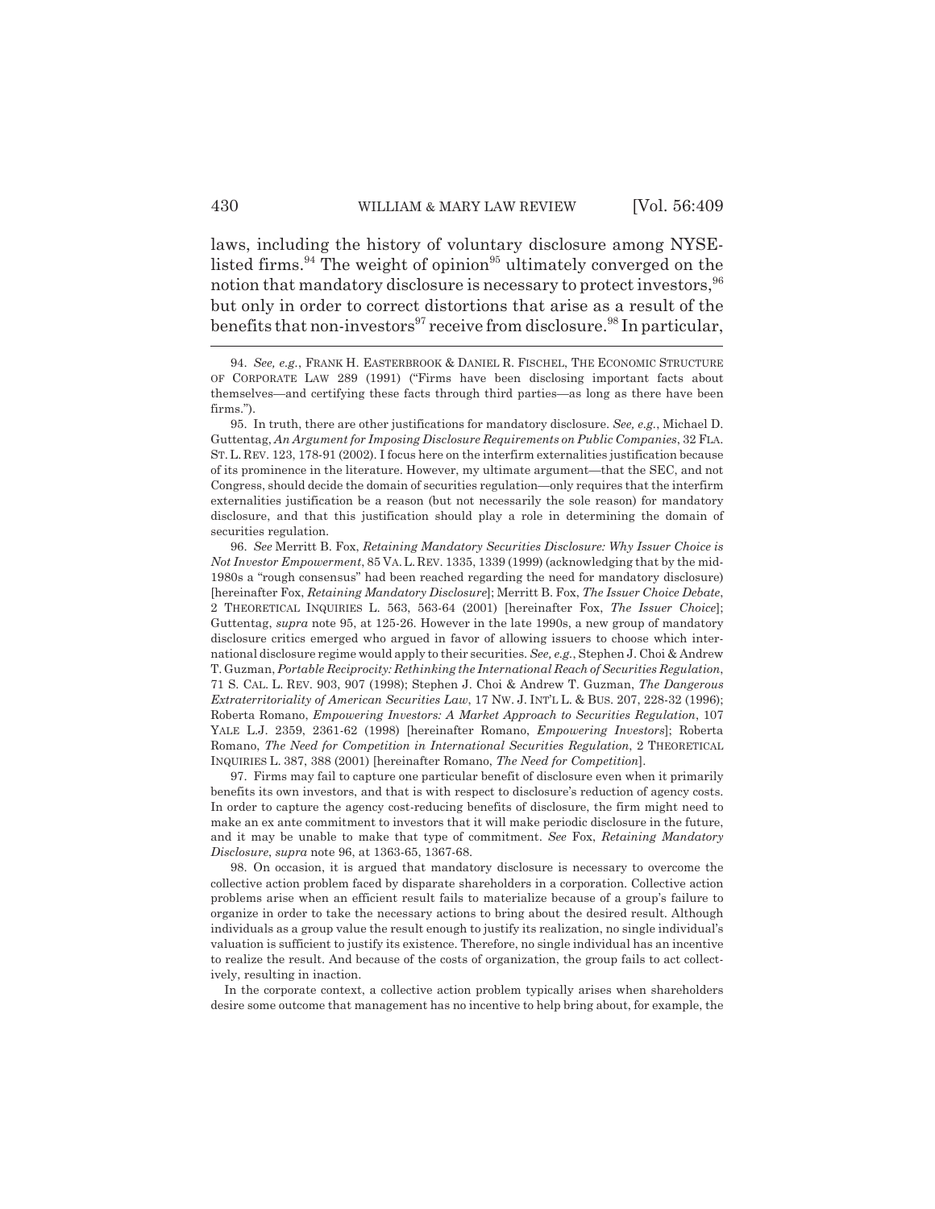laws, including the history of voluntary disclosure among NYSE-listed firms.[94] The weight of opinion[95] ultimately converged on the notion that mandatory disclosure is necessary to protect investors,[96] but only in order to correct distortions that arise as a result of the benefits that non-investors[97] receive from disclosure.[98] In particular,

94. *See, e.g.*, FRANK H. EASTERBROOK & DANIEL R. FISCHEL, THE ECONOMIC STRUCTURE OF CORPORATE LAW 289 (1991) ("Firms have been disclosing important facts about themselves—and certifying these facts through third parties—as long as there have been firms.").

95. In truth, there are other justifications for mandatory disclosure. *See, e.g.*, Michael D. Guttentag, *An Argument for Imposing Disclosure Requirements on Public Companies*, 32 FLA. ST. L. REV. 123, 178-91 (2002). I focus here on the interfirm externalities justification because of its prominence in the literature. However, my ultimate argument—that the SEC, and not Congress, should decide the domain of securities regulation—only requires that the interfirm externalities justification be a reason (but not necessarily the sole reason) for mandatory disclosure, and that this justification should play a role in determining the domain of securities regulation.

96. *See* Merritt B. Fox, *Retaining Mandatory Securities Disclosure: Why Issuer Choice is Not Investor Empowerment*, 85 VA. L. REV. 1335, 1339 (1999) (acknowledging that by the mid-1980s a "rough consensus" had been reached regarding the need for mandatory disclosure) [hereinafter Fox, *Retaining Mandatory Disclosure*]; Merritt B. Fox, *The Issuer Choice Debate*, 2 THEORETICAL INQUIRIES L. 563, 563-64 (2001) [hereinafter Fox, *The Issuer Choice*]; Guttentag, *supra* note 95, at 125-26. However in the late 1990s, a new group of mandatory disclosure critics emerged who argued in favor of allowing issuers to choose which international disclosure regime would apply to their securities. *See, e.g.*, Stephen J. Choi & Andrew T. Guzman, *Portable Reciprocity: Rethinking the International Reach of Securities Regulation*, 71 S. CAL. L. REV. 903, 907 (1998); Stephen J. Choi & Andrew T. Guzman, *The Dangerous Extraterritoriality of American Securities Law*, 17 NW. J. INT'L L. & BUS. 207, 228-32 (1996); Roberta Romano, *Empowering Investors: A Market Approach to Securities Regulation*, 107 YALE L.J. 2359, 2361-62 (1998) [hereinafter Romano, *Empowering Investors*]; Roberta Romano, *The Need for Competition in International Securities Regulation*, 2 THEORETICAL INQUIRIES L. 387, 388 (2001) [hereinafter Romano, *The Need for Competition*].

97. Firms may fail to capture one particular benefit of disclosure even when it primarily benefits its own investors, and that is with respect to disclosure's reduction of agency costs. In order to capture the agency cost-reducing benefits of disclosure, the firm might need to make an ex ante commitment to investors that it will make periodic disclosure in the future, and it may be unable to make that type of commitment. *See* Fox, *Retaining Mandatory Disclosure*, *supra* note 96, at 1363-65, 1367-68.

98. On occasion, it is argued that mandatory disclosure is necessary to overcome the collective action problem faced by disparate shareholders in a corporation. Collective action problems arise when an efficient result fails to materialize because of a group's failure to organize in order to take the necessary actions to bring about the desired result. Although individuals as a group value the result enough to justify its realization, no single individual's valuation is sufficient to justify its existence. Therefore, no single individual has an incentive to realize the result. And because of the costs of organization, the group fails to act collectively, resulting in inaction.

In the corporate context, a collective action problem typically arises when shareholders desire some outcome that management has no incentive to help bring about, for example, the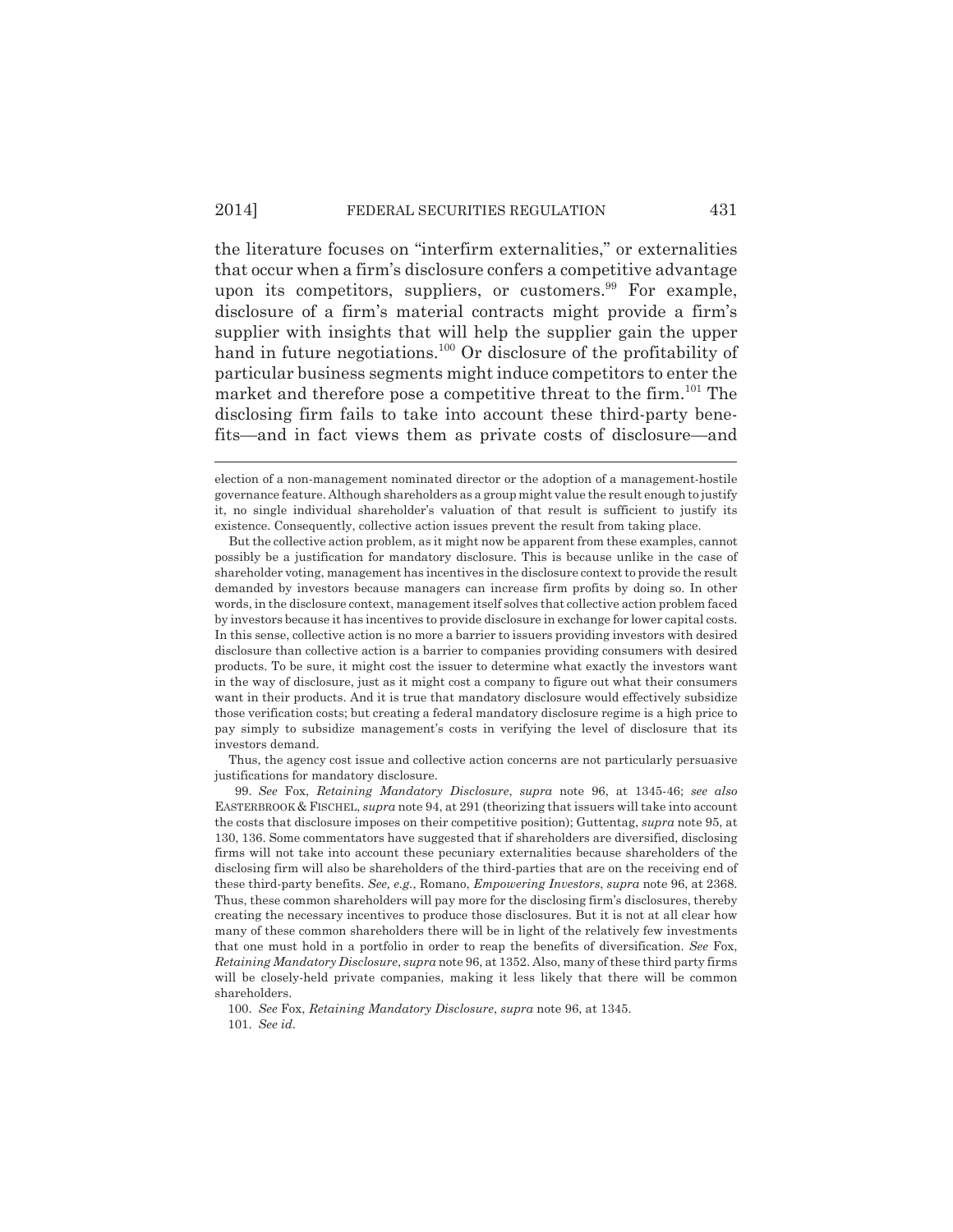the literature focuses on "interfirm externalities," or externalities that occur when a firm's disclosure confers a competitive advantage upon its competitors, suppliers, or customers.[99] For example, disclosure of a firm's material contracts might provide a firm's supplier with insights that will help the supplier gain the upper hand in future negotiations.[100] Or disclosure of the profitability of particular business segments might induce competitors to enter the market and therefore pose a competitive threat to the firm.[101] The disclosing firm fails to take into account these third-party benefits—and in fact views them as private costs of disclosure—and

---

election of a non-management nominated director or the adoption of a management-hostile governance feature. Although shareholders as a group might value the result enough to justify it, no single individual shareholder's valuation of that result is sufficient to justify its existence. Consequently, collective action issues prevent the result from taking place.

But the collective action problem, as it might now be apparent from these examples, cannot possibly be a justification for mandatory disclosure. This is because unlike in the case of shareholder voting, management has incentives in the disclosure context to provide the result demanded by investors because managers can increase firm profits by doing so. In other words, in the disclosure context, management itself solves that collective action problem faced by investors because it has incentives to provide disclosure in exchange for lower capital costs. In this sense, collective action is no more a barrier to issuers providing investors with desired disclosure than collective action is a barrier to companies providing consumers with desired products. To be sure, it might cost the issuer to determine what exactly the investors want in the way of disclosure, just as it might cost a company to figure out what their consumers want in their products. And it is true that mandatory disclosure would effectively subsidize those verification costs; but creating a federal mandatory disclosure regime is a high price to pay simply to subsidize management's costs in verifying the level of disclosure that its investors demand.

Thus, the agency cost issue and collective action concerns are not particularly persuasive justifications for mandatory disclosure.

99. *See* Fox, *Retaining Mandatory Disclosure*, *supra* note 96, at 1345-46; *see also* EASTERBROOK & FISCHEL, *supra* note 94, at 291 (theorizing that issuers will take into account the costs that disclosure imposes on their competitive position); Guttentag, *supra* note 95, at 130, 136. Some commentators have suggested that if shareholders are diversified, disclosing firms will not take into account these pecuniary externalities because shareholders of the disclosing firm will also be shareholders of the third-parties that are on the receiving end of these third-party benefits. *See, e.g.*, Romano, *Empowering Investors*, *supra* note 96, at 2368. Thus, these common shareholders will pay more for the disclosing firm's disclosures, thereby creating the necessary incentives to produce those disclosures. But it is not at all clear how many of these common shareholders there will be in light of the relatively few investments that one must hold in a portfolio in order to reap the benefits of diversification. *See* Fox, *Retaining Mandatory Disclosure*, *supra* note 96, at 1352. Also, many of these third party firms will be closely-held private companies, making it less likely that there will be common shareholders.

100. *See* Fox, *Retaining Mandatory Disclosure*, *supra* note 96, at 1345.

101. *See id.*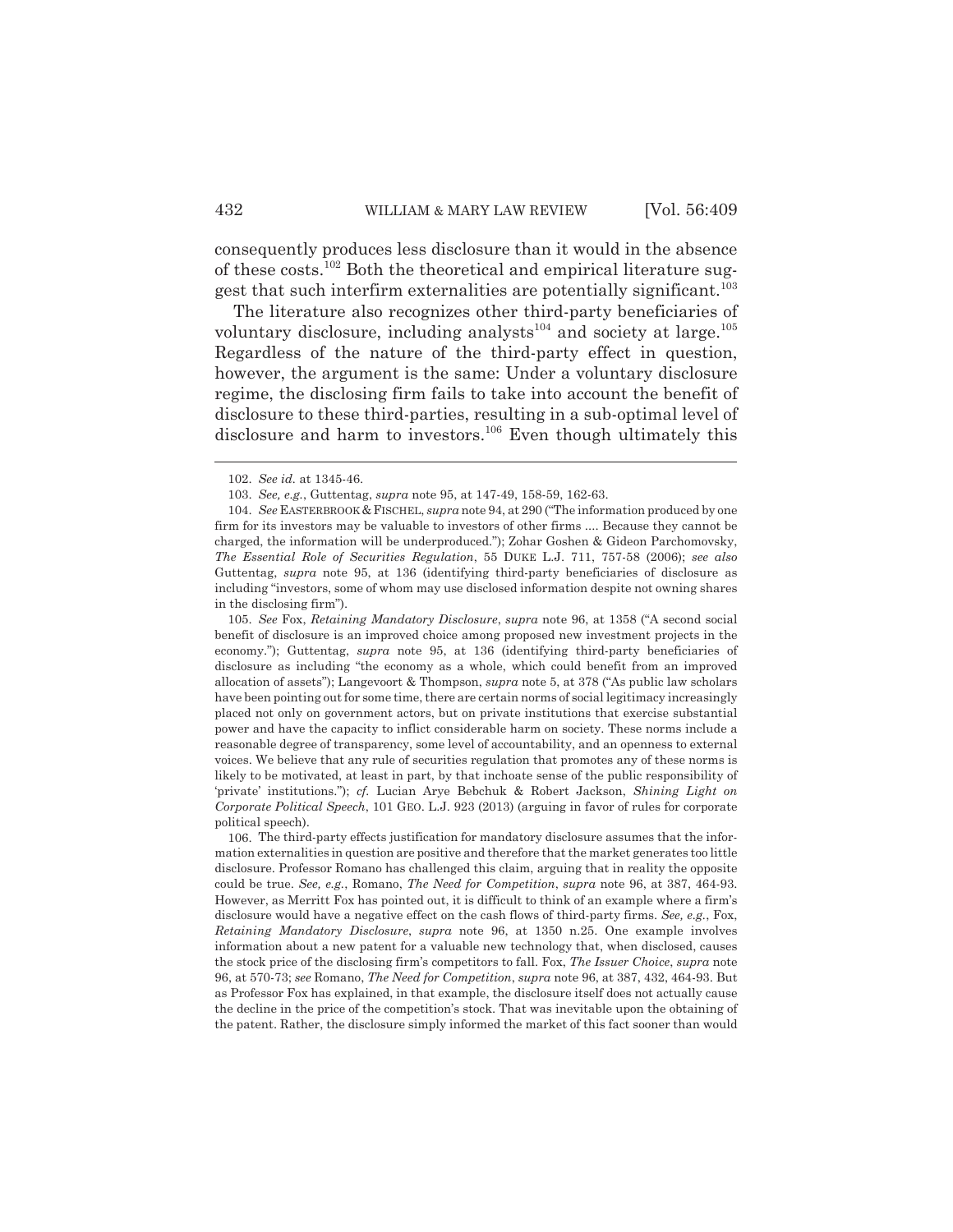consequently produces less disclosure than it would in the absence of these costs.[102] Both the theoretical and empirical literature suggest that such interfirm externalities are potentially significant.[103]

The literature also recognizes other third-party beneficiaries of voluntary disclosure, including analysts[104] and society at large.[105] Regardless of the nature of the third-party effect in question, however, the argument is the same: Under a voluntary disclosure regime, the disclosing firm fails to take into account the benefit of disclosure to these third-parties, resulting in a sub-optimal level of disclosure and harm to investors.[106] Even though ultimately this

---

102. *See id.* at 1345-46.

103. *See, e.g.*, Guttentag, *supra* note 95, at 147-49, 158-59, 162-63.

104. *See* EASTERBROOK & FISCHEL, *supra* note 94, at 290 ("The information produced by one firm for its investors may be valuable to investors of other firms .... Because they cannot be charged, the information will be underproduced."); Zohar Goshen & Gideon Parchomovsky, *The Essential Role of Securities Regulation*, 55 DUKE L.J. 711, 757-58 (2006); *see also* Guttentag, *supra* note 95, at 136 (identifying third-party beneficiaries of disclosure as including "investors, some of whom may use disclosed information despite not owning shares in the disclosing firm").

105. *See* Fox, *Retaining Mandatory Disclosure*, *supra* note 96, at 1358 ("A second social benefit of disclosure is an improved choice among proposed new investment projects in the economy."); Guttentag, *supra* note 95, at 136 (identifying third-party beneficiaries of disclosure as including "the economy as a whole, which could benefit from an improved allocation of assets"); Langevoort & Thompson, *supra* note 5, at 378 ("As public law scholars have been pointing out for some time, there are certain norms of social legitimacy increasingly placed not only on government actors, but on private institutions that exercise substantial power and have the capacity to inflict considerable harm on society. These norms include a reasonable degree of transparency, some level of accountability, and an openness to external voices. We believe that any rule of securities regulation that promotes any of these norms is likely to be motivated, at least in part, by that inchoate sense of the public responsibility of 'private' institutions."); *cf.* Lucian Arye Bebchuk & Robert Jackson, *Shining Light on Corporate Political Speech*, 101 GEO. L.J. 923 (2013) (arguing in favor of rules for corporate political speech).

106. The third-party effects justification for mandatory disclosure assumes that the information externalities in question are positive and therefore that the market generates too little disclosure. Professor Romano has challenged this claim, arguing that in reality the opposite could be true. *See, e.g.*, Romano, *The Need for Competition*, *supra* note 96, at 387, 464-93. However, as Merritt Fox has pointed out, it is difficult to think of an example where a firm's disclosure would have a negative effect on the cash flows of third-party firms. *See, e.g.*, Fox, *Retaining Mandatory Disclosure*, *supra* note 96, at 1350 n.25. One example involves information about a new patent for a valuable new technology that, when disclosed, causes the stock price of the disclosing firm's competitors to fall. Fox, *The Issuer Choice*, *supra* note 96, at 570-73; *see* Romano, *The Need for Competition*, *supra* note 96, at 387, 432, 464-93. But as Professor Fox has explained, in that example, the disclosure itself does not actually cause the decline in the price of the competition's stock. That was inevitable upon the obtaining of the patent. Rather, the disclosure simply informed the market of this fact sooner than would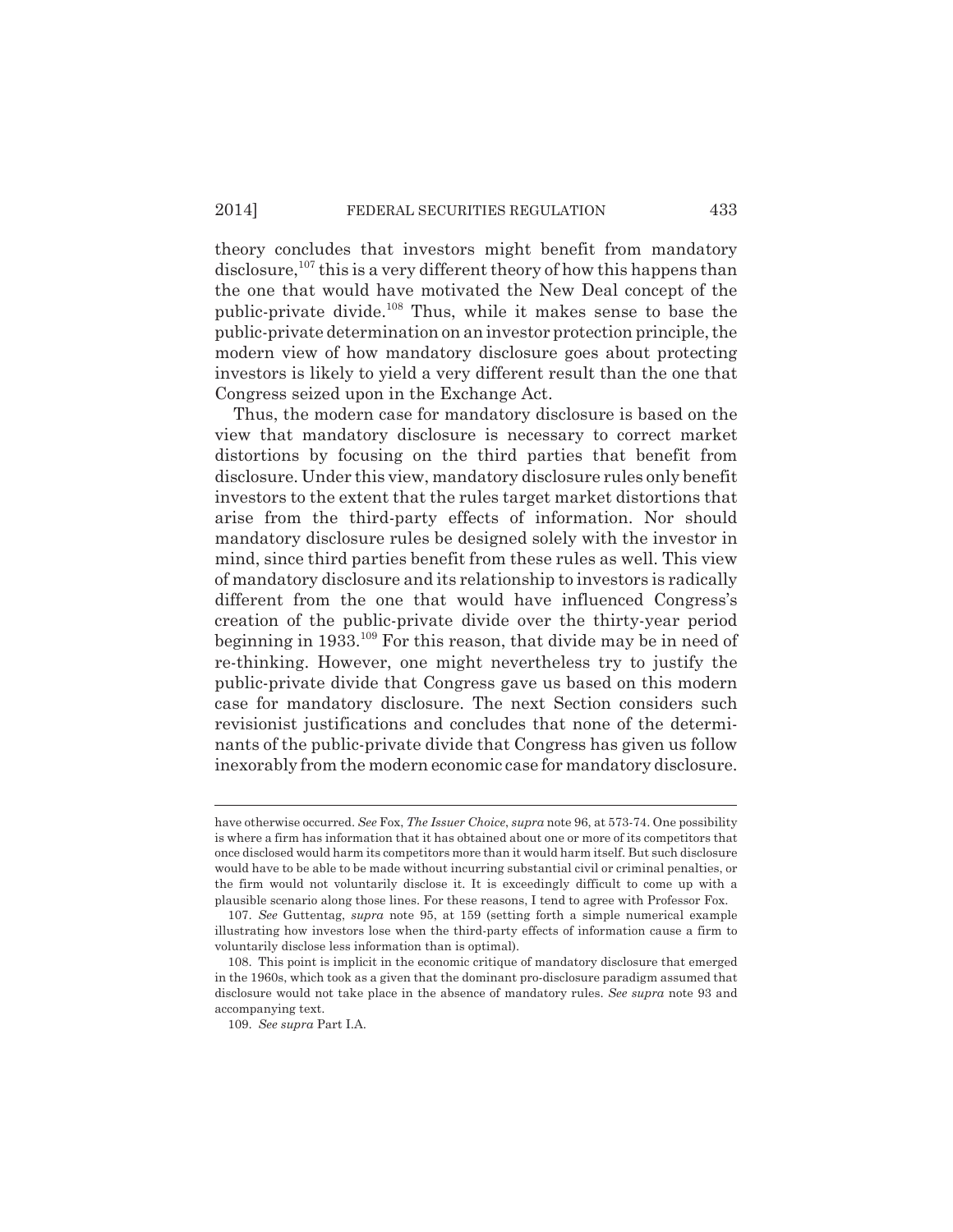theory concludes that investors might benefit from mandatory disclosure,[107] this is a very different theory of how this happens than the one that would have motivated the New Deal concept of the public-private divide.[108] Thus, while it makes sense to base the public-private determination on an investor protection principle, the modern view of how mandatory disclosure goes about protecting investors is likely to yield a very different result than the one that Congress seized upon in the Exchange Act.

Thus, the modern case for mandatory disclosure is based on the view that mandatory disclosure is necessary to correct market distortions by focusing on the third parties that benefit from disclosure. Under this view, mandatory disclosure rules only benefit investors to the extent that the rules target market distortions that arise from the third-party effects of information. Nor should mandatory disclosure rules be designed solely with the investor in mind, since third parties benefit from these rules as well. This view of mandatory disclosure and its relationship to investors is radically different from the one that would have influenced Congress's creation of the public-private divide over the thirty-year period beginning in 1933.[109] For this reason, that divide may be in need of re-thinking. However, one might nevertheless try to justify the public-private divide that Congress gave us based on this modern case for mandatory disclosure. The next Section considers such revisionist justifications and concludes that none of the determinants of the public-private divide that Congress has given us follow inexorably from the modern economic case for mandatory disclosure.

---

have otherwise occurred. *See* Fox, *The Issuer Choice*, *supra* note 96, at 573-74. One possibility is where a firm has information that it has obtained about one or more of its competitors that once disclosed would harm its competitors more than it would harm itself. But such disclosure would have to be able to be made without incurring substantial civil or criminal penalties, or the firm would not voluntarily disclose it. It is exceedingly difficult to come up with a plausible scenario along those lines. For these reasons, I tend to agree with Professor Fox.

107. *See* Guttentag, *supra* note 95, at 159 (setting forth a simple numerical example illustrating how investors lose when the third-party effects of information cause a firm to voluntarily disclose less information than is optimal).

108. This point is implicit in the economic critique of mandatory disclosure that emerged in the 1960s, which took as a given that the dominant pro-disclosure paradigm assumed that disclosure would not take place in the absence of mandatory rules. *See supra* note 93 and accompanying text.

109. *See supra* Part I.A.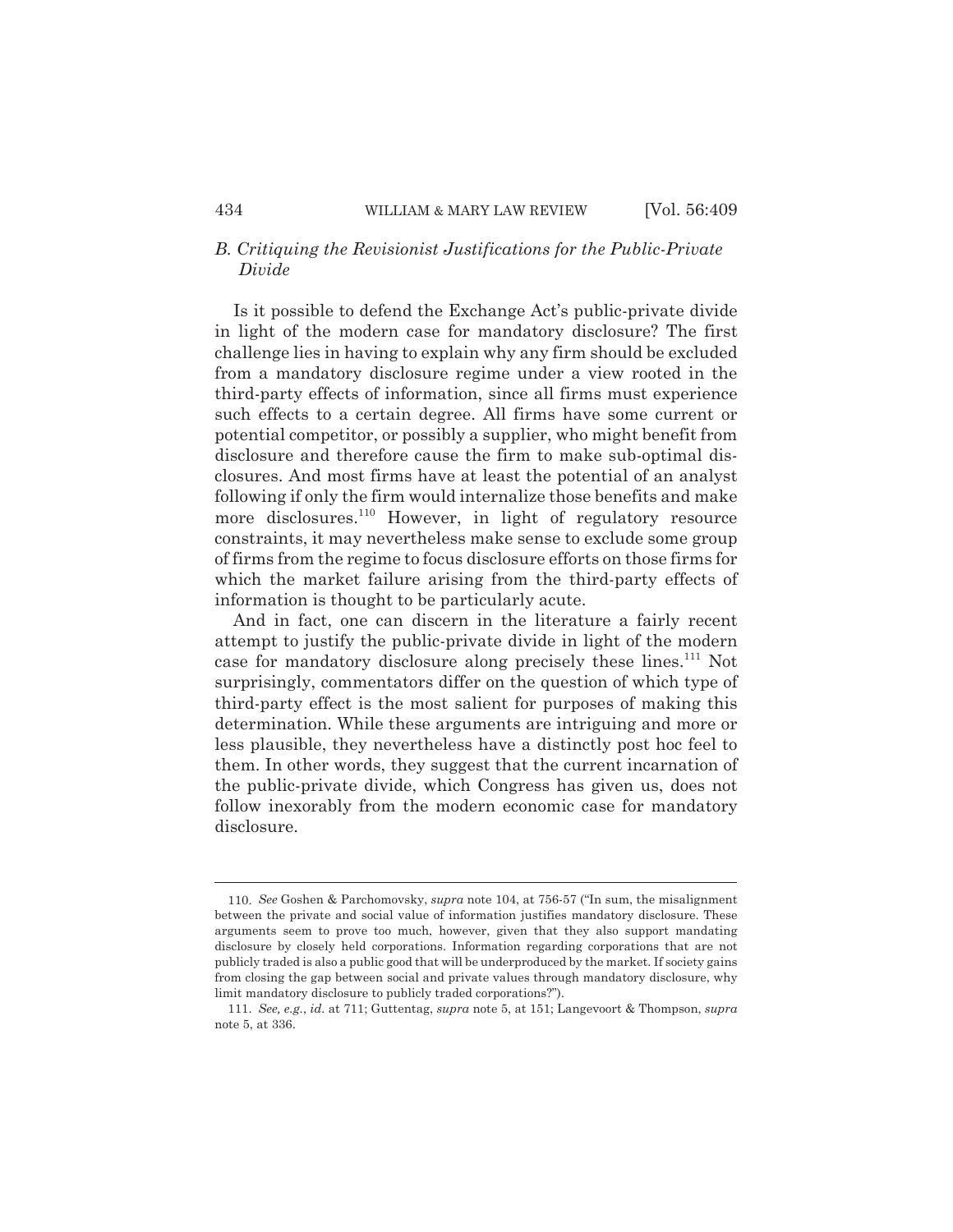### *B. Critiquing the Revisionist Justifications for the Public-Private Divide*

Is it possible to defend the Exchange Act's public-private divide in light of the modern case for mandatory disclosure? The first challenge lies in having to explain why any firm should be excluded from a mandatory disclosure regime under a view rooted in the third-party effects of information, since all firms must experience such effects to a certain degree. All firms have some current or potential competitor, or possibly a supplier, who might benefit from disclosure and therefore cause the firm to make sub-optimal disclosures. And most firms have at least the potential of an analyst following if only the firm would internalize those benefits and make more disclosures.[110] However, in light of regulatory resource constraints, it may nevertheless make sense to exclude some group of firms from the regime to focus disclosure efforts on those firms for which the market failure arising from the third-party effects of information is thought to be particularly acute.

And in fact, one can discern in the literature a fairly recent attempt to justify the public-private divide in light of the modern case for mandatory disclosure along precisely these lines.[111] Not surprisingly, commentators differ on the question of which type of third-party effect is the most salient for purposes of making this determination. While these arguments are intriguing and more or less plausible, they nevertheless have a distinctly post hoc feel to them. In other words, they suggest that the current incarnation of the public-private divide, which Congress has given us, does not follow inexorably from the modern economic case for mandatory disclosure.

---

110. *See* Goshen & Parchomovsky, *supra* note 104, at 756-57 ("In sum, the misalignment between the private and social value of information justifies mandatory disclosure. These arguments seem to prove too much, however, given that they also support mandating disclosure by closely held corporations. Information regarding corporations that are not publicly traded is also a public good that will be underproduced by the market. If society gains from closing the gap between social and private values through mandatory disclosure, why limit mandatory disclosure to publicly traded corporations?").

111. *See, e.g.*, *id.* at 711; Guttentag, *supra* note 5, at 151; Langevoort & Thompson, *supra* note 5, at 336.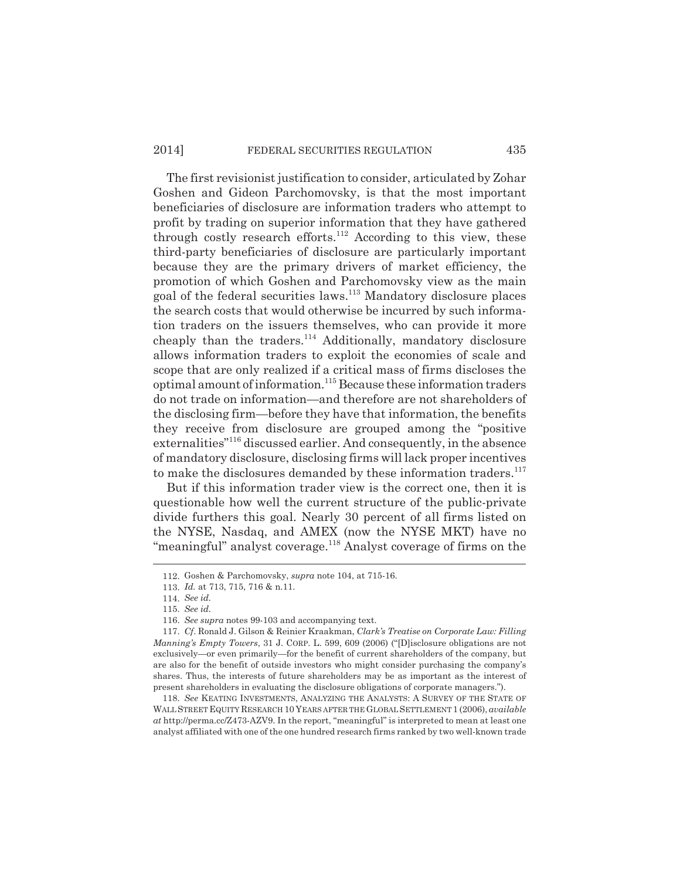The first revisionist justification to consider, articulated by Zohar Goshen and Gideon Parchomovsky, is that the most important beneficiaries of disclosure are information traders who attempt to profit by trading on superior information that they have gathered through costly research efforts.[112] According to this view, these third-party beneficiaries of disclosure are particularly important because they are the primary drivers of market efficiency, the promotion of which Goshen and Parchomovsky view as the main goal of the federal securities laws.[113] Mandatory disclosure places the search costs that would otherwise be incurred by such information traders on the issuers themselves, who can provide it more cheaply than the traders.[114] Additionally, mandatory disclosure allows information traders to exploit the economies of scale and scope that are only realized if a critical mass of firms discloses the optimal amount of information.[115] Because these information traders do not trade on information—and therefore are not shareholders of the disclosing firm—before they have that information, the benefits they receive from disclosure are grouped among the "positive externalities"[116] discussed earlier. And consequently, in the absence of mandatory disclosure, disclosing firms will lack proper incentives to make the disclosures demanded by these information traders.[117]

But if this information trader view is the correct one, then it is questionable how well the current structure of the public-private divide furthers this goal. Nearly 30 percent of all firms listed on the NYSE, Nasdaq, and AMEX (now the NYSE MKT) have no "meaningful" analyst coverage.[118] Analyst coverage of firms on the

---

112. Goshen & Parchomovsky, *supra* note 104, at 715-16.

113. *Id.* at 713, 715, 716 & n.11.

114. *See id.*

115. *See id.*

116. *See supra* notes 99-103 and accompanying text.

117. *Cf.* Ronald J. Gilson & Reinier Kraakman, *Clark's Treatise on Corporate Law: Filling Manning's Empty Towers*, 31 J. CORP. L. 599, 609 (2006) ("[D]isclosure obligations are not exclusively—or even primarily—for the benefit of current shareholders of the company, but are also for the benefit of outside investors who might consider purchasing the company's shares. Thus, the interests of future shareholders may be as important as the interest of present shareholders in evaluating the disclosure obligations of corporate managers.").

118. *See* KEATING INVESTMENTS, ANALYZING THE ANALYSTS: A SURVEY OF THE STATE OF WALL STREET EQUITY RESEARCH 10 YEARS AFTER THE GLOBAL SETTLEMENT 1 (2006), *available at* http://perma.cc/Z473-AZV9. In the report, "meaningful" is interpreted to mean at least one analyst affiliated with one of the one hundred research firms ranked by two well-known trade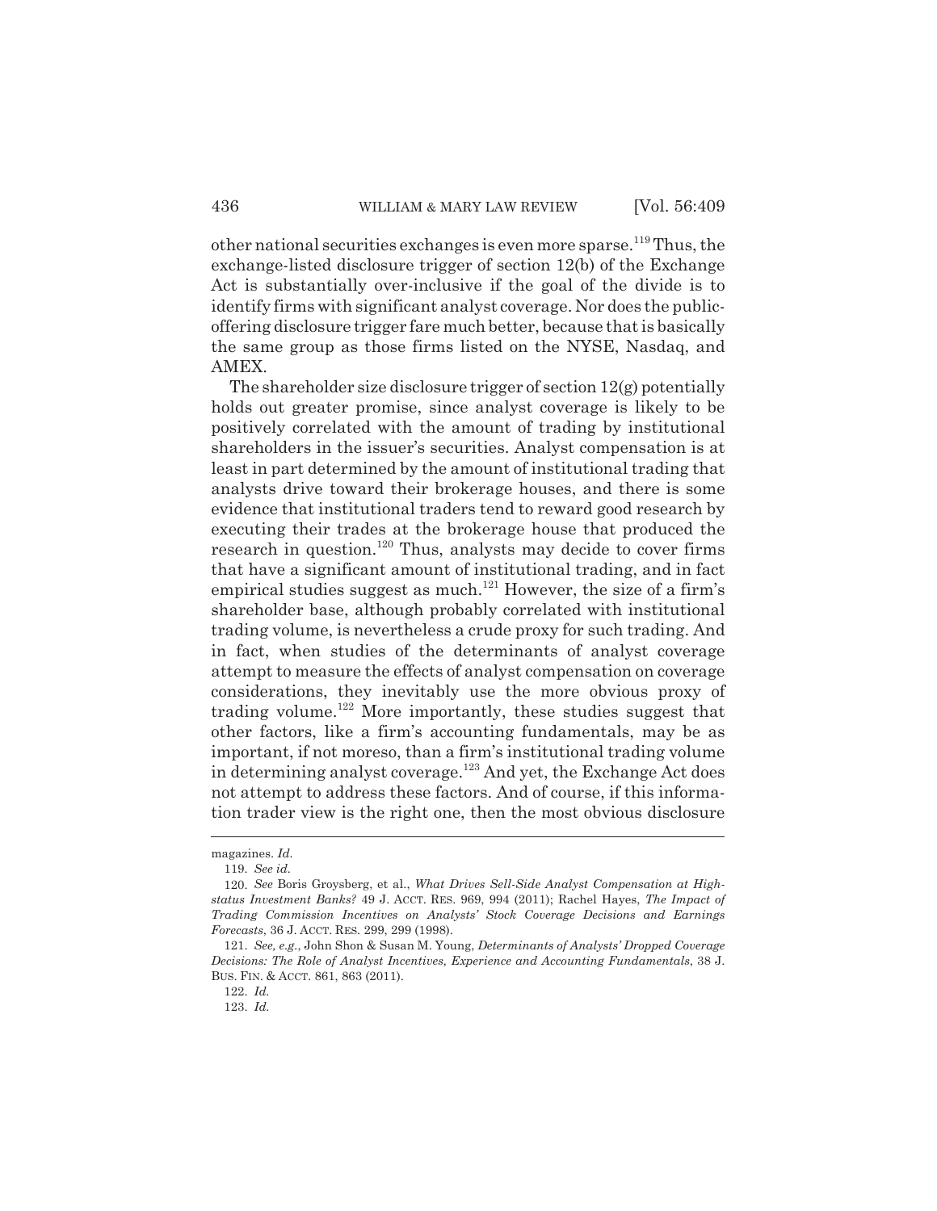other national securities exchanges is even more sparse.[119] Thus, the exchange-listed disclosure trigger of section 12(b) of the Exchange Act is substantially over-inclusive if the goal of the divide is to identify firms with significant analyst coverage. Nor does the public-offering disclosure trigger fare much better, because that is basically the same group as those firms listed on the NYSE, Nasdaq, and AMEX.

The shareholder size disclosure trigger of section 12(g) potentially holds out greater promise, since analyst coverage is likely to be positively correlated with the amount of trading by institutional shareholders in the issuer's securities. Analyst compensation is at least in part determined by the amount of institutional trading that analysts drive toward their brokerage houses, and there is some evidence that institutional traders tend to reward good research by executing their trades at the brokerage house that produced the research in question.[120] Thus, analysts may decide to cover firms that have a significant amount of institutional trading, and in fact empirical studies suggest as much.[121] However, the size of a firm's shareholder base, although probably correlated with institutional trading volume, is nevertheless a crude proxy for such trading. And in fact, when studies of the determinants of analyst coverage attempt to measure the effects of analyst compensation on coverage considerations, they inevitably use the more obvious proxy of trading volume.[122] More importantly, these studies suggest that other factors, like a firm's accounting fundamentals, may be as important, if not moreso, than a firm's institutional trading volume in determining analyst coverage.[123] And yet, the Exchange Act does not attempt to address these factors. And of course, if this information trader view is the right one, then the most obvious disclosure

---

magazines. *Id.*

119. *See id.*

120. *See* Boris Groysberg, et al., *What Drives Sell-Side Analyst Compensation at High-status Investment Banks?* 49 J. ACCT. RES. 969, 994 (2011); Rachel Hayes, *The Impact of Trading Commission Incentives on Analysts' Stock Coverage Decisions and Earnings Forecasts*, 36 J. ACCT. RES. 299, 299 (1998).

121. *See, e.g.*, John Shon & Susan M. Young, *Determinants of Analysts' Dropped Coverage Decisions: The Role of Analyst Incentives, Experience and Accounting Fundamentals*, 38 J. BUS. FIN. & ACCT. 861, 863 (2011).

122. *Id.*

123. *Id.*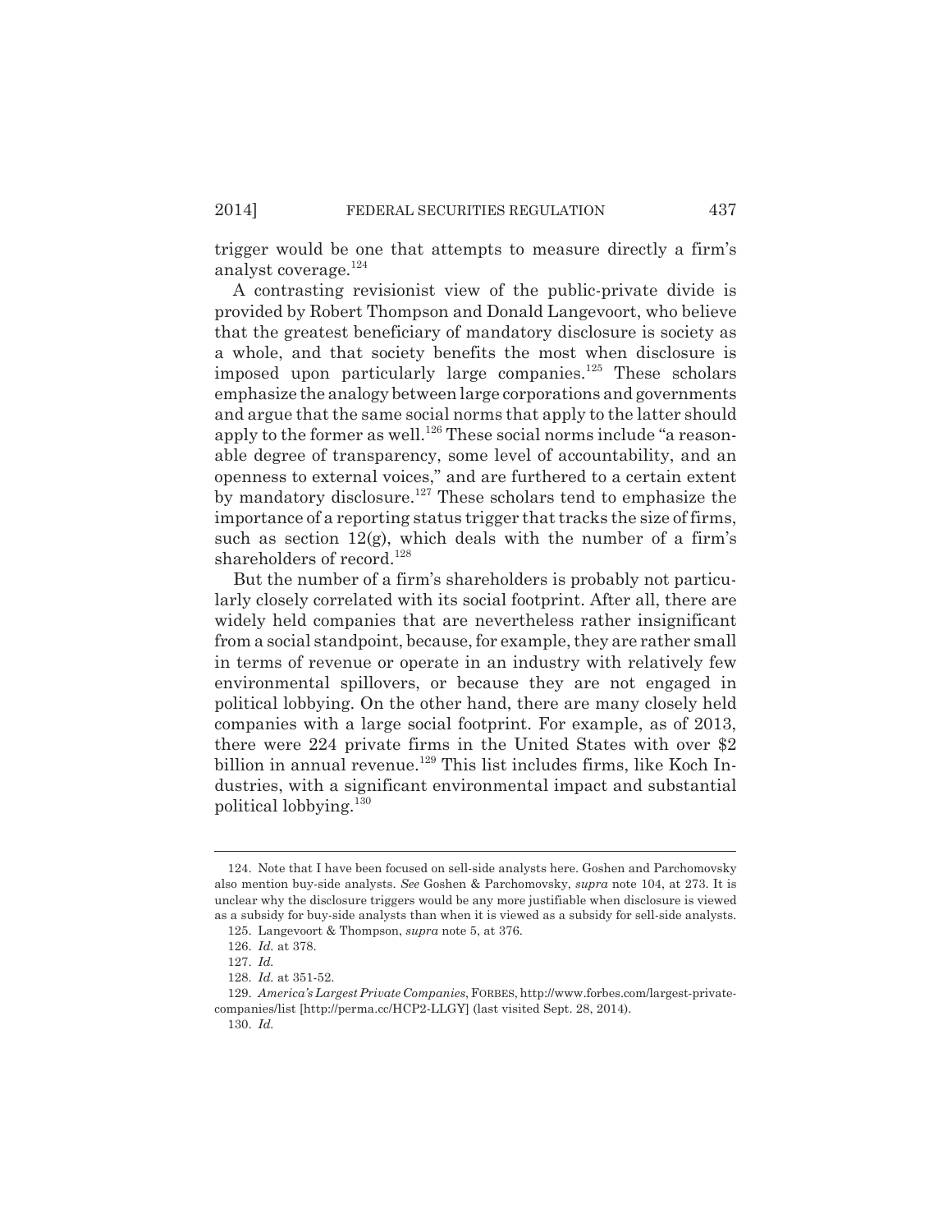trigger would be one that attempts to measure directly a firm's analyst coverage.[124]

A contrasting revisionist view of the public-private divide is provided by Robert Thompson and Donald Langevoort, who believe that the greatest beneficiary of mandatory disclosure is society as a whole, and that society benefits the most when disclosure is imposed upon particularly large companies.[125] These scholars emphasize the analogy between large corporations and governments and argue that the same social norms that apply to the latter should apply to the former as well.[126] These social norms include "a reasonable degree of transparency, some level of accountability, and an openness to external voices," and are furthered to a certain extent by mandatory disclosure.[127] These scholars tend to emphasize the importance of a reporting status trigger that tracks the size of firms, such as section 12(g), which deals with the number of a firm's shareholders of record.[128]

But the number of a firm's shareholders is probably not particularly closely correlated with its social footprint. After all, there are widely held companies that are nevertheless rather insignificant from a social standpoint, because, for example, they are rather small in terms of revenue or operate in an industry with relatively few environmental spillovers, or because they are not engaged in political lobbying. On the other hand, there are many closely held companies with a large social footprint. For example, as of 2013, there were 224 private firms in the United States with over $2 billion in annual revenue.[129] This list includes firms, like Koch Industries, with a significant environmental impact and substantial political lobbying.[130]

---

124. Note that I have been focused on sell-side analysts here. Goshen and Parchomovsky also mention buy-side analysts. *See* Goshen & Parchomovsky, *supra* note 104, at 273. It is unclear why the disclosure triggers would be any more justifiable when disclosure is viewed as a subsidy for buy-side analysts than when it is viewed as a subsidy for sell-side analysts.

125. Langevoort & Thompson, *supra* note 5, at 376.

126. *Id.* at 378.

127. *Id.*

128. *Id.* at 351-52.

129. *America's Largest Private Companies*, FORBES, http://www.forbes.com/largest-private-companies/list [http://perma.cc/HCP2-LLGY] (last visited Sept. 28, 2014).

130. *Id.*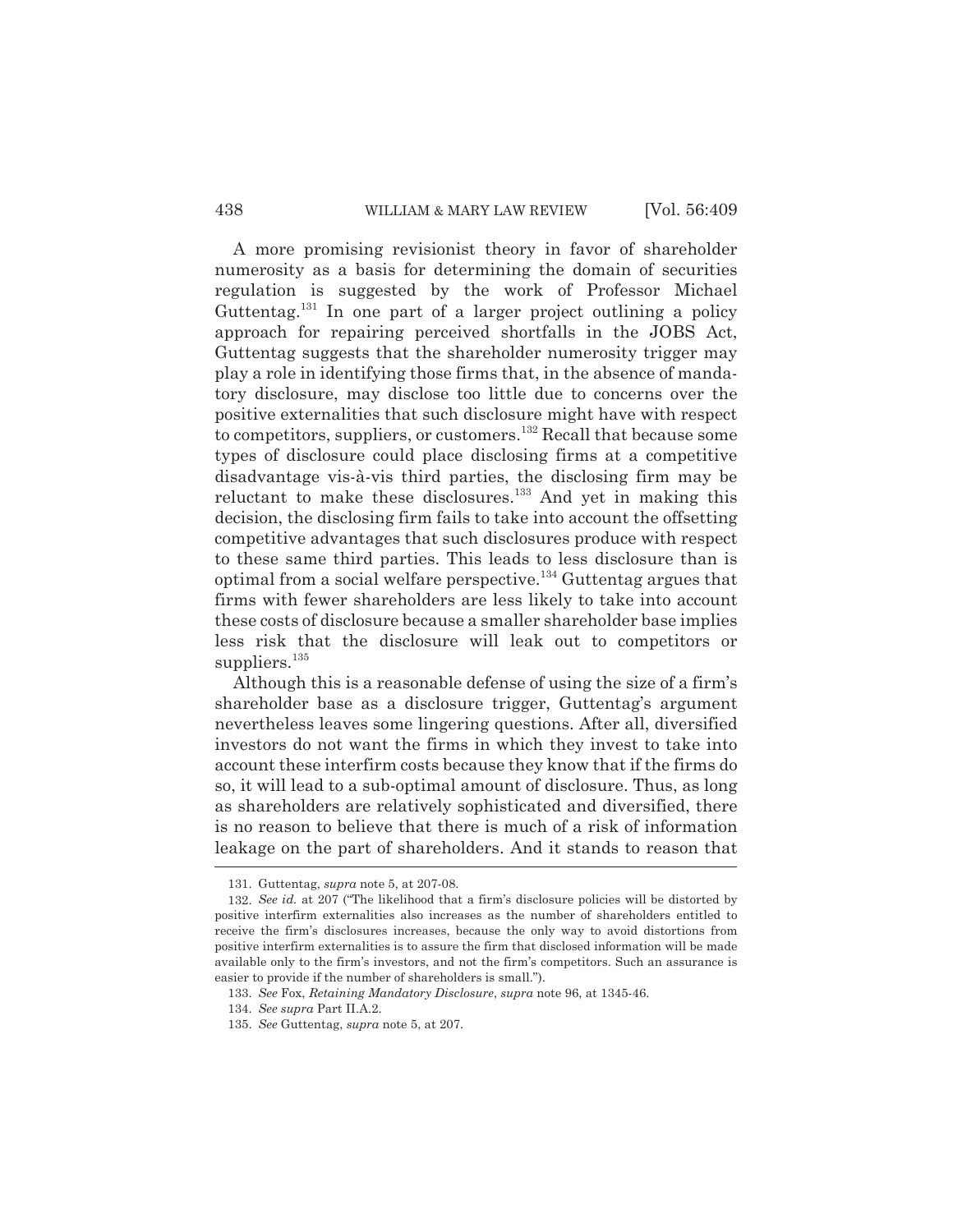A more promising revisionist theory in favor of shareholder numerosity as a basis for determining the domain of securities regulation is suggested by the work of Professor Michael Guttentag.[131] In one part of a larger project outlining a policy approach for repairing perceived shortfalls in the JOBS Act, Guttentag suggests that the shareholder numerosity trigger may play a role in identifying those firms that, in the absence of mandatory disclosure, may disclose too little due to concerns over the positive externalities that such disclosure might have with respect to competitors, suppliers, or customers.[132] Recall that because some types of disclosure could place disclosing firms at a competitive disadvantage vis-à-vis third parties, the disclosing firm may be reluctant to make these disclosures.[133] And yet in making this decision, the disclosing firm fails to take into account the offsetting competitive advantages that such disclosures produce with respect to these same third parties. This leads to less disclosure than is optimal from a social welfare perspective.[134] Guttentag argues that firms with fewer shareholders are less likely to take into account these costs of disclosure because a smaller shareholder base implies less risk that the disclosure will leak out to competitors or suppliers.[135]

Although this is a reasonable defense of using the size of a firm's shareholder base as a disclosure trigger, Guttentag's argument nevertheless leaves some lingering questions. After all, diversified investors do not want the firms in which they invest to take into account these interfirm costs because they know that if the firms do so, it will lead to a sub-optimal amount of disclosure. Thus, as long as shareholders are relatively sophisticated and diversified, there is no reason to believe that there is much of a risk of information leakage on the part of shareholders. And it stands to reason that

---

131. Guttentag, *supra* note 5, at 207-08.

132. *See id.* at 207 ("The likelihood that a firm's disclosure policies will be distorted by positive interfirm externalities also increases as the number of shareholders entitled to receive the firm's disclosures increases, because the only way to avoid distortions from positive interfirm externalities is to assure the firm that disclosed information will be made available only to the firm's investors, and not the firm's competitors. Such an assurance is easier to provide if the number of shareholders is small.").

133. *See* Fox, *Retaining Mandatory Disclosure*, *supra* note 96, at 1345-46.

134. *See supra* Part II.A.2.

135. *See* Guttentag, *supra* note 5, at 207.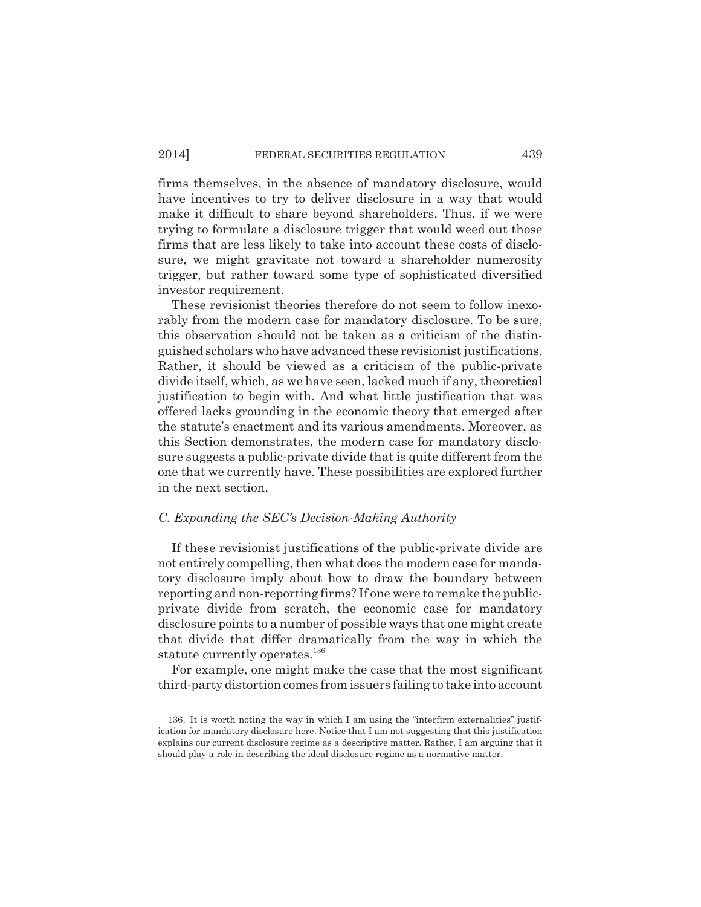firms themselves, in the absence of mandatory disclosure, would have incentives to try to deliver disclosure in a way that would make it difficult to share beyond shareholders. Thus, if we were trying to formulate a disclosure trigger that would weed out those firms that are less likely to take into account these costs of disclosure, we might gravitate not toward a shareholder numerosity trigger, but rather toward some type of sophisticated diversified investor requirement.

These revisionist theories therefore do not seem to follow inexorably from the modern case for mandatory disclosure. To be sure, this observation should not be taken as a criticism of the distinguished scholars who have advanced these revisionist justifications. Rather, it should be viewed as a criticism of the public-private divide itself, which, as we have seen, lacked much if any, theoretical justification to begin with. And what little justification that was offered lacks grounding in the economic theory that emerged after the statute's enactment and its various amendments. Moreover, as this Section demonstrates, the modern case for mandatory disclosure suggests a public-private divide that is quite different from the one that we currently have. These possibilities are explored further in the next section.

### *C. Expanding the SEC's Decision-Making Authority*

If these revisionist justifications of the public-private divide are not entirely compelling, then what does the modern case for mandatory disclosure imply about how to draw the boundary between reporting and non-reporting firms? If one were to remake the public-private divide from scratch, the economic case for mandatory disclosure points to a number of possible ways that one might create that divide that differ dramatically from the way in which the statute currently operates.[136]

For example, one might make the case that the most significant third-party distortion comes from issuers failing to take into account

---

136. It is worth noting the way in which I am using the "interfirm externalities" justification for mandatory disclosure here. Notice that I am not suggesting that this justification explains our current disclosure regime as a descriptive matter. Rather, I am arguing that it should play a role in describing the ideal disclosure regime as a normative matter.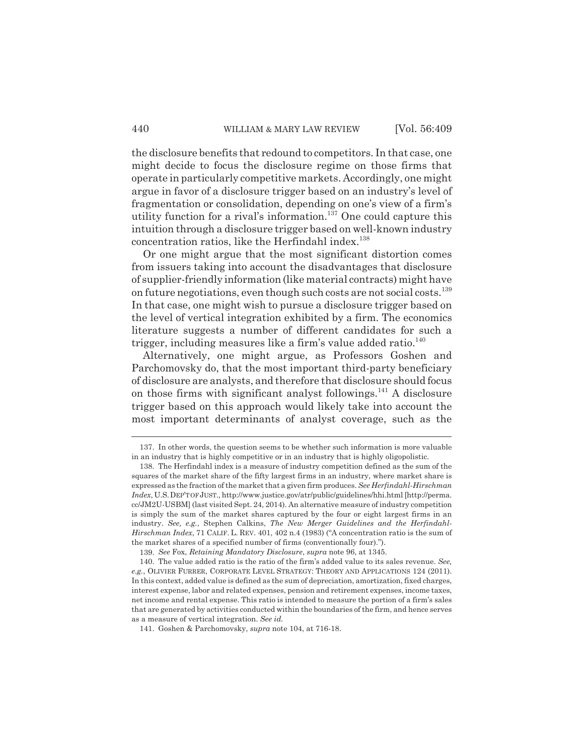the disclosure benefits that redound to competitors. In that case, one might decide to focus the disclosure regime on those firms that operate in particularly competitive markets. Accordingly, one might argue in favor of a disclosure trigger based on an industry's level of fragmentation or consolidation, depending on one's view of a firm's utility function for a rival's information.[137] One could capture this intuition through a disclosure trigger based on well-known industry concentration ratios, like the Herfindahl index.[138]

Or one might argue that the most significant distortion comes from issuers taking into account the disadvantages that disclosure of supplier-friendly information (like material contracts) might have on future negotiations, even though such costs are not social costs.[139] In that case, one might wish to pursue a disclosure trigger based on the level of vertical integration exhibited by a firm. The economics literature suggests a number of different candidates for such a trigger, including measures like a firm's value added ratio.[140]

Alternatively, one might argue, as Professors Goshen and Parchomovsky do, that the most important third-party beneficiary of disclosure are analysts, and therefore that disclosure should focus on those firms with significant analyst followings.[141] A disclosure trigger based on this approach would likely take into account the most important determinants of analyst coverage, such as the

---

137. In other words, the question seems to be whether such information is more valuable in an industry that is highly competitive or in an industry that is highly oligopolistic.

138. The Herfindahl index is a measure of industry competition defined as the sum of the squares of the market share of the fifty largest firms in an industry, where market share is expressed as the fraction of the market that a given firm produces. *See Herfindahl-Hirschman Index*, U.S. DEP'T OF JUST., http://www.justice.gov/atr/public/guidelines/hhi.html [http://perma.cc/JM2U-USBM] (last visited Sept. 24, 2014). An alternative measure of industry competition is simply the sum of the market shares captured by the four or eight largest firms in an industry. *See, e.g.*, Stephen Calkins, *The New Merger Guidelines and the Herfindahl-Hirschman Index*, 71 CALIF. L. REV. 401, 402 n.4 (1983) ("A concentration ratio is the sum of the market shares of a specified number of firms (conventionally four).").

139. *See* Fox, *Retaining Mandatory Disclosure*, *supra* note 96, at 1345.

140. The value added ratio is the ratio of the firm's added value to its sales revenue. *See, e.g.*, OLIVIER FURRER, CORPORATE LEVEL STRATEGY: THEORY AND APPLICATIONS 124 (2011). In this context, added value is defined as the sum of depreciation, amortization, fixed charges, interest expense, labor and related expenses, pension and retirement expenses, income taxes, net income and rental expense. This ratio is intended to measure the portion of a firm's sales that are generated by activities conducted within the boundaries of the firm, and hence serves as a measure of vertical integration. *See id.*

141. Goshen & Parchomovsky, *supra* note 104, at 716-18.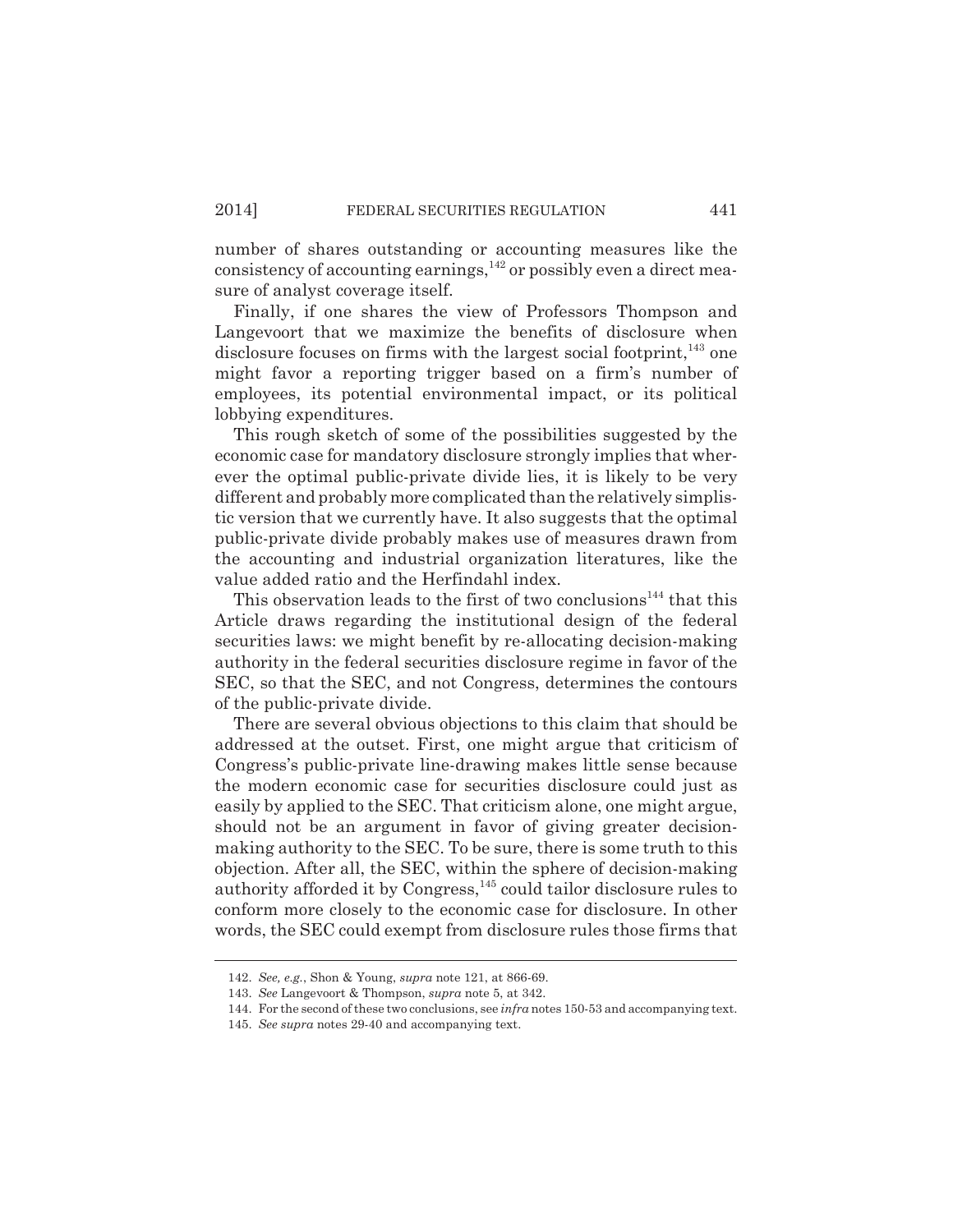number of shares outstanding or accounting measures like the consistency of accounting earnings,[142] or possibly even a direct measure of analyst coverage itself.

Finally, if one shares the view of Professors Thompson and Langevoort that we maximize the benefits of disclosure when disclosure focuses on firms with the largest social footprint,[143] one might favor a reporting trigger based on a firm's number of employees, its potential environmental impact, or its political lobbying expenditures.

This rough sketch of some of the possibilities suggested by the economic case for mandatory disclosure strongly implies that wherever the optimal public-private divide lies, it is likely to be very different and probably more complicated than the relatively simplistic version that we currently have. It also suggests that the optimal public-private divide probably makes use of measures drawn from the accounting and industrial organization literatures, like the value added ratio and the Herfindahl index.

This observation leads to the first of two conclusions[144] that this Article draws regarding the institutional design of the federal securities laws: we might benefit by re-allocating decision-making authority in the federal securities disclosure regime in favor of the SEC, so that the SEC, and not Congress, determines the contours of the public-private divide.

There are several obvious objections to this claim that should be addressed at the outset. First, one might argue that criticism of Congress's public-private line-drawing makes little sense because the modern economic case for securities disclosure could just as easily by applied to the SEC. That criticism alone, one might argue, should not be an argument in favor of giving greater decision-making authority to the SEC. To be sure, there is some truth to this objection. After all, the SEC, within the sphere of decision-making authority afforded it by Congress,[145] could tailor disclosure rules to conform more closely to the economic case for disclosure. In other words, the SEC could exempt from disclosure rules those firms that

---

142. *See, e.g.*, Shon & Young, *supra* note 121, at 866-69.

143. *See* Langevoort & Thompson, *supra* note 5, at 342.

144. For the second of these two conclusions, see *infra* notes 150-53 and accompanying text.

145. *See supra* notes 29-40 and accompanying text.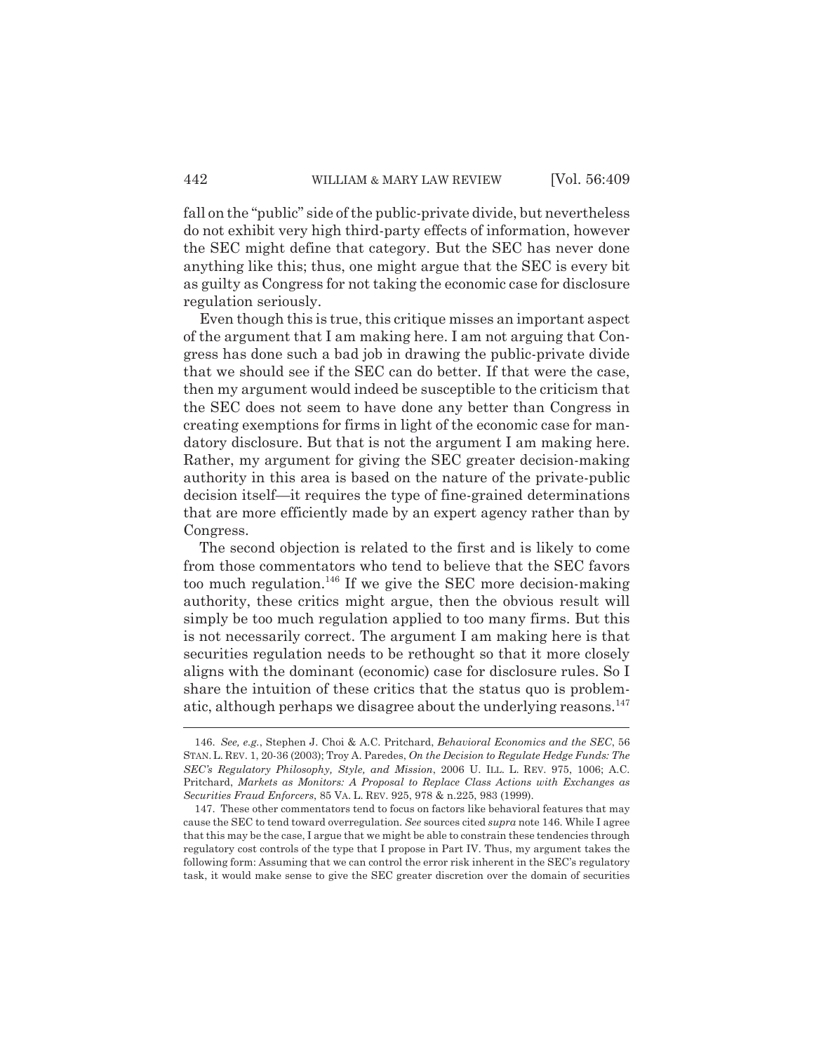fall on the "public" side of the public-private divide, but nevertheless do not exhibit very high third-party effects of information, however the SEC might define that category. But the SEC has never done anything like this; thus, one might argue that the SEC is every bit as guilty as Congress for not taking the economic case for disclosure regulation seriously.

Even though this is true, this critique misses an important aspect of the argument that I am making here. I am not arguing that Congress has done such a bad job in drawing the public-private divide that we should see if the SEC can do better. If that were the case, then my argument would indeed be susceptible to the criticism that the SEC does not seem to have done any better than Congress in creating exemptions for firms in light of the economic case for mandatory disclosure. But that is not the argument I am making here. Rather, my argument for giving the SEC greater decision-making authority in this area is based on the nature of the private-public decision itself—it requires the type of fine-grained determinations that are more efficiently made by an expert agency rather than by Congress.

The second objection is related to the first and is likely to come from those commentators who tend to believe that the SEC favors too much regulation.[146] If we give the SEC more decision-making authority, these critics might argue, then the obvious result will simply be too much regulation applied to too many firms. But this is not necessarily correct. The argument I am making here is that securities regulation needs to be rethought so that it more closely aligns with the dominant (economic) case for disclosure rules. So I share the intuition of these critics that the status quo is problematic, although perhaps we disagree about the underlying reasons.[147]

---

146. *See, e.g.*, Stephen J. Choi & A.C. Pritchard, *Behavioral Economics and the SEC*, 56 STAN. L. REV. 1, 20-36 (2003); Troy A. Paredes, *On the Decision to Regulate Hedge Funds: The SEC's Regulatory Philosophy, Style, and Mission*, 2006 U. ILL. L. REV. 975, 1006; A.C. Pritchard, *Markets as Monitors: A Proposal to Replace Class Actions with Exchanges as Securities Fraud Enforcers*, 85 VA. L. REV. 925, 978 & n.225, 983 (1999).

147. These other commentators tend to focus on factors like behavioral features that may cause the SEC to tend toward overregulation. *See* sources cited *supra* note 146. While I agree that this may be the case, I argue that we might be able to constrain these tendencies through regulatory cost controls of the type that I propose in Part IV. Thus, my argument takes the following form: Assuming that we can control the error risk inherent in the SEC's regulatory task, it would make sense to give the SEC greater discretion over the domain of securities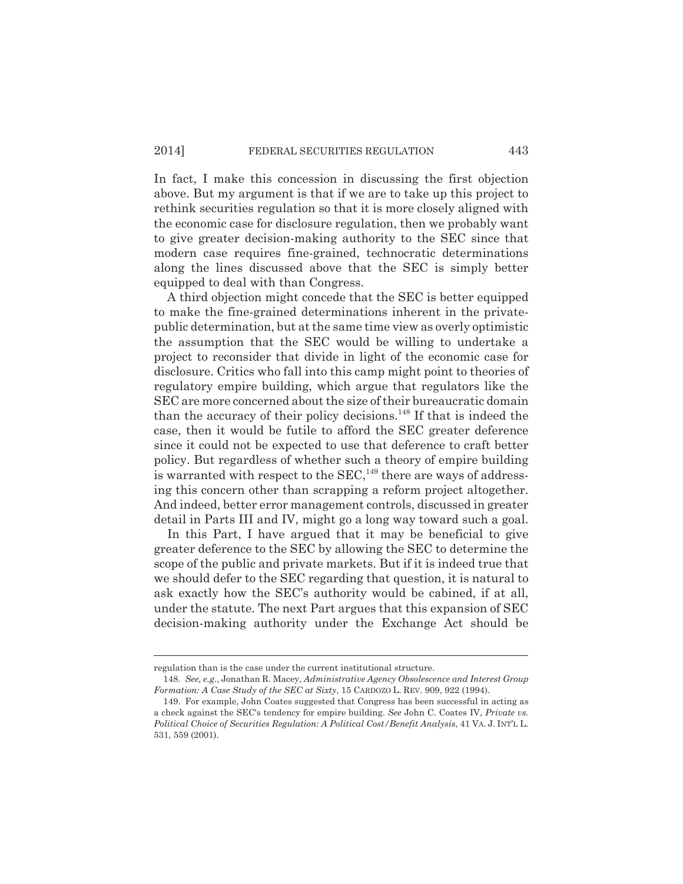In fact, I make this concession in discussing the first objection above. But my argument is that if we are to take up this project to rethink securities regulation so that it is more closely aligned with the economic case for disclosure regulation, then we probably want to give greater decision-making authority to the SEC since that modern case requires fine-grained, technocratic determinations along the lines discussed above that the SEC is simply better equipped to deal with than Congress.

A third objection might concede that the SEC is better equipped to make the fine-grained determinations inherent in the private-public determination, but at the same time view as overly optimistic the assumption that the SEC would be willing to undertake a project to reconsider that divide in light of the economic case for disclosure. Critics who fall into this camp might point to theories of regulatory empire building, which argue that regulators like the SEC are more concerned about the size of their bureaucratic domain than the accuracy of their policy decisions.[148] If that is indeed the case, then it would be futile to afford the SEC greater deference since it could not be expected to use that deference to craft better policy. But regardless of whether such a theory of empire building is warranted with respect to the SEC,[149] there are ways of addressing this concern other than scrapping a reform project altogether. And indeed, better error management controls, discussed in greater detail in Parts III and IV, might go a long way toward such a goal.

In this Part, I have argued that it may be beneficial to give greater deference to the SEC by allowing the SEC to determine the scope of the public and private markets. But if it is indeed true that we should defer to the SEC regarding that question, it is natural to ask exactly how the SEC's authority would be cabined, if at all, under the statute. The next Part argues that this expansion of SEC decision-making authority under the Exchange Act should be

---

regulation than is the case under the current institutional structure.

148. *See, e.g.*, Jonathan R. Macey, *Administrative Agency Obsolescence and Interest Group Formation: A Case Study of the SEC at Sixty*, 15 CARDOZO L. REV. 909, 922 (1994).

149. For example, John Coates suggested that Congress has been successful in acting as a check against the SEC's tendency for empire building. *See* John C. Coates IV, *Private vs. Political Choice of Securities Regulation: A Political Cost/Benefit Analysis*, 41 VA. J. INT'L L. 531, 559 (2001).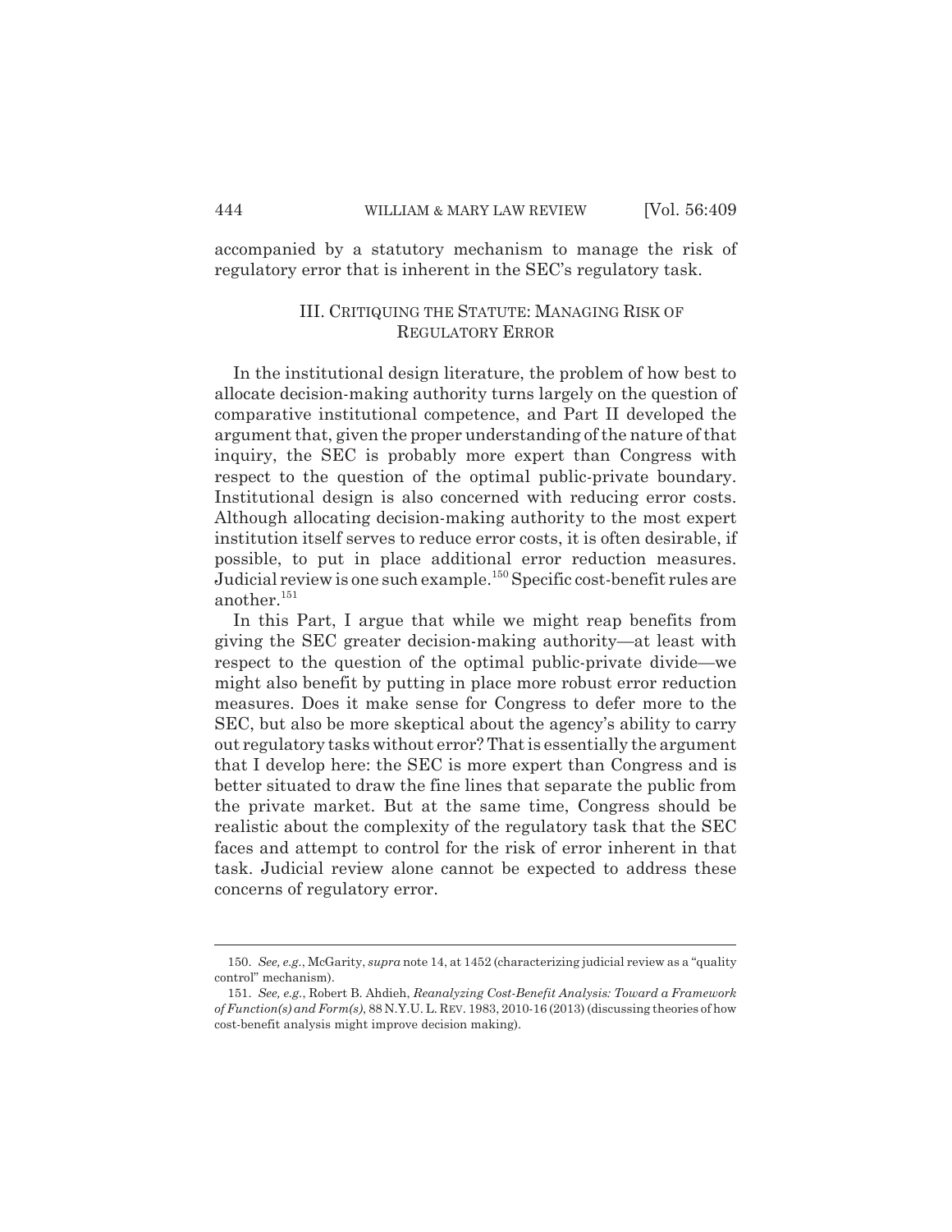accompanied by a statutory mechanism to manage the risk of regulatory error that is inherent in the SEC's regulatory task.

## III. CRITIQUING THE STATUTE: MANAGING RISK OF REGULATORY ERROR

In the institutional design literature, the problem of how best to allocate decision-making authority turns largely on the question of comparative institutional competence, and Part II developed the argument that, given the proper understanding of the nature of that inquiry, the SEC is probably more expert than Congress with respect to the question of the optimal public-private boundary. Institutional design is also concerned with reducing error costs. Although allocating decision-making authority to the most expert institution itself serves to reduce error costs, it is often desirable, if possible, to put in place additional error reduction measures. Judicial review is one such example.[150] Specific cost-benefit rules are another.[151]

In this Part, I argue that while we might reap benefits from giving the SEC greater decision-making authority—at least with respect to the question of the optimal public-private divide—we might also benefit by putting in place more robust error reduction measures. Does it make sense for Congress to defer more to the SEC, but also be more skeptical about the agency's ability to carry out regulatory tasks without error? That is essentially the argument that I develop here: the SEC is more expert than Congress and is better situated to draw the fine lines that separate the public from the private market. But at the same time, Congress should be realistic about the complexity of the regulatory task that the SEC faces and attempt to control for the risk of error inherent in that task. Judicial review alone cannot be expected to address these concerns of regulatory error.

---

150. *See, e.g.*, McGarity, *supra* note 14, at 1452 (characterizing judicial review as a "quality control" mechanism).

151. *See, e.g.*, Robert B. Ahdieh, *Reanalyzing Cost-Benefit Analysis: Toward a Framework of Function(s) and Form(s)*, 88 N.Y.U. L. REV. 1983, 2010-16 (2013) (discussing theories of how cost-benefit analysis might improve decision making).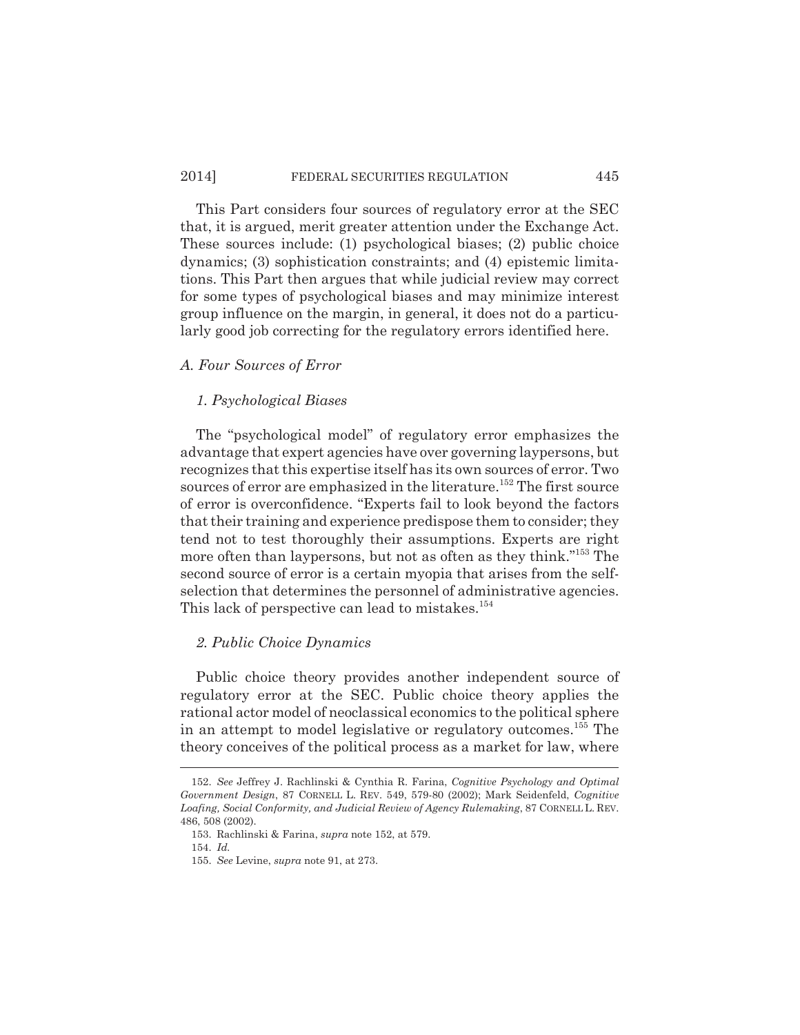This Part considers four sources of regulatory error at the SEC that, it is argued, merit greater attention under the Exchange Act. These sources include: (1) psychological biases; (2) public choice dynamics; (3) sophistication constraints; and (4) epistemic limitations. This Part then argues that while judicial review may correct for some types of psychological biases and may minimize interest group influence on the margin, in general, it does not do a particularly good job correcting for the regulatory errors identified here.

### *A. Four Sources of Error*

#### *1. Psychological Biases*

The "psychological model" of regulatory error emphasizes the advantage that expert agencies have over governing laypersons, but recognizes that this expertise itself has its own sources of error. Two sources of error are emphasized in the literature.[152] The first source of error is overconfidence. "Experts fail to look beyond the factors that their training and experience predispose them to consider; they tend not to test thoroughly their assumptions. Experts are right more often than laypersons, but not as often as they think."[153] The second source of error is a certain myopia that arises from the self-selection that determines the personnel of administrative agencies. This lack of perspective can lead to mistakes.[154]

#### *2. Public Choice Dynamics*

Public choice theory provides another independent source of regulatory error at the SEC. Public choice theory applies the rational actor model of neoclassical economics to the political sphere in an attempt to model legislative or regulatory outcomes.[155] The theory conceives of the political process as a market for law, where

---

152. *See* Jeffrey J. Rachlinski & Cynthia R. Farina, *Cognitive Psychology and Optimal Government Design*, 87 CORNELL L. REV. 549, 579-80 (2002); Mark Seidenfeld, *Cognitive Loafing, Social Conformity, and Judicial Review of Agency Rulemaking*, 87 CORNELL L. REV. 486, 508 (2002).

153. Rachlinski & Farina, *supra* note 152, at 579.

154. *Id.*

155. *See* Levine, *supra* note 91, at 273.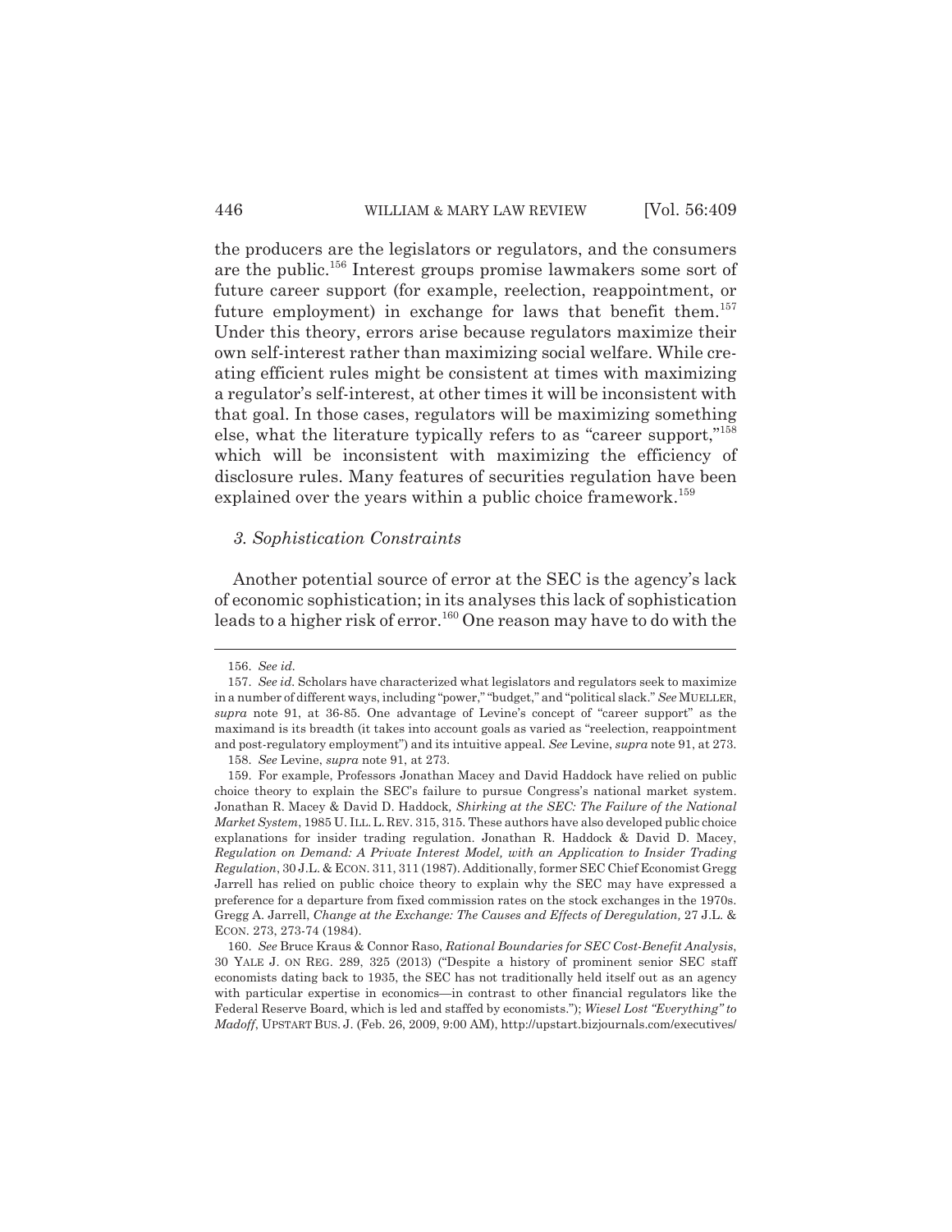the producers are the legislators or regulators, and the consumers are the public.[156] Interest groups promise lawmakers some sort of future career support (for example, reelection, reappointment, or future employment) in exchange for laws that benefit them.[157] Under this theory, errors arise because regulators maximize their own self-interest rather than maximizing social welfare. While creating efficient rules might be consistent at times with maximizing a regulator's self-interest, at other times it will be inconsistent with that goal. In those cases, regulators will be maximizing something else, what the literature typically refers to as "career support,"[158] which will be inconsistent with maximizing the efficiency of disclosure rules. Many features of securities regulation have been explained over the years within a public choice framework.[159]

### *3. Sophistication Constraints*

Another potential source of error at the SEC is the agency's lack of economic sophistication; in its analyses this lack of sophistication leads to a higher risk of error.[160] One reason may have to do with the

---

156. *See id.*

157. *See id.* Scholars have characterized what legislators and regulators seek to maximize in a number of different ways, including "power," "budget," and "political slack." *See* MUELLER, *supra* note 91, at 36-85. One advantage of Levine's concept of "career support" as the maximand is its breadth (it takes into account goals as varied as "reelection, reappointment and post-regulatory employment") and its intuitive appeal. *See* Levine, *supra* note 91, at 273.

158. *See* Levine, *supra* note 91, at 273.

159. For example, Professors Jonathan Macey and David Haddock have relied on public choice theory to explain the SEC's failure to pursue Congress's national market system. Jonathan R. Macey & David D. Haddock, *Shirking at the SEC: The Failure of the National Market System*, 1985 U. ILL. L. REV. 315, 315. These authors have also developed public choice explanations for insider trading regulation. Jonathan R. Haddock & David D. Macey, *Regulation on Demand: A Private Interest Model, with an Application to Insider Trading Regulation*, 30 J.L. & ECON. 311, 311 (1987). Additionally, former SEC Chief Economist Gregg Jarrell has relied on public choice theory to explain why the SEC may have expressed a preference for a departure from fixed commission rates on the stock exchanges in the 1970s. Gregg A. Jarrell, *Change at the Exchange: The Causes and Effects of Deregulation,* 27 J.L. & ECON. 273, 273-74 (1984).

160. *See* Bruce Kraus & Connor Raso, *Rational Boundaries for SEC Cost-Benefit Analysis*, 30 YALE J. ON REG. 289, 325 (2013) ("Despite a history of prominent senior SEC staff economists dating back to 1935, the SEC has not traditionally held itself out as an agency with particular expertise in economics—in contrast to other financial regulators like the Federal Reserve Board, which is led and staffed by economists."); *Wiesel Lost "Everything" to Madoff*, UPSTART BUS. J. (Feb. 26, 2009, 9:00 AM), http://upstart.bizjournals.com/executives/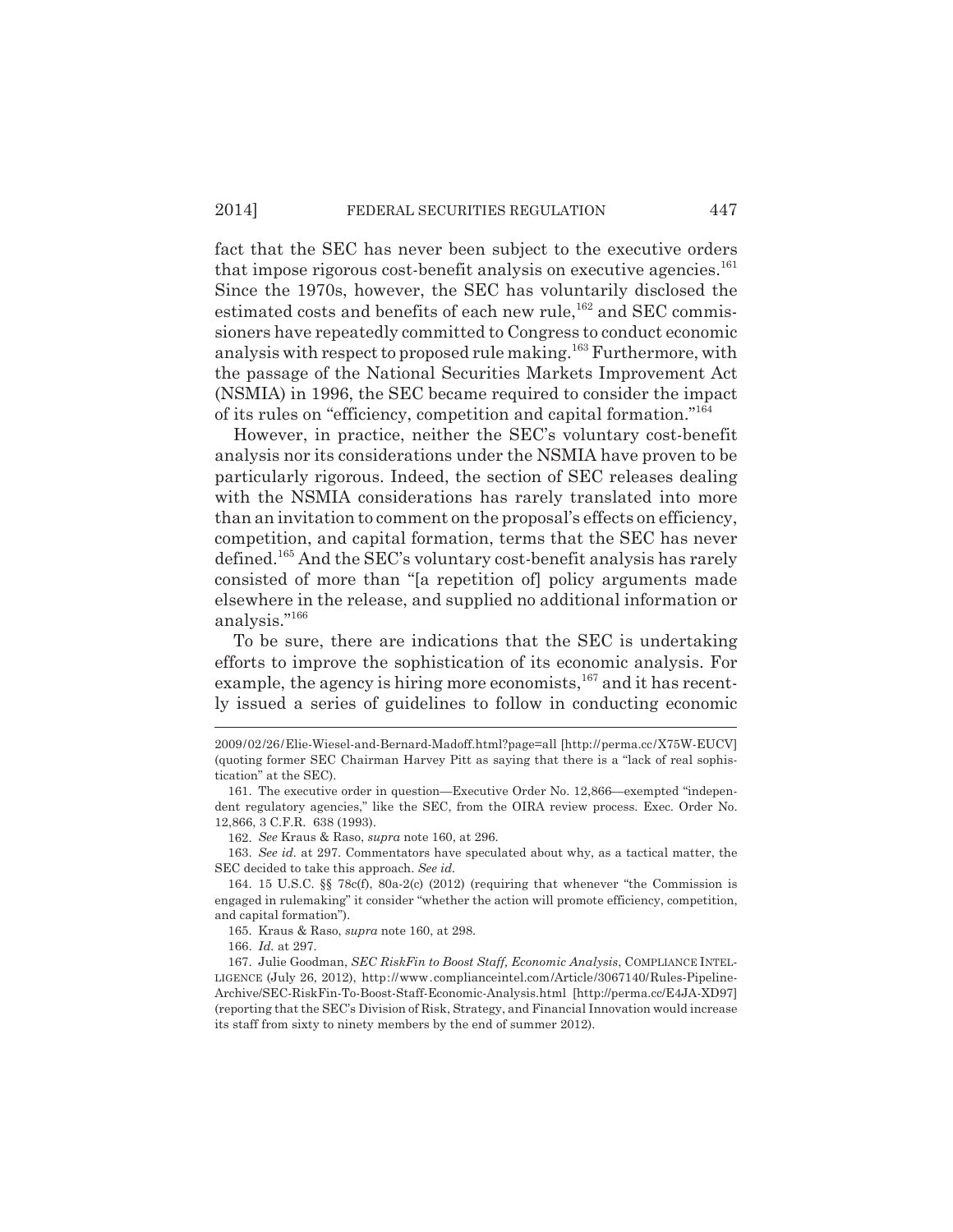fact that the SEC has never been subject to the executive orders that impose rigorous cost-benefit analysis on executive agencies.[161] Since the 1970s, however, the SEC has voluntarily disclosed the estimated costs and benefits of each new rule,[162] and SEC commissioners have repeatedly committed to Congress to conduct economic analysis with respect to proposed rule making.[163] Furthermore, with the passage of the National Securities Markets Improvement Act (NSMIA) in 1996, the SEC became required to consider the impact of its rules on "efficiency, competition and capital formation."[164]

However, in practice, neither the SEC's voluntary cost-benefit analysis nor its considerations under the NSMIA have proven to be particularly rigorous. Indeed, the section of SEC releases dealing with the NSMIA considerations has rarely translated into more than an invitation to comment on the proposal's effects on efficiency, competition, and capital formation, terms that the SEC has never defined.[165] And the SEC's voluntary cost-benefit analysis has rarely consisted of more than "[a repetition of] policy arguments made elsewhere in the release, and supplied no additional information or analysis."[166]

To be sure, there are indications that the SEC is undertaking efforts to improve the sophistication of its economic analysis. For example, the agency is hiring more economists,[167] and it has recently issued a series of guidelines to follow in conducting economic

---

2009/02/26/Elie-Wiesel-and-Bernard-Madoff.html?page=all [http://perma.cc/X75W-EUCV] (quoting former SEC Chairman Harvey Pitt as saying that there is a "lack of real sophistication" at the SEC).

161. The executive order in question—Executive Order No. 12,866—exempted "independent regulatory agencies," like the SEC, from the OIRA review process. Exec. Order No. 12,866, 3 C.F.R. 638 (1993).

162. *See* Kraus & Raso, *supra* note 160, at 296.

163. *See id.* at 297. Commentators have speculated about why, as a tactical matter, the SEC decided to take this approach. *See id.*

164. 15 U.S.C. §§ 78c(f), 80a-2(c) (2012) (requiring that whenever "the Commission is engaged in rulemaking" it consider "whether the action will promote efficiency, competition, and capital formation").

165. Kraus & Raso, *supra* note 160, at 298.

166. *Id.* at 297.

167. Julie Goodman, *SEC RiskFin to Boost Staff, Economic Analysis*, COMPLIANCE INTELLIGENCE (July 26, 2012), http://www.complianceintel.com/Article/3067140/Rules-Pipeline-Archive/SEC-RiskFin-To-Boost-Staff-Economic-Analysis.html [http://perma.cc/E4JA-XD97] (reporting that the SEC's Division of Risk, Strategy, and Financial Innovation would increase its staff from sixty to ninety members by the end of summer 2012).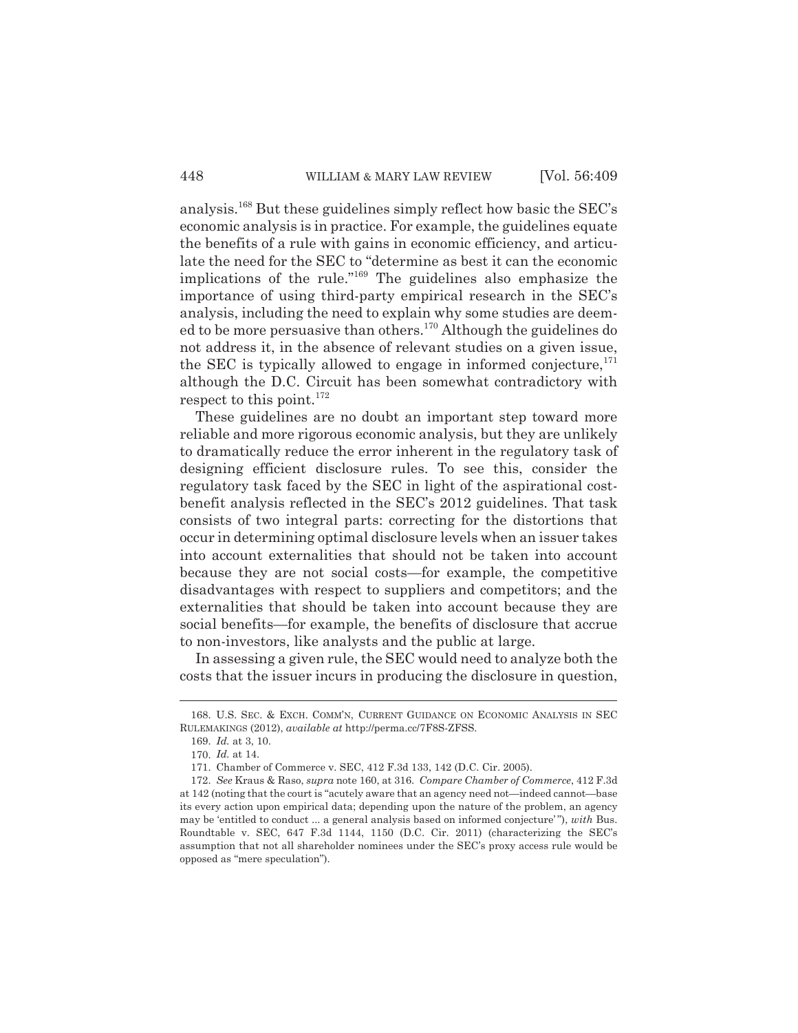analysis.[168] But these guidelines simply reflect how basic the SEC's economic analysis is in practice. For example, the guidelines equate the benefits of a rule with gains in economic efficiency, and articulate the need for the SEC to "determine as best it can the economic implications of the rule."[169] The guidelines also emphasize the importance of using third-party empirical research in the SEC's analysis, including the need to explain why some studies are deemed to be more persuasive than others.[170] Although the guidelines do not address it, in the absence of relevant studies on a given issue, the SEC is typically allowed to engage in informed conjecture,[171] although the D.C. Circuit has been somewhat contradictory with respect to this point.[172]

These guidelines are no doubt an important step toward more reliable and more rigorous economic analysis, but they are unlikely to dramatically reduce the error inherent in the regulatory task of designing efficient disclosure rules. To see this, consider the regulatory task faced by the SEC in light of the aspirational cost-benefit analysis reflected in the SEC's 2012 guidelines. That task consists of two integral parts: correcting for the distortions that occur in determining optimal disclosure levels when an issuer takes into account externalities that should not be taken into account because they are not social costs—for example, the competitive disadvantages with respect to suppliers and competitors; and the externalities that should be taken into account because they are social benefits—for example, the benefits of disclosure that accrue to non-investors, like analysts and the public at large.

In assessing a given rule, the SEC would need to analyze both the costs that the issuer incurs in producing the disclosure in question,

---

168. U.S. SEC. & EXCH. COMM'N, CURRENT GUIDANCE ON ECONOMIC ANALYSIS IN SEC RULEMAKINGS (2012), *available at* http://perma.cc/7F8S-ZFSS.

169. *Id.* at 3, 10.

170. *Id.* at 14.

171. Chamber of Commerce v. SEC, 412 F.3d 133, 142 (D.C. Cir. 2005).

172. *See* Kraus & Raso, *supra* note 160, at 316. *Compare Chamber of Commerce*, 412 F.3d at 142 (noting that the court is "acutely aware that an agency need not—indeed cannot—base its every action upon empirical data; depending upon the nature of the problem, an agency may be 'entitled to conduct ... a general analysis based on informed conjecture'"), *with* Bus. Roundtable v. SEC, 647 F.3d 1144, 1150 (D.C. Cir. 2011) (characterizing the SEC's assumption that not all shareholder nominees under the SEC's proxy access rule would be opposed as "mere speculation").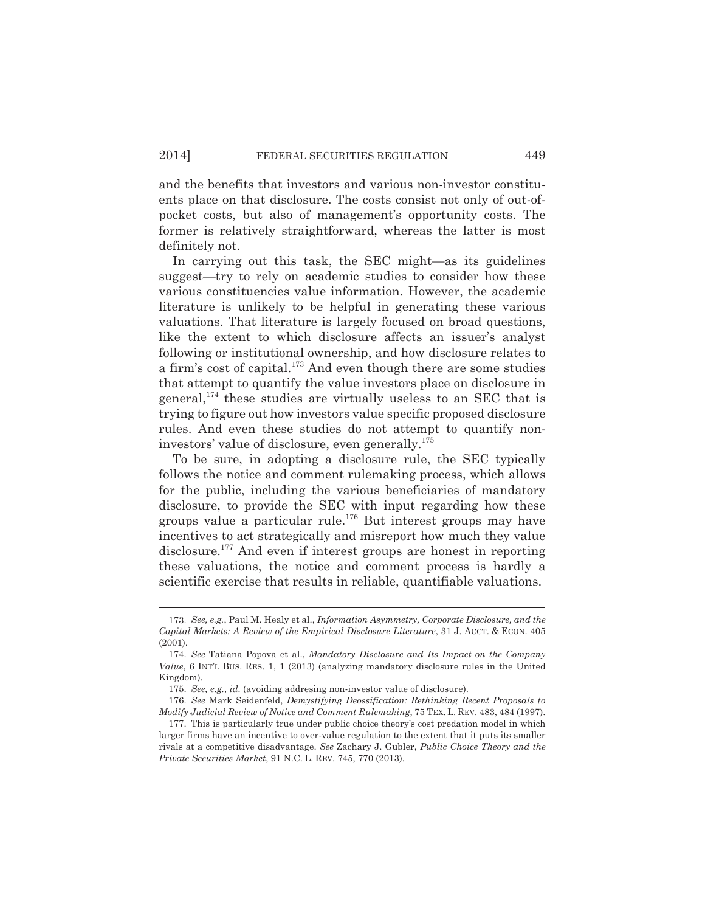and the benefits that investors and various non-investor constituents place on that disclosure. The costs consist not only of out-of-pocket costs, but also of management's opportunity costs. The former is relatively straightforward, whereas the latter is most definitely not.

In carrying out this task, the SEC might—as its guidelines suggest—try to rely on academic studies to consider how these various constituencies value information. However, the academic literature is unlikely to be helpful in generating these various valuations. That literature is largely focused on broad questions, like the extent to which disclosure affects an issuer's analyst following or institutional ownership, and how disclosure relates to a firm's cost of capital.[173] And even though there are some studies that attempt to quantify the value investors place on disclosure in general,[174] these studies are virtually useless to an SEC that is trying to figure out how investors value specific proposed disclosure rules. And even these studies do not attempt to quantify non-investors' value of disclosure, even generally.[175]

To be sure, in adopting a disclosure rule, the SEC typically follows the notice and comment rulemaking process, which allows for the public, including the various beneficiaries of mandatory disclosure, to provide the SEC with input regarding how these groups value a particular rule.[176] But interest groups may have incentives to act strategically and misreport how much they value disclosure.[177] And even if interest groups are honest in reporting these valuations, the notice and comment process is hardly a scientific exercise that results in reliable, quantifiable valuations.

---

173. *See, e.g.*, Paul M. Healy et al., *Information Asymmetry, Corporate Disclosure, and the Capital Markets: A Review of the Empirical Disclosure Literature*, 31 J. ACCT. & ECON. 405 (2001).

174. *See* Tatiana Popova et al., *Mandatory Disclosure and Its Impact on the Company Value*, 6 INT'L BUS. RES. 1, 1 (2013) (analyzing mandatory disclosure rules in the United Kingdom).

175. *See, e.g.*, *id.* (avoiding addresing non-investor value of disclosure).

176. *See* Mark Seidenfeld, *Demystifying Deossification: Rethinking Recent Proposals to Modify Judicial Review of Notice and Comment Rulemaking*, 75 TEX. L. REV. 483, 484 (1997).

177. This is particularly true under public choice theory's cost predation model in which larger firms have an incentive to over-value regulation to the extent that it puts its smaller rivals at a competitive disadvantage. *See* Zachary J. Gubler, *Public Choice Theory and the Private Securities Market*, 91 N.C. L. REV. 745, 770 (2013).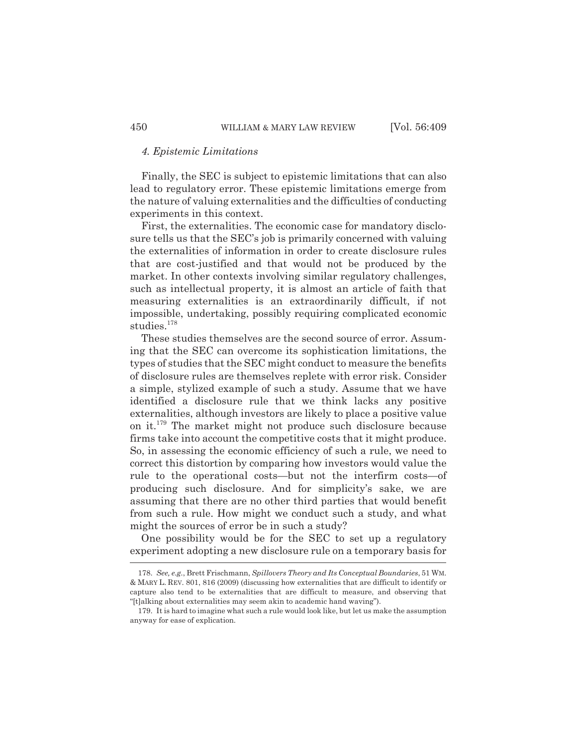#### *4. Epistemic Limitations*

Finally, the SEC is subject to epistemic limitations that can also lead to regulatory error. These epistemic limitations emerge from the nature of valuing externalities and the difficulties of conducting experiments in this context.

First, the externalities. The economic case for mandatory disclosure tells us that the SEC's job is primarily concerned with valuing the externalities of information in order to create disclosure rules that are cost-justified and that would not be produced by the market. In other contexts involving similar regulatory challenges, such as intellectual property, it is almost an article of faith that measuring externalities is an extraordinarily difficult, if not impossible, undertaking, possibly requiring complicated economic studies.[178]

These studies themselves are the second source of error. Assuming that the SEC can overcome its sophistication limitations, the types of studies that the SEC might conduct to measure the benefits of disclosure rules are themselves replete with error risk. Consider a simple, stylized example of such a study. Assume that we have identified a disclosure rule that we think lacks any positive externalities, although investors are likely to place a positive value on it.[179] The market might not produce such disclosure because firms take into account the competitive costs that it might produce. So, in assessing the economic efficiency of such a rule, we need to correct this distortion by comparing how investors would value the rule to the operational costs—but not the interfirm costs—of producing such disclosure. And for simplicity's sake, we are assuming that there are no other third parties that would benefit from such a rule. How might we conduct such a study, and what might the sources of error be in such a study?

One possibility would be for the SEC to set up a regulatory experiment adopting a new disclosure rule on a temporary basis for

---

178. *See, e.g.*, Brett Frischmann, *Spillovers Theory and Its Conceptual Boundaries*, 51 WM. & MARY L. REV. 801, 816 (2009) (discussing how externalities that are difficult to identify or capture also tend to be externalities that are difficult to measure, and observing that "[t]alking about externalities may seem akin to academic hand waving").

179. It is hard to imagine what such a rule would look like, but let us make the assumption anyway for ease of explication.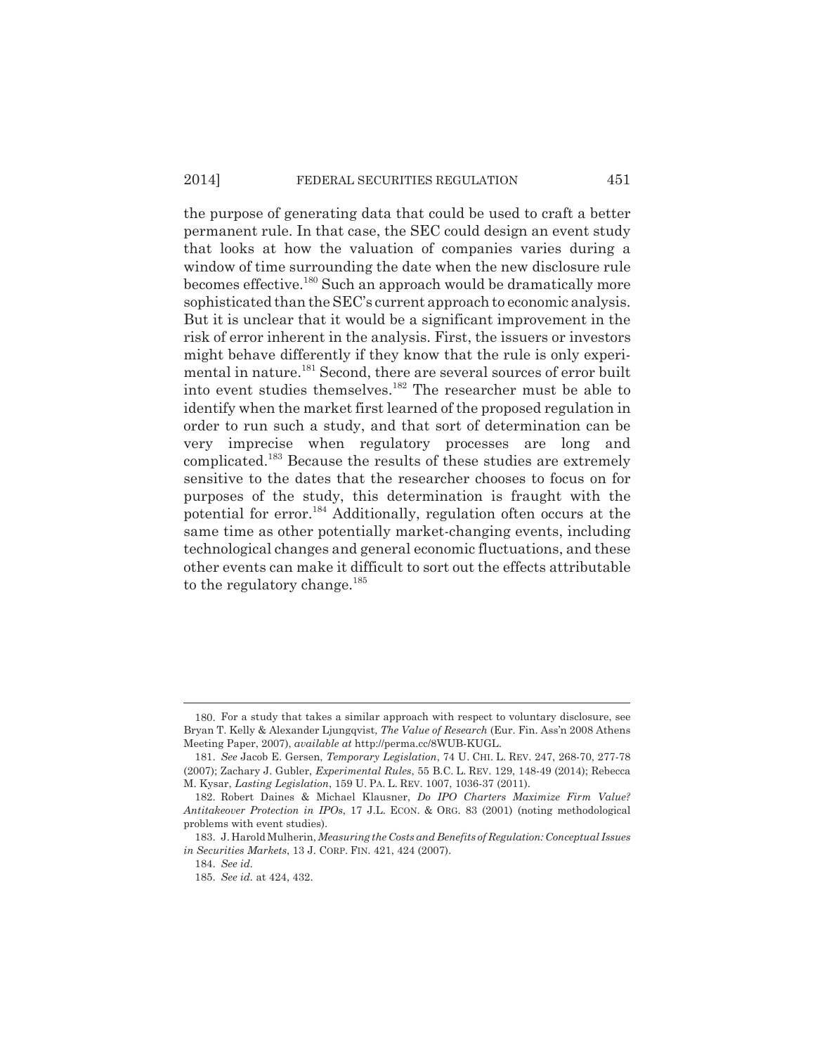the purpose of generating data that could be used to craft a better permanent rule. In that case, the SEC could design an event study that looks at how the valuation of companies varies during a window of time surrounding the date when the new disclosure rule becomes effective.[180] Such an approach would be dramatically more sophisticated than the SEC's current approach to economic analysis. But it is unclear that it would be a significant improvement in the risk of error inherent in the analysis. First, the issuers or investors might behave differently if they know that the rule is only experimental in nature.[181] Second, there are several sources of error built into event studies themselves.[182] The researcher must be able to identify when the market first learned of the proposed regulation in order to run such a study, and that sort of determination can be very imprecise when regulatory processes are long and complicated.[183] Because the results of these studies are extremely sensitive to the dates that the researcher chooses to focus on for purposes of the study, this determination is fraught with the potential for error.[184] Additionally, regulation often occurs at the same time as other potentially market-changing events, including technological changes and general economic fluctuations, and these other events can make it difficult to sort out the effects attributable to the regulatory change.[185]

---

180. For a study that takes a similar approach with respect to voluntary disclosure, see Bryan T. Kelly & Alexander Ljungqvist, *The Value of Research* (Eur. Fin. Ass'n 2008 Athens Meeting Paper, 2007), *available at* http://perma.cc/8WUB-KUGL.

181. *See* Jacob E. Gersen, *Temporary Legislation*, 74 U. CHI. L. REV. 247, 268-70, 277-78 (2007); Zachary J. Gubler, *Experimental Rules*, 55 B.C. L. REV. 129, 148-49 (2014); Rebecca M. Kysar, *Lasting Legislation*, 159 U. PA. L. REV. 1007, 1036-37 (2011).

182. Robert Daines & Michael Klausner, *Do IPO Charters Maximize Firm Value? Antitakeover Protection in IPOs*, 17 J.L. ECON. & ORG. 83 (2001) (noting methodological problems with event studies).

183. J. Harold Mulherin, *Measuring the Costs and Benefits of Regulation: Conceptual Issues in Securities Markets*, 13 J. CORP. FIN. 421, 424 (2007).

184. *See id.*

185. *See id.* at 424, 432.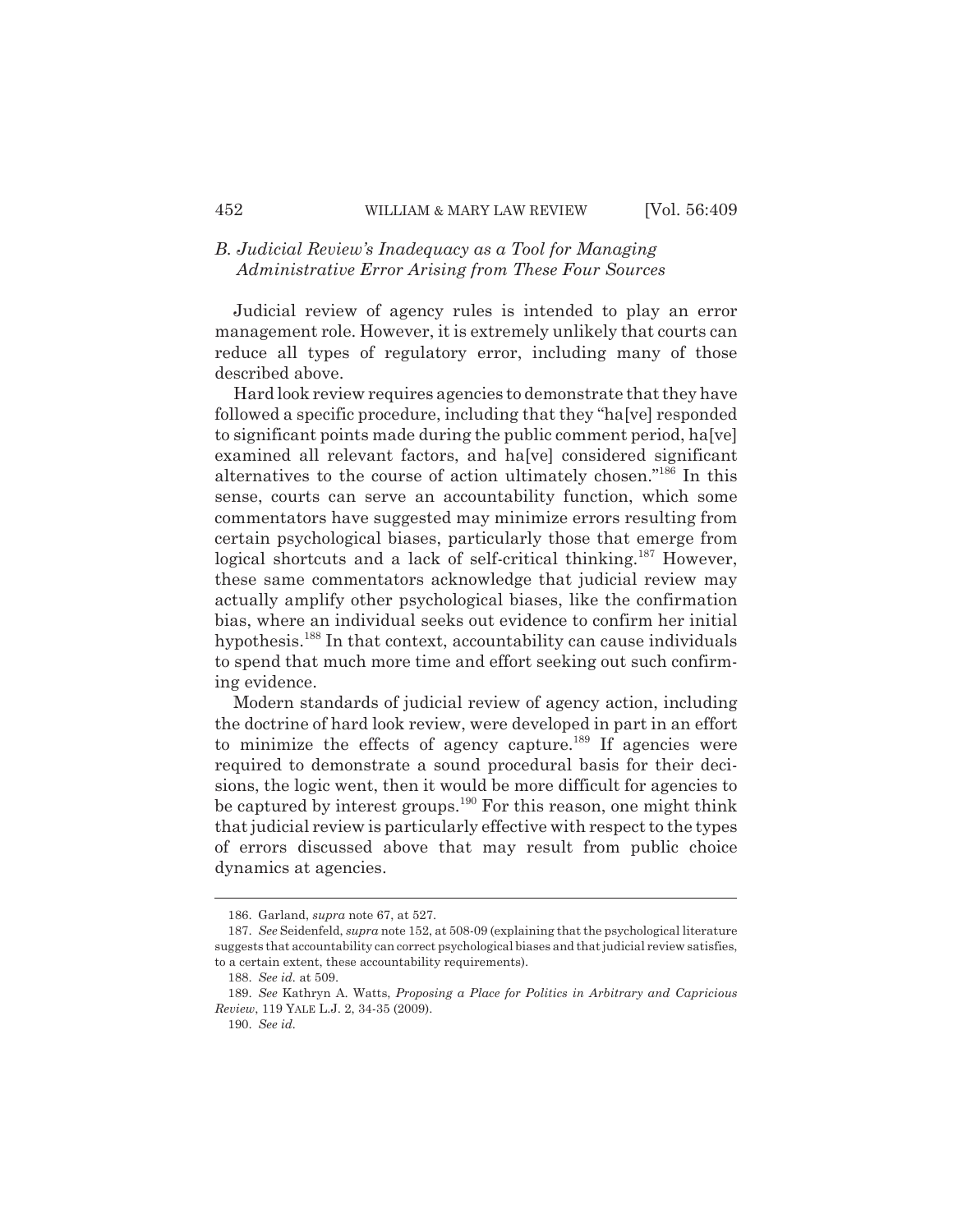### *B. Judicial Review's Inadequacy as a Tool for Managing Administrative Error Arising from These Four Sources*

Judicial review of agency rules is intended to play an error management role. However, it is extremely unlikely that courts can reduce all types of regulatory error, including many of those described above.

Hard look review requires agencies to demonstrate that they have followed a specific procedure, including that they "ha[ve] responded to significant points made during the public comment period, ha[ve] examined all relevant factors, and ha[ve] considered significant alternatives to the course of action ultimately chosen."[186] In this sense, courts can serve an accountability function, which some commentators have suggested may minimize errors resulting from certain psychological biases, particularly those that emerge from logical shortcuts and a lack of self-critical thinking.[187] However, these same commentators acknowledge that judicial review may actually amplify other psychological biases, like the confirmation bias, where an individual seeks out evidence to confirm her initial hypothesis.[188] In that context, accountability can cause individuals to spend that much more time and effort seeking out such confirming evidence.

Modern standards of judicial review of agency action, including the doctrine of hard look review, were developed in part in an effort to minimize the effects of agency capture.[189] If agencies were required to demonstrate a sound procedural basis for their decisions, the logic went, then it would be more difficult for agencies to be captured by interest groups.[190] For this reason, one might think that judicial review is particularly effective with respect to the types of errors discussed above that may result from public choice dynamics at agencies.

---

186. Garland, *supra* note 67, at 527.

187. *See* Seidenfeld, *supra* note 152, at 508-09 (explaining that the psychological literature suggests that accountability can correct psychological biases and that judicial review satisfies, to a certain extent, these accountability requirements).

188. *See id.* at 509.

189. *See* Kathryn A. Watts, *Proposing a Place for Politics in Arbitrary and Capricious Review*, 119 YALE L.J. 2, 34-35 (2009).

190. *See id.*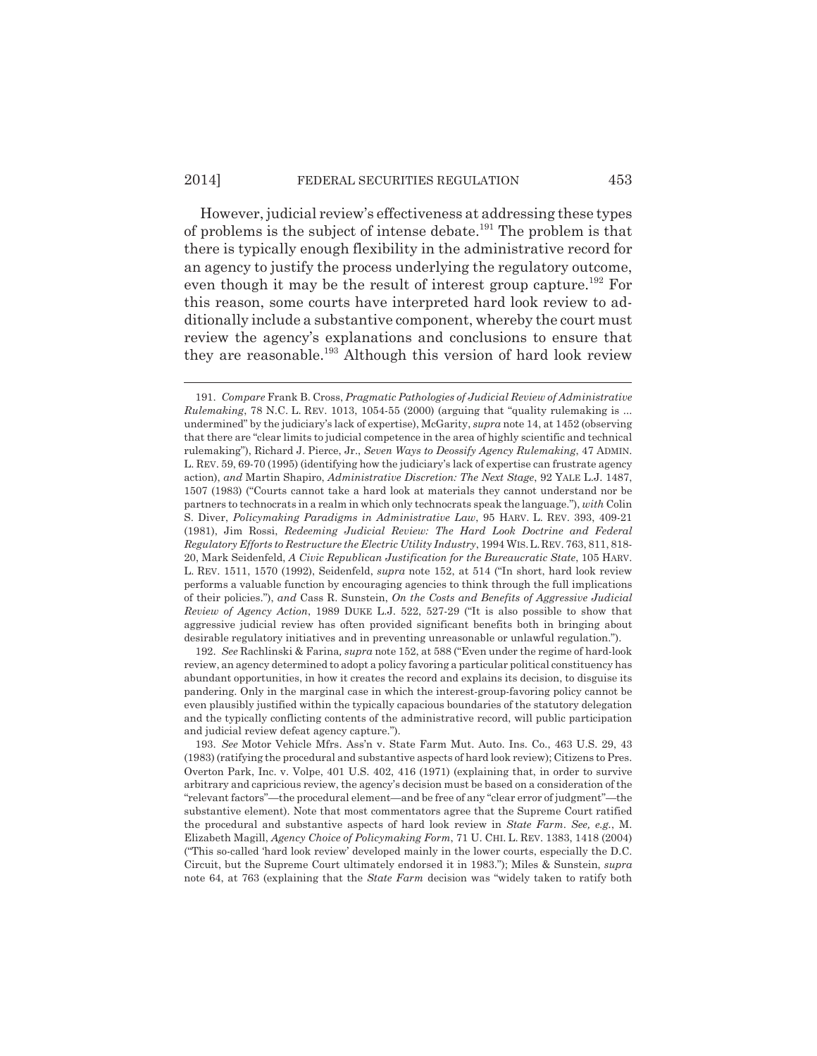However, judicial review's effectiveness at addressing these types of problems is the subject of intense debate.[191] The problem is that there is typically enough flexibility in the administrative record for an agency to justify the process underlying the regulatory outcome, even though it may be the result of interest group capture.[192] For this reason, some courts have interpreted hard look review to additionally include a substantive component, whereby the court must review the agency's explanations and conclusions to ensure that they are reasonable.[193] Although this version of hard look review

---

191. *Compare* Frank B. Cross, *Pragmatic Pathologies of Judicial Review of Administrative Rulemaking*, 78 N.C. L. REV. 1013, 1054-55 (2000) (arguing that "quality rulemaking is ... undermined" by the judiciary's lack of expertise), McGarity, *supra* note 14, at 1452 (observing that there are "clear limits to judicial competence in the area of highly scientific and technical rulemaking"), Richard J. Pierce, Jr., *Seven Ways to Deossify Agency Rulemaking*, 47 ADMIN. L. REV. 59, 69-70 (1995) (identifying how the judiciary's lack of expertise can frustrate agency action), *and* Martin Shapiro, *Administrative Discretion: The Next Stage*, 92 YALE L.J. 1487, 1507 (1983) ("Courts cannot take a hard look at materials they cannot understand nor be partners to technocrats in a realm in which only technocrats speak the language."), *with* Colin S. Diver, *Policymaking Paradigms in Administrative Law*, 95 HARV. L. REV. 393, 409-21 (1981), Jim Rossi, *Redeeming Judicial Review: The Hard Look Doctrine and Federal Regulatory Efforts to Restructure the Electric Utility Industry*, 1994 WIS. L. REV. 763, 811, 818-20, Mark Seidenfeld, *A Civic Republican Justification for the Bureaucratic State*, 105 HARV. L. REV. 1511, 1570 (1992), Seidenfeld, *supra* note 152, at 514 ("In short, hard look review performs a valuable function by encouraging agencies to think through the full implications of their policies."), *and* Cass R. Sunstein, *On the Costs and Benefits of Aggressive Judicial Review of Agency Action*, 1989 DUKE L.J. 522, 527-29 ("It is also possible to show that aggressive judicial review has often provided significant benefits both in bringing about desirable regulatory initiatives and in preventing unreasonable or unlawful regulation.").

192. *See* Rachlinski & Farina, *supra* note 152, at 588 ("Even under the regime of hard-look review, an agency determined to adopt a policy favoring a particular political constituency has abundant opportunities, in how it creates the record and explains its decision, to disguise its pandering. Only in the marginal case in which the interest-group-favoring policy cannot be even plausibly justified within the typically capacious boundaries of the statutory delegation and the typically conflicting contents of the administrative record, will public participation and judicial review defeat agency capture.").

193. *See* Motor Vehicle Mfrs. Ass'n v. State Farm Mut. Auto. Ins. Co., 463 U.S. 29, 43 (1983) (ratifying the procedural and substantive aspects of hard look review); Citizens to Pres. Overton Park, Inc. v. Volpe, 401 U.S. 402, 416 (1971) (explaining that, in order to survive arbitrary and capricious review, the agency's decision must be based on a consideration of the "relevant factors"—the procedural element—and be free of any "clear error of judgment"—the substantive element). Note that most commentators agree that the Supreme Court ratified the procedural and substantive aspects of hard look review in *State Farm*. *See, e.g.*, M. Elizabeth Magill, *Agency Choice of Policymaking Form*, 71 U. CHI. L. REV. 1383, 1418 (2004) ("This so-called 'hard look review' developed mainly in the lower courts, especially the D.C. Circuit, but the Supreme Court ultimately endorsed it in 1983."); Miles & Sunstein, *supra* note 64, at 763 (explaining that the *State Farm* decision was "widely taken to ratify both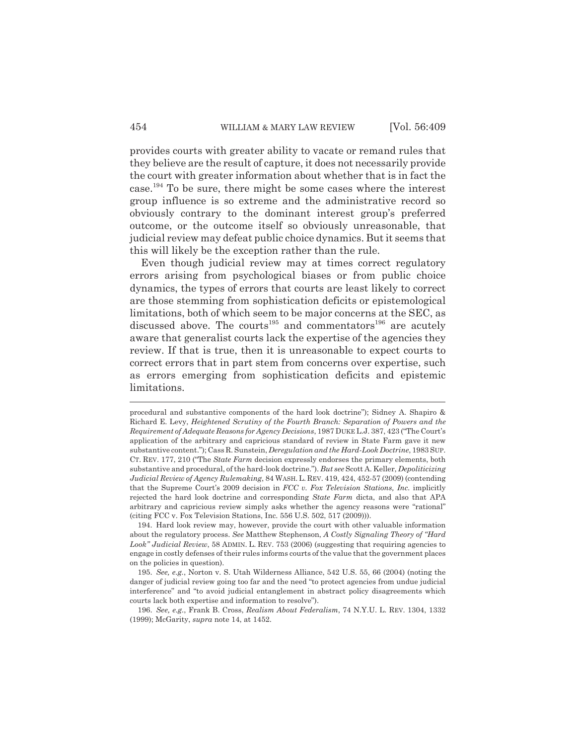provides courts with greater ability to vacate or remand rules that they believe are the result of capture, it does not necessarily provide the court with greater information about whether that is in fact the case.[194] To be sure, there might be some cases where the interest group influence is so extreme and the administrative record so obviously contrary to the dominant interest group's preferred outcome, or the outcome itself so obviously unreasonable, that judicial review may defeat public choice dynamics. But it seems that this will likely be the exception rather than the rule.

Even though judicial review may at times correct regulatory errors arising from psychological biases or from public choice dynamics, the types of errors that courts are least likely to correct are those stemming from sophistication deficits or epistemological limitations, both of which seem to be major concerns at the SEC, as discussed above. The courts[195] and commentators[196] are acutely aware that generalist courts lack the expertise of the agencies they review. If that is true, then it is unreasonable to expect courts to correct errors that in part stem from concerns over expertise, such as errors emerging from sophistication deficits and epistemic limitations.

---

procedural and substantive components of the hard look doctrine"); Sidney A. Shapiro & Richard E. Levy, *Heightened Scrutiny of the Fourth Branch: Separation of Powers and the Requirement of Adequate Reasons for Agency Decisions*, 1987 DUKE L.J. 387, 423 ("The Court's application of the arbitrary and capricious standard of review in State Farm gave it new substantive content."); Cass R. Sunstein, *Deregulation and the Hard-Look Doctrine*, 1983 SUP. CT. REV. 177, 210 ("The *State Farm* decision expressly endorses the primary elements, both substantive and procedural, of the hard-look doctrine."). *But see* Scott A. Keller, *Depoliticizing Judicial Review of Agency Rulemaking*, 84 WASH. L. REV. 419, 424, 452-57 (2009) (contending that the Supreme Court's 2009 decision in *FCC v. Fox Television Stations, Inc.* implicitly rejected the hard look doctrine and corresponding *State Farm* dicta, and also that APA arbitrary and capricious review simply asks whether the agency reasons were "rational" (citing FCC v. Fox Television Stations, Inc. 556 U.S. 502, 517 (2009))).

194. Hard look review may, however, provide the court with other valuable information about the regulatory process. *See* Matthew Stephenson, *A Costly Signaling Theory of "Hard Look" Judicial Review*, 58 ADMIN. L. REV. 753 (2006) (suggesting that requiring agencies to engage in costly defenses of their rules informs courts of the value that the government places on the policies in question).

195. *See, e.g.*, Norton v. S. Utah Wilderness Alliance, 542 U.S. 55, 66 (2004) (noting the danger of judicial review going too far and the need "to protect agencies from undue judicial interference" and "to avoid judicial entanglement in abstract policy disagreements which courts lack both expertise and information to resolve").

196. *See, e.g.*, Frank B. Cross, *Realism About Federalism*, 74 N.Y.U. L. REV. 1304, 1332 (1999); McGarity, *supra* note 14, at 1452.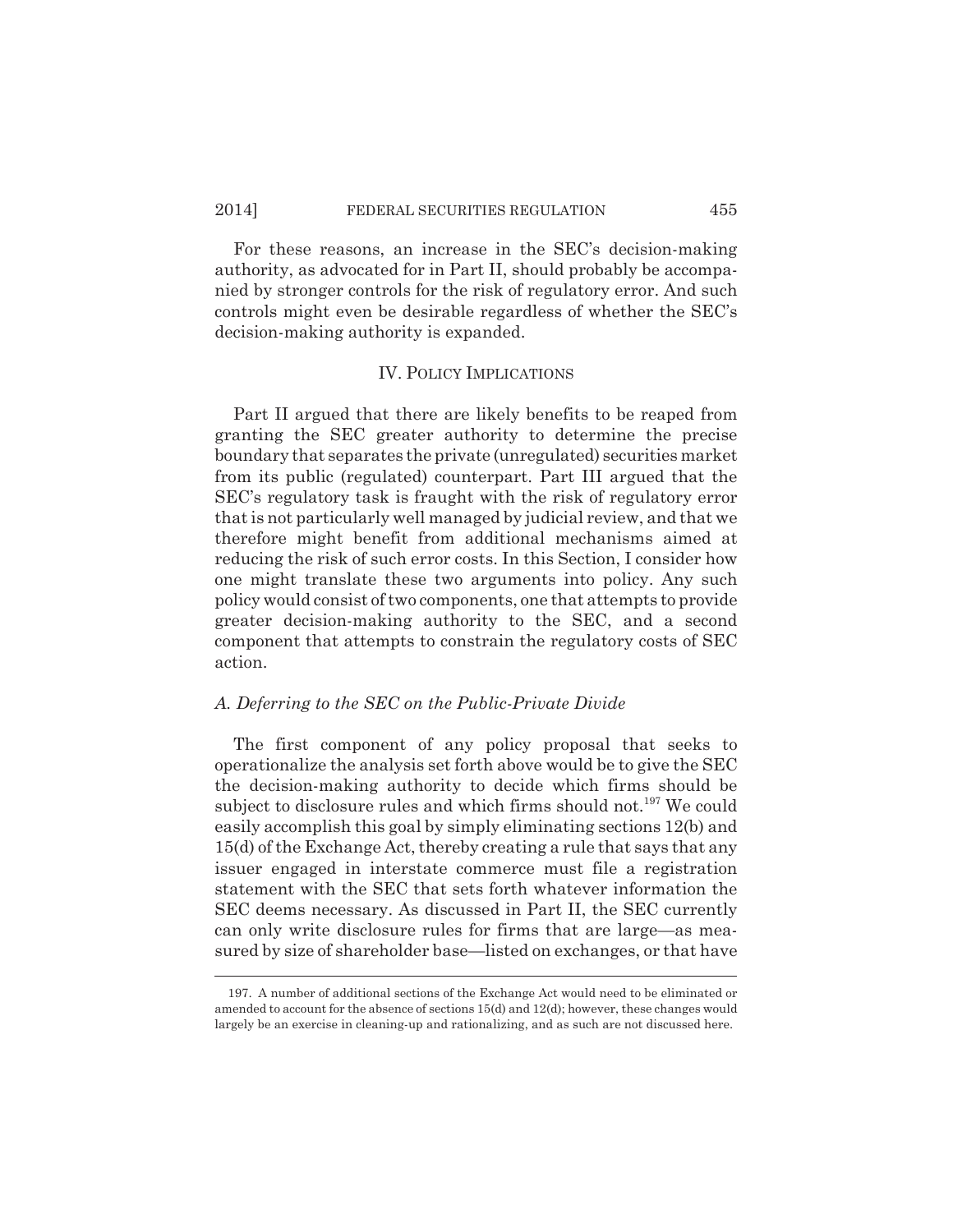For these reasons, an increase in the SEC's decision-making authority, as advocated for in Part II, should probably be accompanied by stronger controls for the risk of regulatory error. And such controls might even be desirable regardless of whether the SEC's decision-making authority is expanded.

## IV. POLICY IMPLICATIONS

Part II argued that there are likely benefits to be reaped from granting the SEC greater authority to determine the precise boundary that separates the private (unregulated) securities market from its public (regulated) counterpart. Part III argued that the SEC's regulatory task is fraught with the risk of regulatory error that is not particularly well managed by judicial review, and that we therefore might benefit from additional mechanisms aimed at reducing the risk of such error costs. In this Section, I consider how one might translate these two arguments into policy. Any such policy would consist of two components, one that attempts to provide greater decision-making authority to the SEC, and a second component that attempts to constrain the regulatory costs of SEC action.

### *A. Deferring to the SEC on the Public-Private Divide*

The first component of any policy proposal that seeks to operationalize the analysis set forth above would be to give the SEC the decision-making authority to decide which firms should be subject to disclosure rules and which firms should not.[197] We could easily accomplish this goal by simply eliminating sections 12(b) and 15(d) of the Exchange Act, thereby creating a rule that says that any issuer engaged in interstate commerce must file a registration statement with the SEC that sets forth whatever information the SEC deems necessary. As discussed in Part II, the SEC currently can only write disclosure rules for firms that are large—as measured by size of shareholder base—listed on exchanges, or that have

197. A number of additional sections of the Exchange Act would need to be eliminated or amended to account for the absence of sections 15(d) and 12(d); however, these changes would largely be an exercise in cleaning-up and rationalizing, and as such are not discussed here.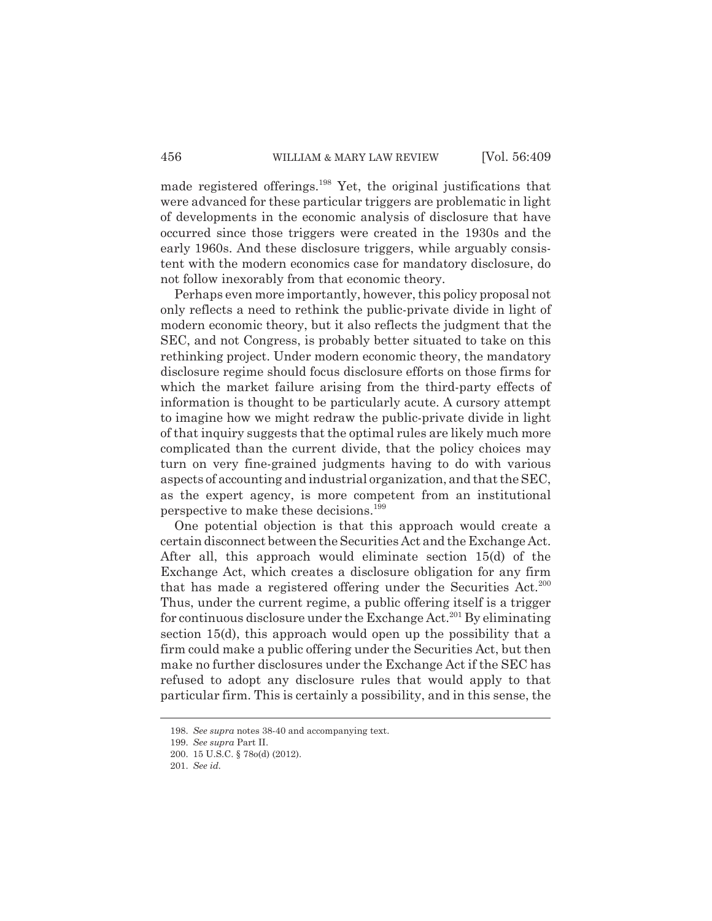made registered offerings.[198] Yet, the original justifications that were advanced for these particular triggers are problematic in light of developments in the economic analysis of disclosure that have occurred since those triggers were created in the 1930s and the early 1960s. And these disclosure triggers, while arguably consistent with the modern economics case for mandatory disclosure, do not follow inexorably from that economic theory.

Perhaps even more importantly, however, this policy proposal not only reflects a need to rethink the public-private divide in light of modern economic theory, but it also reflects the judgment that the SEC, and not Congress, is probably better situated to take on this rethinking project. Under modern economic theory, the mandatory disclosure regime should focus disclosure efforts on those firms for which the market failure arising from the third-party effects of information is thought to be particularly acute. A cursory attempt to imagine how we might redraw the public-private divide in light of that inquiry suggests that the optimal rules are likely much more complicated than the current divide, that the policy choices may turn on very fine-grained judgments having to do with various aspects of accounting and industrial organization, and that the SEC, as the expert agency, is more competent from an institutional perspective to make these decisions.[199]

One potential objection is that this approach would create a certain disconnect between the Securities Act and the Exchange Act. After all, this approach would eliminate section 15(d) of the Exchange Act, which creates a disclosure obligation for any firm that has made a registered offering under the Securities Act.[200] Thus, under the current regime, a public offering itself is a trigger for continuous disclosure under the Exchange Act.[201] By eliminating section 15(d), this approach would open up the possibility that a firm could make a public offering under the Securities Act, but then make no further disclosures under the Exchange Act if the SEC has refused to adopt any disclosure rules that would apply to that particular firm. This is certainly a possibility, and in this sense, the

---

198. *See supra* notes 38-40 and accompanying text.

199. *See supra* Part II.

200. 15 U.S.C. § 78o(d) (2012).

201. *See id.*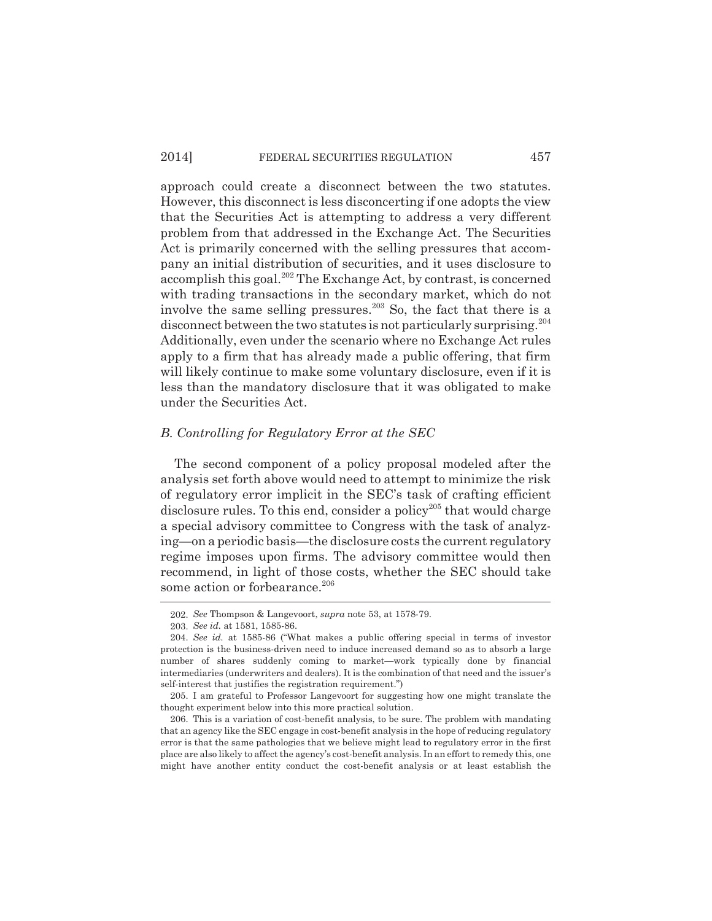approach could create a disconnect between the two statutes. However, this disconnect is less disconcerting if one adopts the view that the Securities Act is attempting to address a very different problem from that addressed in the Exchange Act. The Securities Act is primarily concerned with the selling pressures that accompany an initial distribution of securities, and it uses disclosure to accomplish this goal.[202] The Exchange Act, by contrast, is concerned with trading transactions in the secondary market, which do not involve the same selling pressures.[203] So, the fact that there is a disconnect between the two statutes is not particularly surprising.[204] Additionally, even under the scenario where no Exchange Act rules apply to a firm that has already made a public offering, that firm will likely continue to make some voluntary disclosure, even if it is less than the mandatory disclosure that it was obligated to make under the Securities Act.

### *B. Controlling for Regulatory Error at the SEC*

The second component of a policy proposal modeled after the analysis set forth above would need to attempt to minimize the risk of regulatory error implicit in the SEC's task of crafting efficient disclosure rules. To this end, consider a policy[205] that would charge a special advisory committee to Congress with the task of analyzing—on a periodic basis—the disclosure costs the current regulatory regime imposes upon firms. The advisory committee would then recommend, in light of those costs, whether the SEC should take some action or forbearance.[206]

---

202. *See* Thompson & Langevoort, *supra* note 53, at 1578-79.

203. *See id.* at 1581, 1585-86.

204. *See id.* at 1585-86 ("What makes a public offering special in terms of investor protection is the business-driven need to induce increased demand so as to absorb a large number of shares suddenly coming to market—work typically done by financial intermediaries (underwriters and dealers). It is the combination of that need and the issuer's self-interest that justifies the registration requirement.")

205. I am grateful to Professor Langevoort for suggesting how one might translate the thought experiment below into this more practical solution.

206. This is a variation of cost-benefit analysis, to be sure. The problem with mandating that an agency like the SEC engage in cost-benefit analysis in the hope of reducing regulatory error is that the same pathologies that we believe might lead to regulatory error in the first place are also likely to affect the agency's cost-benefit analysis. In an effort to remedy this, one might have another entity conduct the cost-benefit analysis or at least establish the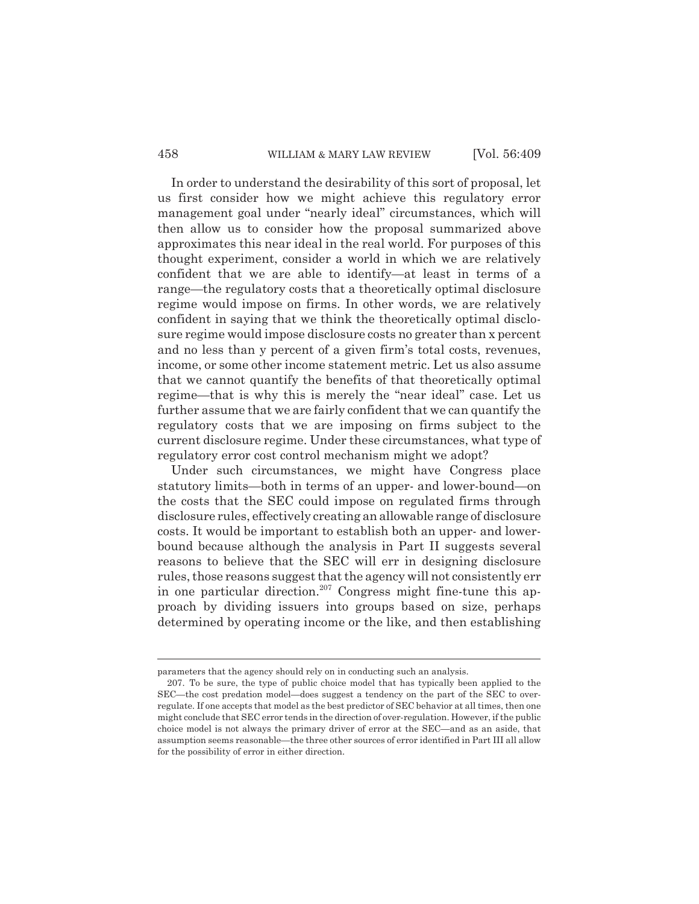In order to understand the desirability of this sort of proposal, let us first consider how we might achieve this regulatory error management goal under "nearly ideal" circumstances, which will then allow us to consider how the proposal summarized above approximates this near ideal in the real world. For purposes of this thought experiment, consider a world in which we are relatively confident that we are able to identify—at least in terms of a range—the regulatory costs that a theoretically optimal disclosure regime would impose on firms. In other words, we are relatively confident in saying that we think the theoretically optimal disclosure regime would impose disclosure costs no greater than x percent and no less than y percent of a given firm's total costs, revenues, income, or some other income statement metric. Let us also assume that we cannot quantify the benefits of that theoretically optimal regime—that is why this is merely the "near ideal" case. Let us further assume that we are fairly confident that we can quantify the regulatory costs that we are imposing on firms subject to the current disclosure regime. Under these circumstances, what type of regulatory error cost control mechanism might we adopt?

Under such circumstances, we might have Congress place statutory limits—both in terms of an upper- and lower-bound—on the costs that the SEC could impose on regulated firms through disclosure rules, effectively creating an allowable range of disclosure costs. It would be important to establish both an upper- and lower-bound because although the analysis in Part II suggests several reasons to believe that the SEC will err in designing disclosure rules, those reasons suggest that the agency will not consistently err in one particular direction.[207] Congress might fine-tune this approach by dividing issuers into groups based on size, perhaps determined by operating income or the like, and then establishing

---

parameters that the agency should rely on in conducting such an analysis.

207. To be sure, the type of public choice model that has typically been applied to the SEC—the cost predation model—does suggest a tendency on the part of the SEC to over-regulate. If one accepts that model as the best predictor of SEC behavior at all times, then one might conclude that SEC error tends in the direction of over-regulation. However, if the public choice model is not always the primary driver of error at the SEC—and as an aside, that assumption seems reasonable—the three other sources of error identified in Part III all allow for the possibility of error in either direction.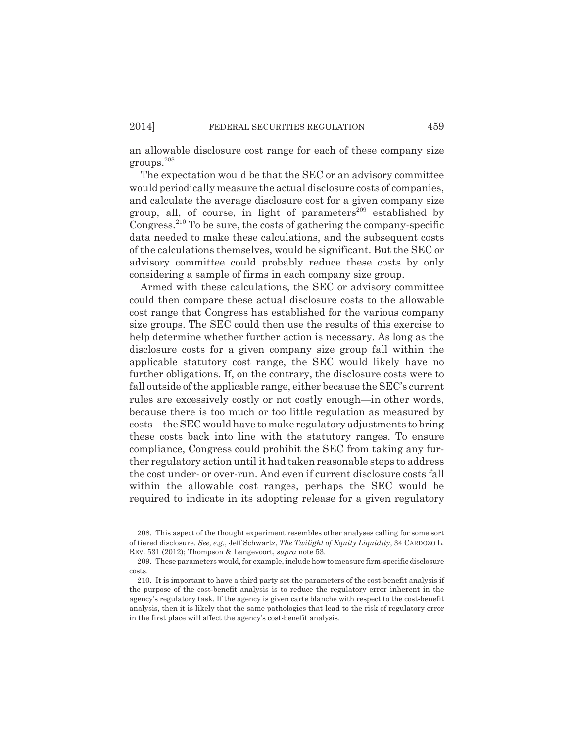an allowable disclosure cost range for each of these company size groups.[208]

The expectation would be that the SEC or an advisory committee would periodically measure the actual disclosure costs of companies, and calculate the average disclosure cost for a given company size group, all, of course, in light of parameters[209] established by Congress.[210] To be sure, the costs of gathering the company-specific data needed to make these calculations, and the subsequent costs of the calculations themselves, would be significant. But the SEC or advisory committee could probably reduce these costs by only considering a sample of firms in each company size group.

Armed with these calculations, the SEC or advisory committee could then compare these actual disclosure costs to the allowable cost range that Congress has established for the various company size groups. The SEC could then use the results of this exercise to help determine whether further action is necessary. As long as the disclosure costs for a given company size group fall within the applicable statutory cost range, the SEC would likely have no further obligations. If, on the contrary, the disclosure costs were to fall outside of the applicable range, either because the SEC's current rules are excessively costly or not costly enough—in other words, because there is too much or too little regulation as measured by costs—the SEC would have to make regulatory adjustments to bring these costs back into line with the statutory ranges. To ensure compliance, Congress could prohibit the SEC from taking any further regulatory action until it had taken reasonable steps to address the cost under- or over-run. And even if current disclosure costs fall within the allowable cost ranges, perhaps the SEC would be required to indicate in its adopting release for a given regulatory

---

208. This aspect of the thought experiment resembles other analyses calling for some sort of tiered disclosure. *See, e.g.*, Jeff Schwartz, *The Twilight of Equity Liquidity*, 34 CARDOZO L. REV. 531 (2012); Thompson & Langevoort, *supra* note 53.

209. These parameters would, for example, include how to measure firm-specific disclosure costs.

210. It is important to have a third party set the parameters of the cost-benefit analysis if the purpose of the cost-benefit analysis is to reduce the regulatory error inherent in the agency's regulatory task. If the agency is given carte blanche with respect to the cost-benefit analysis, then it is likely that the same pathologies that lead to the risk of regulatory error in the first place will affect the agency's cost-benefit analysis.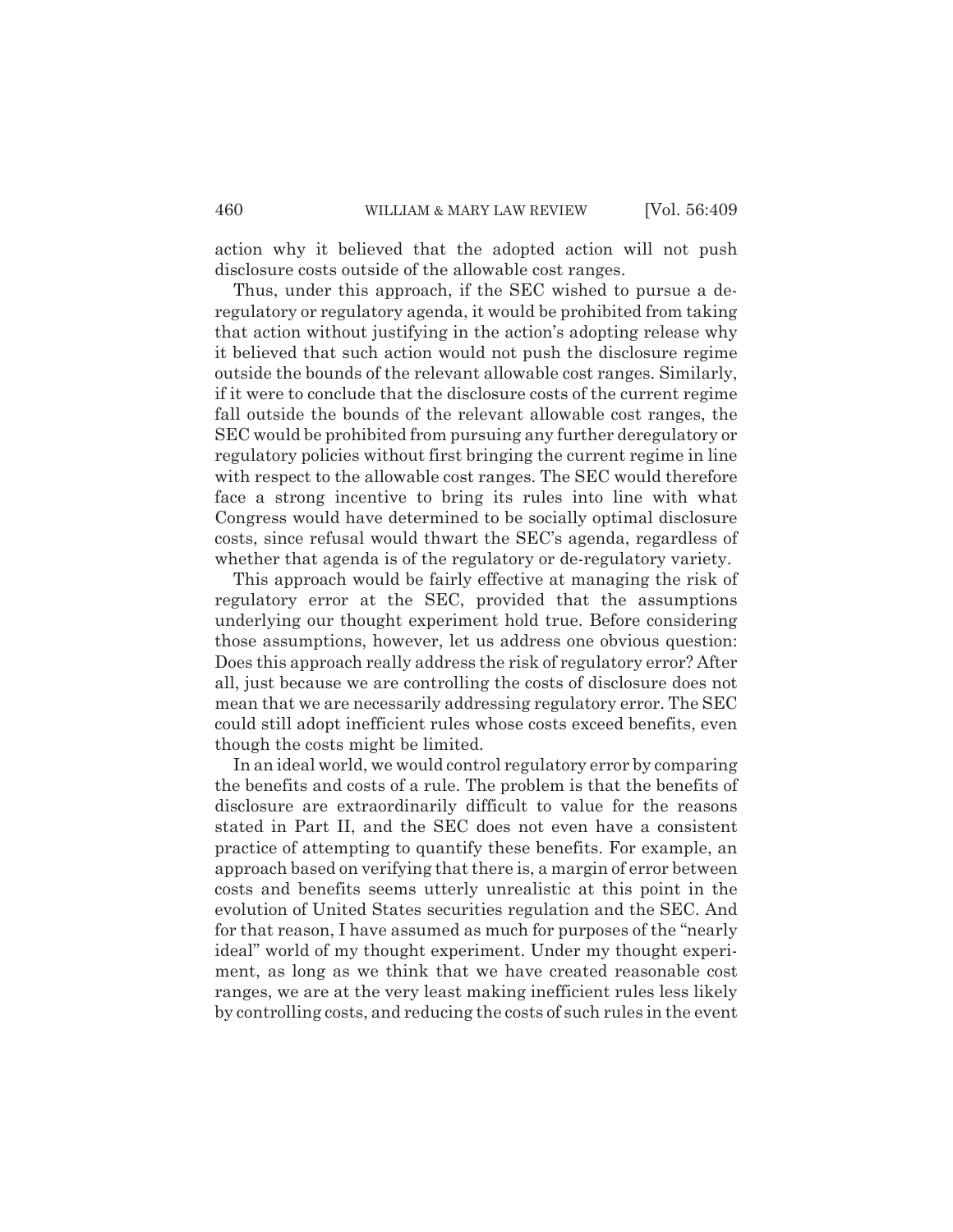action why it believed that the adopted action will not push disclosure costs outside of the allowable cost ranges.

Thus, under this approach, if the SEC wished to pursue a deregulatory or regulatory agenda, it would be prohibited from taking that action without justifying in the action's adopting release why it believed that such action would not push the disclosure regime outside the bounds of the relevant allowable cost ranges. Similarly, if it were to conclude that the disclosure costs of the current regime fall outside the bounds of the relevant allowable cost ranges, the SEC would be prohibited from pursuing any further deregulatory or regulatory policies without first bringing the current regime in line with respect to the allowable cost ranges. The SEC would therefore face a strong incentive to bring its rules into line with what Congress would have determined to be socially optimal disclosure costs, since refusal would thwart the SEC's agenda, regardless of whether that agenda is of the regulatory or de-regulatory variety.

This approach would be fairly effective at managing the risk of regulatory error at the SEC, provided that the assumptions underlying our thought experiment hold true. Before considering those assumptions, however, let us address one obvious question: Does this approach really address the risk of regulatory error? After all, just because we are controlling the costs of disclosure does not mean that we are necessarily addressing regulatory error. The SEC could still adopt inefficient rules whose costs exceed benefits, even though the costs might be limited.

In an ideal world, we would control regulatory error by comparing the benefits and costs of a rule. The problem is that the benefits of disclosure are extraordinarily difficult to value for the reasons stated in Part II, and the SEC does not even have a consistent practice of attempting to quantify these benefits. For example, an approach based on verifying that there is, a margin of error between costs and benefits seems utterly unrealistic at this point in the evolution of United States securities regulation and the SEC. And for that reason, I have assumed as much for purposes of the "nearly ideal" world of my thought experiment. Under my thought experiment, as long as we think that we have created reasonable cost ranges, we are at the very least making inefficient rules less likely by controlling costs, and reducing the costs of such rules in the event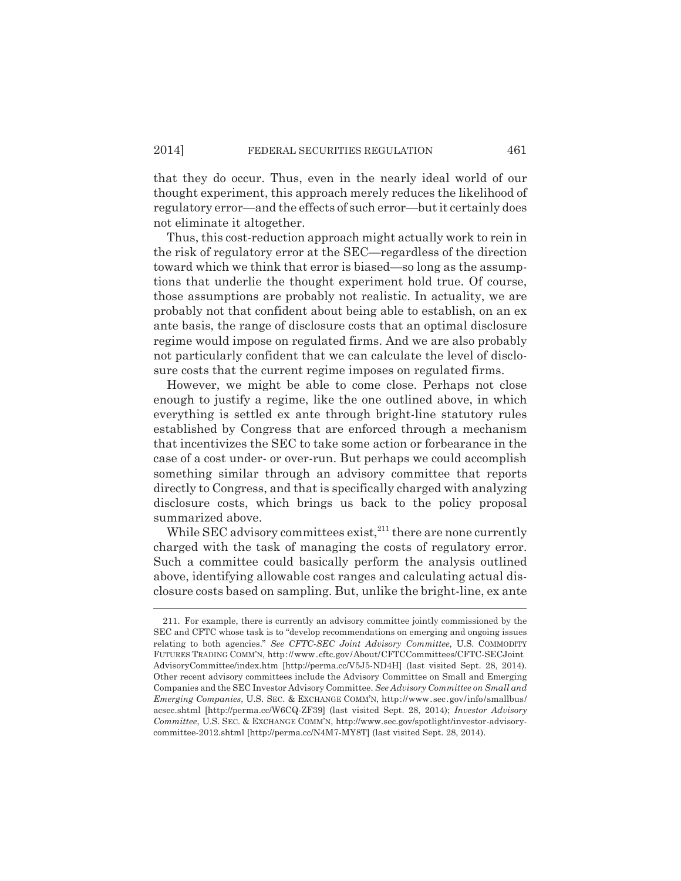that they do occur. Thus, even in the nearly ideal world of our thought experiment, this approach merely reduces the likelihood of regulatory error—and the effects of such error—but it certainly does not eliminate it altogether.

Thus, this cost-reduction approach might actually work to rein in the risk of regulatory error at the SEC—regardless of the direction toward which we think that error is biased—so long as the assumptions that underlie the thought experiment hold true. Of course, those assumptions are probably not realistic. In actuality, we are probably not that confident about being able to establish, on an ex ante basis, the range of disclosure costs that an optimal disclosure regime would impose on regulated firms. And we are also probably not particularly confident that we can calculate the level of disclosure costs that the current regime imposes on regulated firms.

However, we might be able to come close. Perhaps not close enough to justify a regime, like the one outlined above, in which everything is settled ex ante through bright-line statutory rules established by Congress that are enforced through a mechanism that incentivizes the SEC to take some action or forbearance in the case of a cost under- or over-run. But perhaps we could accomplish something similar through an advisory committee that reports directly to Congress, and that is specifically charged with analyzing disclosure costs, which brings us back to the policy proposal summarized above.

While SEC advisory committees exist,[211] there are none currently charged with the task of managing the costs of regulatory error. Such a committee could basically perform the analysis outlined above, identifying allowable cost ranges and calculating actual disclosure costs based on sampling. But, unlike the bright-line, ex ante

---

211. For example, there is currently an advisory committee jointly commissioned by the SEC and CFTC whose task is to "develop recommendations on emerging and ongoing issues relating to both agencies." *See CFTC-SEC Joint Advisory Committee*, U.S. COMMODITY FUTURES TRADING COMM'N, http://www.cftc.gov/About/CFTCCommittees/CFTC-SECJoint AdvisoryCommittee/index.htm [http://perma.cc/V5J5-ND4H] (last visited Sept. 28, 2014). Other recent advisory committees include the Advisory Committee on Small and Emerging Companies and the SEC Investor Advisory Committee. *See Advisory Committee on Small and Emerging Companies*, U.S. SEC. & EXCHANGE COMM'N, http://www.sec.gov/info/smallbus/acsec.shtml [http://perma.cc/W6CQ-ZF39] (last visited Sept. 28, 2014); *Investor Advisory Committee*, U.S. SEC. & EXCHANGE COMM'N, http://www.sec.gov/spotlight/investor-advisory-committee-2012.shtml [http://perma.cc/N4M7-MY8T] (last visited Sept. 28, 2014).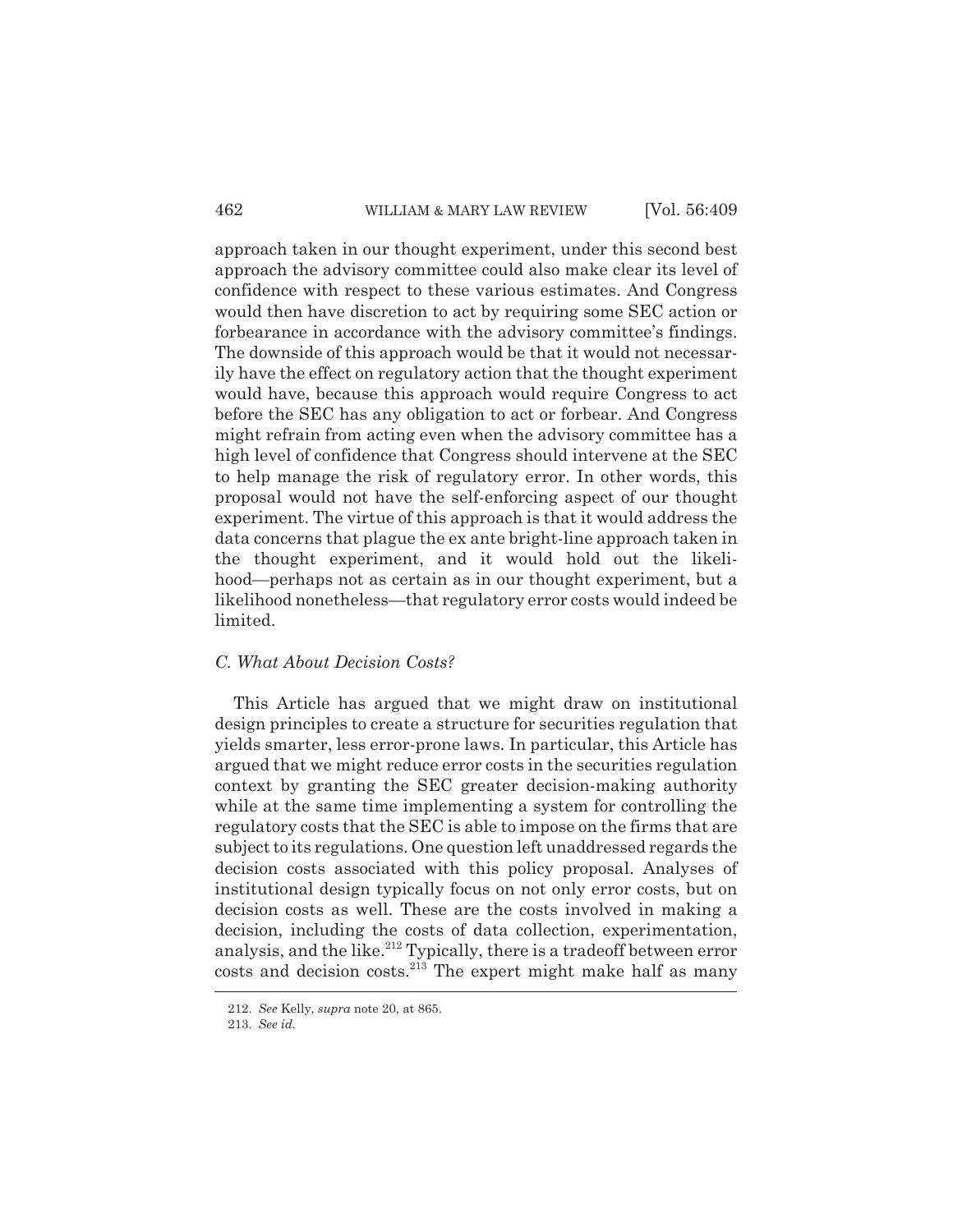approach taken in our thought experiment, under this second best approach the advisory committee could also make clear its level of confidence with respect to these various estimates. And Congress would then have discretion to act by requiring some SEC action or forbearance in accordance with the advisory committee's findings. The downside of this approach would be that it would not necessarily have the effect on regulatory action that the thought experiment would have, because this approach would require Congress to act before the SEC has any obligation to act or forbear. And Congress might refrain from acting even when the advisory committee has a high level of confidence that Congress should intervene at the SEC to help manage the risk of regulatory error. In other words, this proposal would not have the self-enforcing aspect of our thought experiment. The virtue of this approach is that it would address the data concerns that plague the ex ante bright-line approach taken in the thought experiment, and it would hold out the likelihood—perhaps not as certain as in our thought experiment, but a likelihood nonetheless—that regulatory error costs would indeed be limited.

### *C. What About Decision Costs?*

This Article has argued that we might draw on institutional design principles to create a structure for securities regulation that yields smarter, less error-prone laws. In particular, this Article has argued that we might reduce error costs in the securities regulation context by granting the SEC greater decision-making authority while at the same time implementing a system for controlling the regulatory costs that the SEC is able to impose on the firms that are subject to its regulations. One question left unaddressed regards the decision costs associated with this policy proposal. Analyses of institutional design typically focus on not only error costs, but on decision costs as well. These are the costs involved in making a decision, including the costs of data collection, experimentation, analysis, and the like.[212] Typically, there is a tradeoff between error costs and decision costs.[213] The expert might make half as many

---

212. *See* Kelly, *supra* note 20, at 865.

213. *See id.*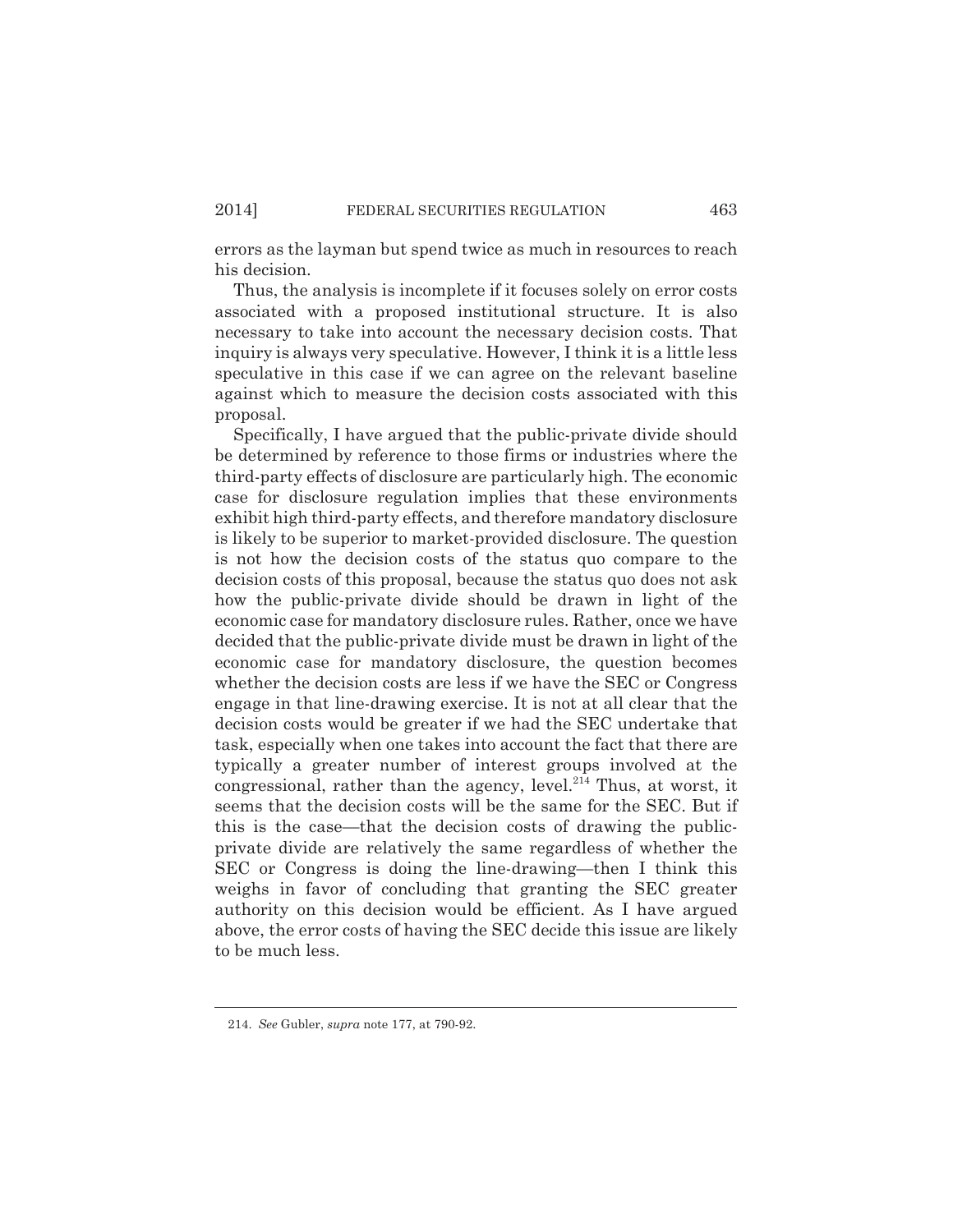errors as the layman but spend twice as much in resources to reach his decision.

Thus, the analysis is incomplete if it focuses solely on error costs associated with a proposed institutional structure. It is also necessary to take into account the necessary decision costs. That inquiry is always very speculative. However, I think it is a little less speculative in this case if we can agree on the relevant baseline against which to measure the decision costs associated with this proposal.

Specifically, I have argued that the public-private divide should be determined by reference to those firms or industries where the third-party effects of disclosure are particularly high. The economic case for disclosure regulation implies that these environments exhibit high third-party effects, and therefore mandatory disclosure is likely to be superior to market-provided disclosure. The question is not how the decision costs of the status quo compare to the decision costs of this proposal, because the status quo does not ask how the public-private divide should be drawn in light of the economic case for mandatory disclosure rules. Rather, once we have decided that the public-private divide must be drawn in light of the economic case for mandatory disclosure, the question becomes whether the decision costs are less if we have the SEC or Congress engage in that line-drawing exercise. It is not at all clear that the decision costs would be greater if we had the SEC undertake that task, especially when one takes into account the fact that there are typically a greater number of interest groups involved at the congressional, rather than the agency, level.[214] Thus, at worst, it seems that the decision costs will be the same for the SEC. But if this is the case—that the decision costs of drawing the public-private divide are relatively the same regardless of whether the SEC or Congress is doing the line-drawing—then I think this weighs in favor of concluding that granting the SEC greater authority on this decision would be efficient. As I have argued above, the error costs of having the SEC decide this issue are likely to be much less.

---

214. *See* Gubler, *supra* note 177, at 790-92.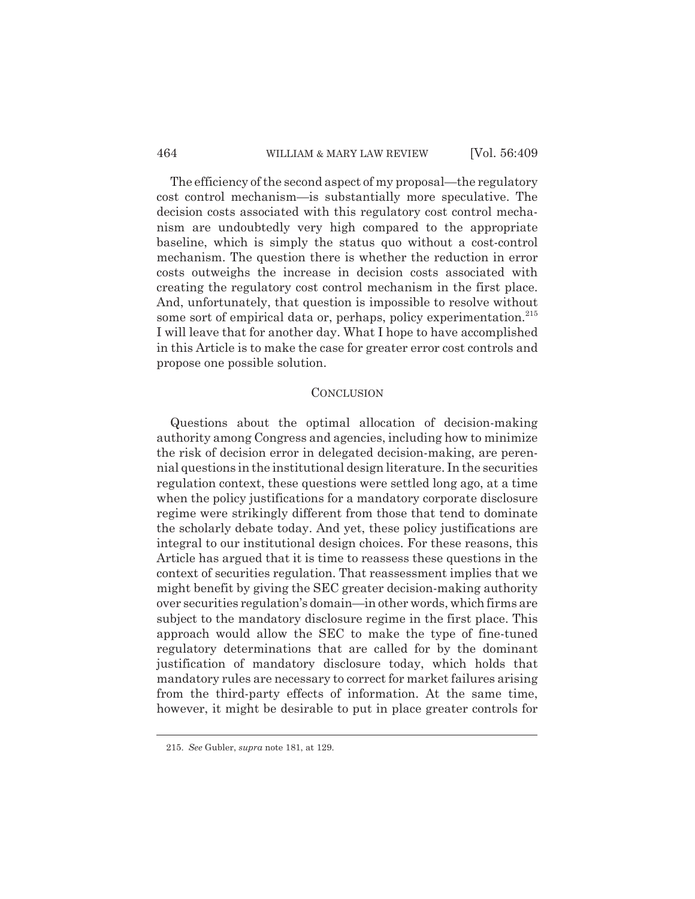The efficiency of the second aspect of my proposal—the regulatory cost control mechanism—is substantially more speculative. The decision costs associated with this regulatory cost control mechanism are undoubtedly very high compared to the appropriate baseline, which is simply the status quo without a cost-control mechanism. The question there is whether the reduction in error costs outweighs the increase in decision costs associated with creating the regulatory cost control mechanism in the first place. And, unfortunately, that question is impossible to resolve without some sort of empirical data or, perhaps, policy experimentation.[215] I will leave that for another day. What I hope to have accomplished in this Article is to make the case for greater error cost controls and propose one possible solution.

## CONCLUSION

Questions about the optimal allocation of decision-making authority among Congress and agencies, including how to minimize the risk of decision error in delegated decision-making, are perennial questions in the institutional design literature. In the securities regulation context, these questions were settled long ago, at a time when the policy justifications for a mandatory corporate disclosure regime were strikingly different from those that tend to dominate the scholarly debate today. And yet, these policy justifications are integral to our institutional design choices. For these reasons, this Article has argued that it is time to reassess these questions in the context of securities regulation. That reassessment implies that we might benefit by giving the SEC greater decision-making authority over securities regulation's domain—in other words, which firms are subject to the mandatory disclosure regime in the first place. This approach would allow the SEC to make the type of fine-tuned regulatory determinations that are called for by the dominant justification of mandatory disclosure today, which holds that mandatory rules are necessary to correct for market failures arising from the third-party effects of information. At the same time, however, it might be desirable to put in place greater controls for

215. *See* Gubler, *supra* note 181, at 129.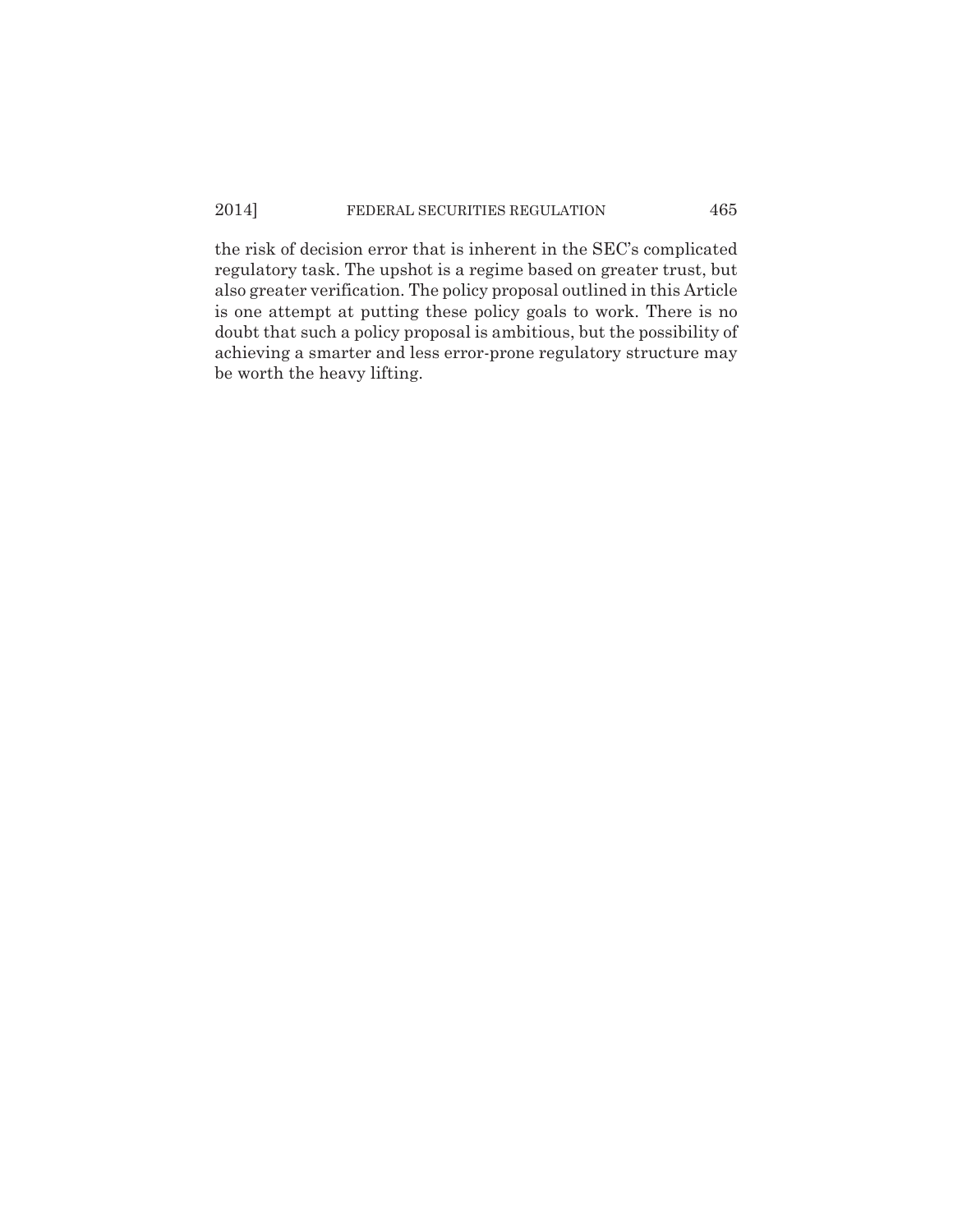the risk of decision error that is inherent in the SEC's complicated regulatory task. The upshot is a regime based on greater trust, but also greater verification. The policy proposal outlined in this Article is one attempt at putting these policy goals to work. There is no doubt that such a policy proposal is ambitious, but the possibility of achieving a smarter and less error-prone regulatory structure may be worth the heavy lifting.